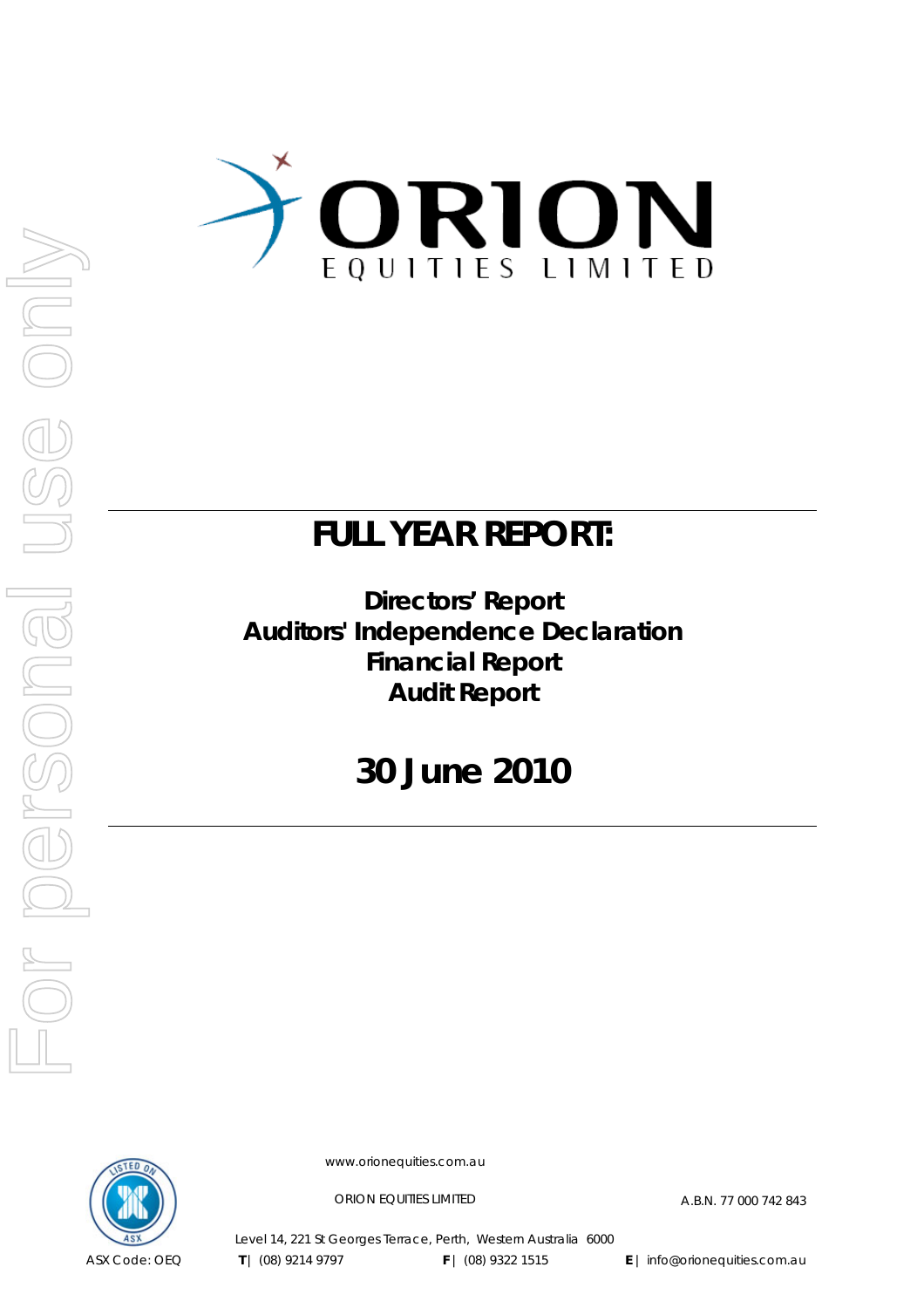# ORION EQUITIES LIMITED

# FULL YEAR REPORT:

**Directors' Report**
**Auditors' Independence Declaration**
**Financial Report**
**Audit Report**

# 30 June 2010

www.orionequities.com.au

ORION EQUITIES LIMITED

A.B.N. 77 000 742 843

Level 14, 221 St Georges Terrace, Perth, Western Australia 6000

ASX Code: OEQ

**T** | (08) 9214 9797 **F** | (08) 9322 1515 **E** | info@orionequities.com.au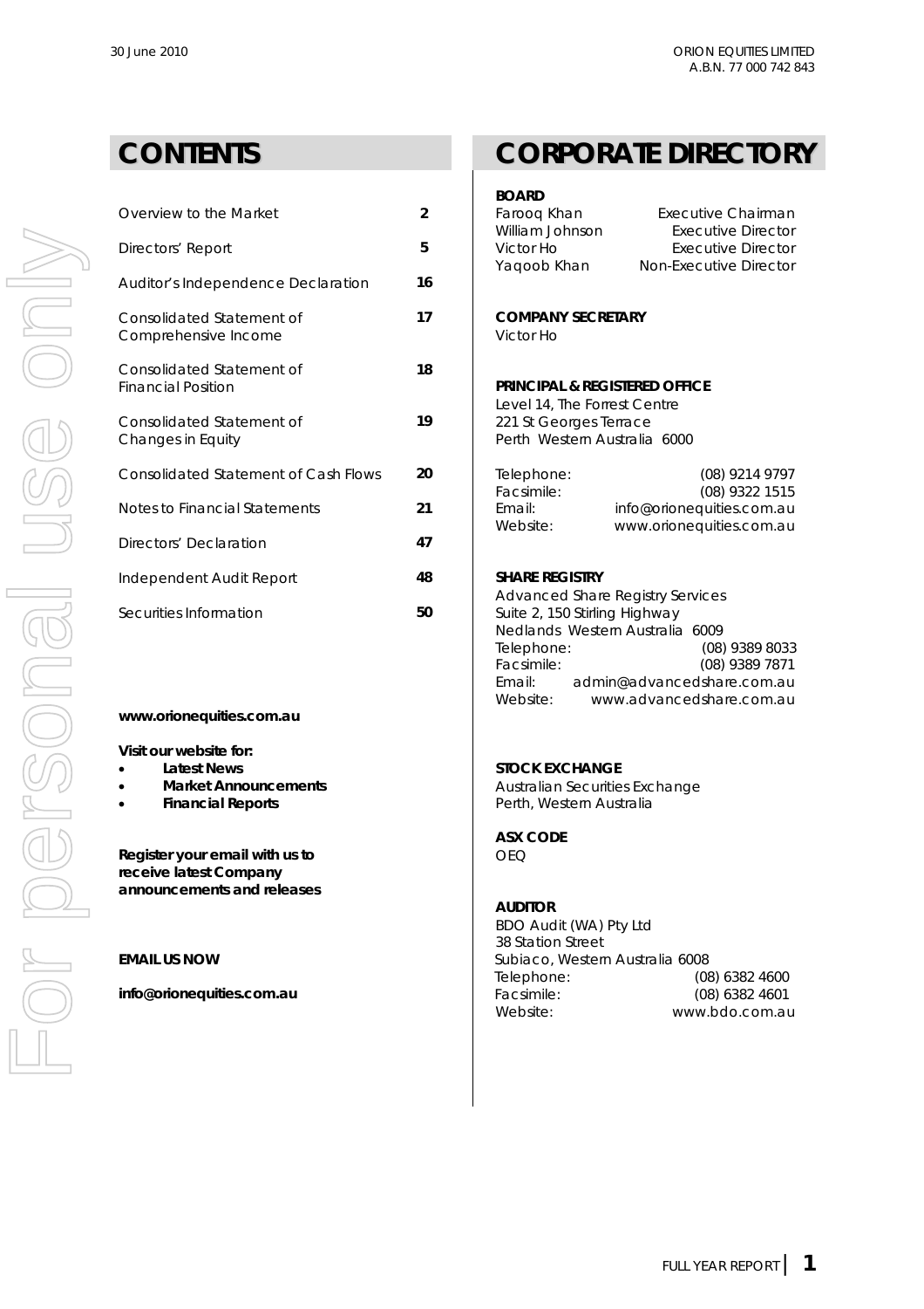# CONTENTS

| | |
|---|---|
| Overview to the Market | **2** |
| Directors' Report | **5** |
| Auditor's Independence Declaration | **16** |
| Consolidated Statement of Comprehensive Income | **17** |
| Consolidated Statement of Financial Position | **18** |
| Consolidated Statement of Changes in Equity | **19** |
| Consolidated Statement of Cash Flows | **20** |
| Notes to Financial Statements | **21** |
| Directors' Declaration | **47** |
| Independent Audit Report | **48** |
| Securities Information | **50** |

**www.orionequities.com.au**

**Visit our website for:**

- **Latest News**
- **Market Announcements**
- **Financial Reports**

**Register your email with us to receive latest Company announcements and releases**

**EMAIL US NOW**

**info@orionequities.com.au**

# CORPORATE DIRECTORY

**BOARD**

| | |
|---|---|
| Farooq Khan | Executive Chairman |
| William Johnson | Executive Director |
| Victor Ho | Executive Director |
| Yaqoob Khan | Non-Executive Director |

**COMPANY SECRETARY**

Victor Ho

**PRINCIPAL & REGISTERED OFFICE**

Level 14, The Forrest Centre
221 St Georges Terrace
Perth Western Australia 6000

| | |
|---|---|
| Telephone: | (08) 9214 9797 |
| Facsimile: | (08) 9322 1515 |
| Email: | info@orionequities.com.au |
| Website: | www.orionequities.com.au |

**SHARE REGISTRY**

Advanced Share Registry Services
Suite 2, 150 Stirling Highway
Nedlands Western Australia 6009

| | |
|---|---|
| Telephone: | (08) 9389 8033 |
| Facsimile: | (08) 9389 7871 |
| Email: | admin@advancedshare.com.au |
| Website: | www.advancedshare.com.au |

**STOCK EXCHANGE**

Australian Securities Exchange
Perth, Western Australia

**ASX CODE**

OEQ

**AUDITOR**

BDO Audit (WA) Pty Ltd
38 Station Street
Subiaco, Western Australia 6008

| | |
|---|---|
| Telephone: | (08) 6382 4600 |
| Facsimile: | (08) 6382 4601 |
| Website: | www.bdo.com.au |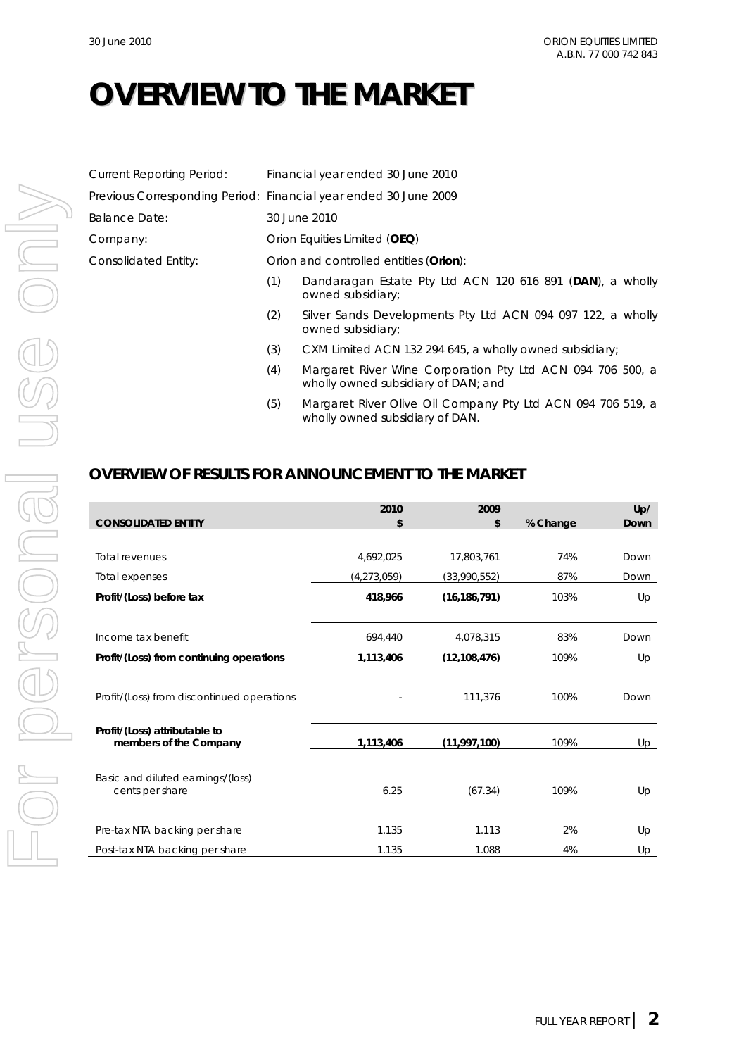# OVERVIEW TO THE MARKET

| | |
|---|---|
| Current Reporting Period: | Financial year ended 30 June 2010 |
| Previous Corresponding Period: | Financial year ended 30 June 2009 |
| Balance Date: | 30 June 2010 |
| Company: | Orion Equities Limited (**OEQ**) |
| Consolidated Entity: | Orion and controlled entities (**Orion**): |

(1) Dandaragan Estate Pty Ltd ACN 120 616 891 (**DAN**), a wholly owned subsidiary;

(2) Silver Sands Developments Pty Ltd ACN 094 097 122, a wholly owned subsidiary;

(3) CXM Limited ACN 132 294 645, a wholly owned subsidiary;

(4) Margaret River Wine Corporation Pty Ltd ACN 094 706 500, a wholly owned subsidiary of DAN; and

(5) Margaret River Olive Oil Company Pty Ltd ACN 094 706 519, a wholly owned subsidiary of DAN.

## OVERVIEW OF RESULTS FOR ANNOUNCEMENT TO THE MARKET

| CONSOLIDATED ENTITY | 2010 $ | 2009 $ | % Change | Up/ Down |
|---|---|---|---|---|
| Total revenues | 4,692,025 | 17,803,761 | 74% | Down |
| Total expenses | (4,273,059) | (33,990,552) | 87% | Down |
| **Profit/(Loss) before tax** | **418,966** | **(16,186,791)** | 103% | Up |
| Income tax benefit | 694,440 | 4,078,315 | 83% | Down |
| **Profit/(Loss) from continuing operations** | **1,113,406** | **(12,108,476)** | 109% | Up |
| Profit/(Loss) from discontinued operations | - | 111,376 | 100% | Down |
| **Profit/(Loss) attributable to members of the Company** | **1,113,406** | **(11,997,100)** | 109% | Up |
| Basic and diluted earnings/(loss) cents per share | 6.25 | (67.34) | 109% | Up |
| Pre-tax NTA backing per share | 1.135 | 1.113 | 2% | Up |
| Post-tax NTA backing per share | 1.135 | 1.088 | 4% | Up |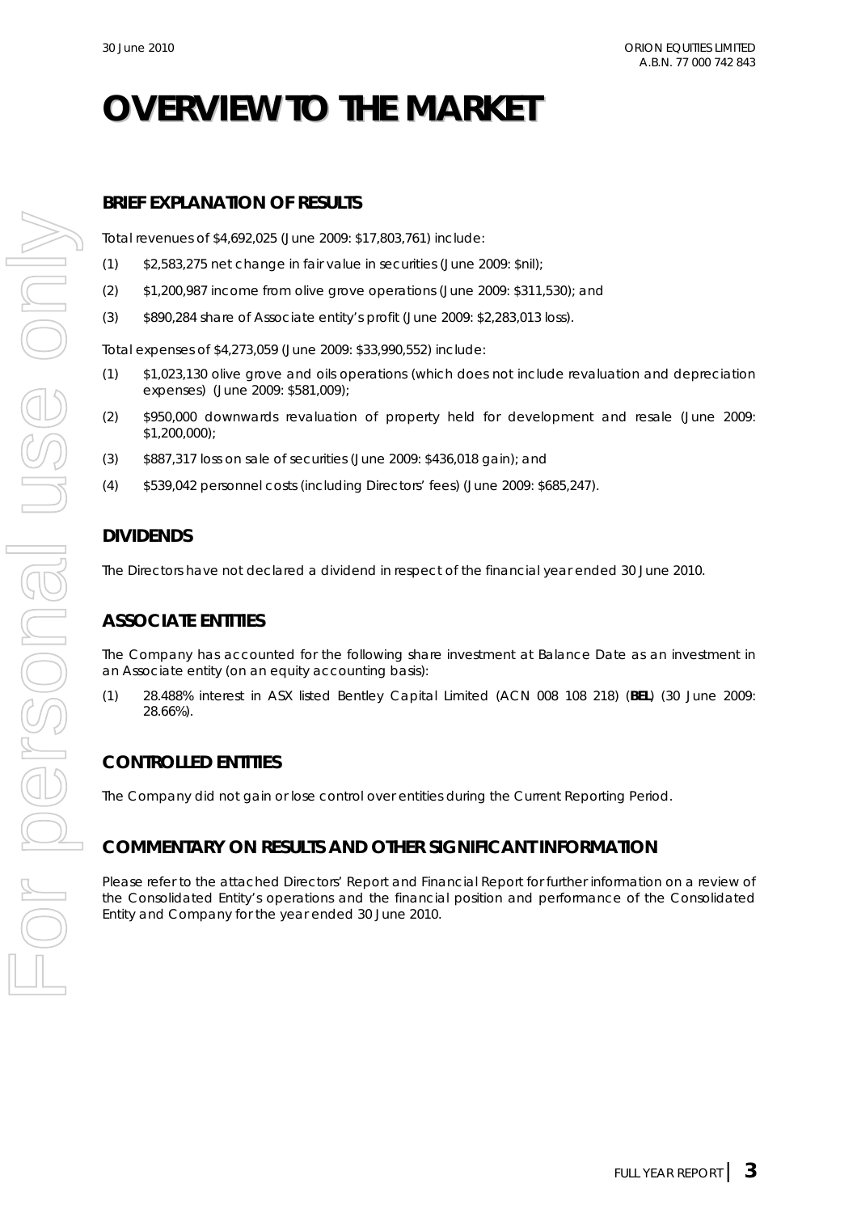# OVERVIEW TO THE MARKET

## BRIEF EXPLANATION OF RESULTS

Total revenues of $4,692,025 (June 2009: $17,803,761) include:

(1) $2,583,275 net change in fair value in securities (June 2009: $nil);

(2) $1,200,987 income from olive grove operations (June 2009: $311,530); and

(3) $890,284 share of Associate entity's profit (June 2009: $2,283,013 loss).

Total expenses of $4,273,059 (June 2009: $33,990,552) include:

(1) $1,023,130 olive grove and oils operations (which does not include revaluation and depreciation expenses) (June 2009: $581,009);

(2) $950,000 downwards revaluation of property held for development and resale (June 2009: $1,200,000);

(3) $887,317 loss on sale of securities (June 2009: $436,018 gain); and

(4) $539,042 personnel costs (including Directors' fees) (June 2009: $685,247).

## DIVIDENDS

The Directors have not declared a dividend in respect of the financial year ended 30 June 2010.

## ASSOCIATE ENTITIES

The Company has accounted for the following share investment at Balance Date as an investment in an Associate entity (on an equity accounting basis):

(1) 28.488% interest in ASX listed Bentley Capital Limited (ACN 008 108 218) (**BEL**) (30 June 2009: 28.66%).

## CONTROLLED ENTITIES

The Company did not gain or lose control over entities during the Current Reporting Period.

## COMMENTARY ON RESULTS AND OTHER SIGNIFICANT INFORMATION

Please refer to the attached Directors' Report and Financial Report for further information on a review of the Consolidated Entity's operations and the financial position and performance of the Consolidated Entity and Company for the year ended 30 June 2010.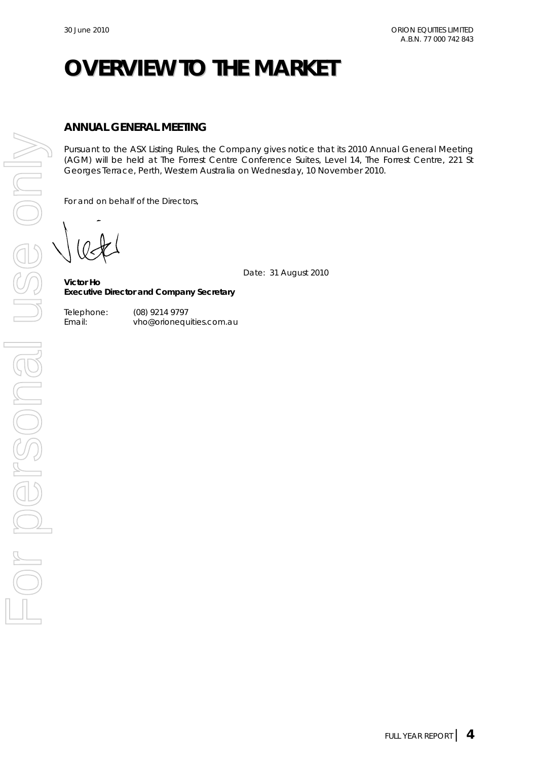# OVERVIEW TO THE MARKET

## ANNUAL GENERAL MEETING

Pursuant to the ASX Listing Rules, the Company gives notice that its 2010 Annual General Meeting (AGM) will be held at The Forrest Centre Conference Suites, Level 14, The Forrest Centre, 221 St Georges Terrace, Perth, Western Australia on Wednesday, 10 November 2010.

For and on behalf of the Directors,

Date: 31 August 2010

**Victor Ho**
**Executive Director and Company Secretary**

Telephone: (08) 9214 9797
Email: vho@orionequities.com.au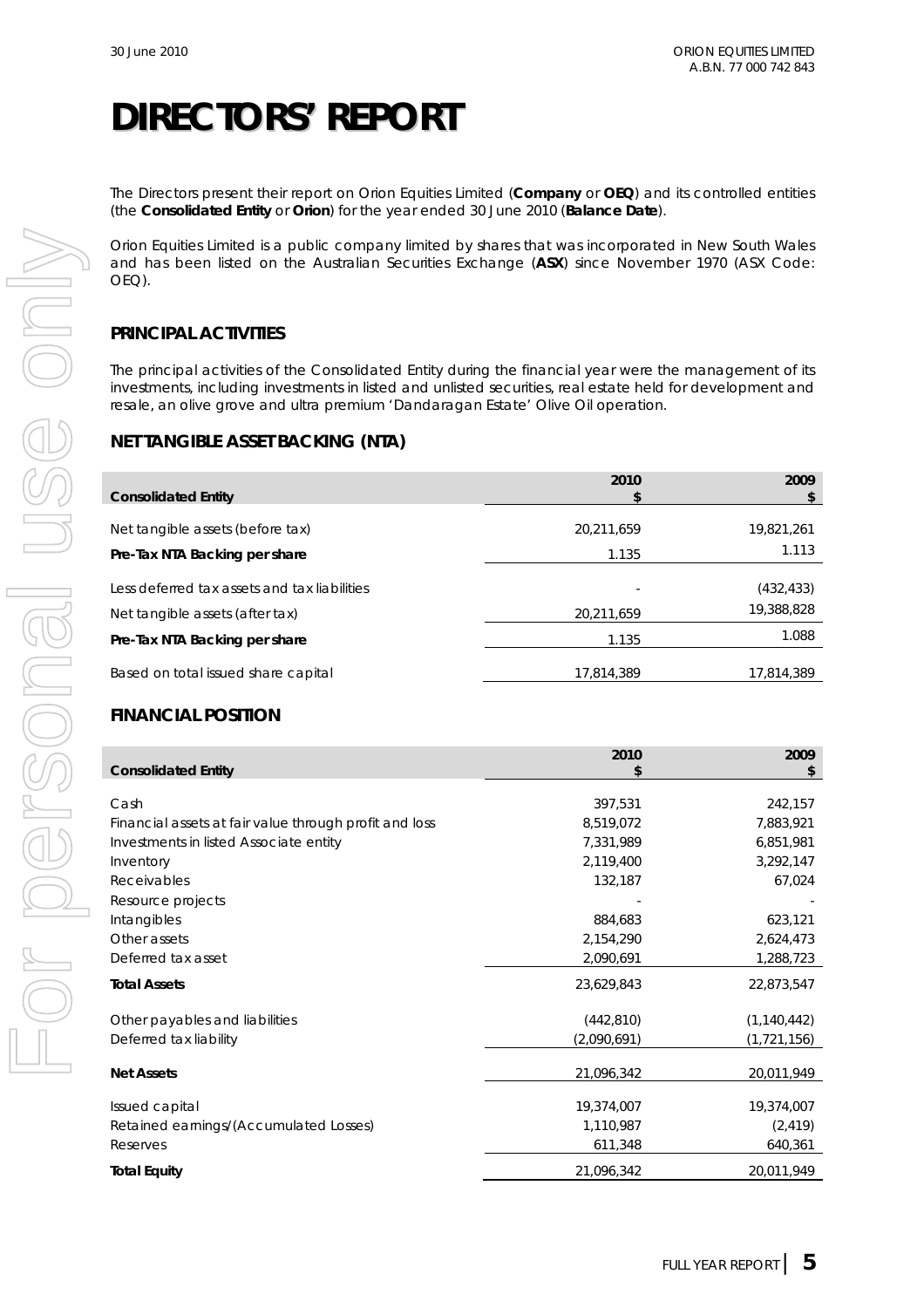# DIRECTORS' REPORT

The Directors present their report on Orion Equities Limited (**Company** or **OEQ**) and its controlled entities (the **Consolidated Entity** or **Orion**) for the year ended 30 June 2010 (**Balance Date**).

Orion Equities Limited is a public company limited by shares that was incorporated in New South Wales and has been listed on the Australian Securities Exchange (**ASX**) since November 1970 (ASX Code: OEQ).

## PRINCIPAL ACTIVITIES

The principal activities of the Consolidated Entity during the financial year were the management of its investments, including investments in listed and unlisted securities, real estate held for development and resale, an olive grove and ultra premium 'Dandaragan Estate' Olive Oil operation.

## NET TANGIBLE ASSET BACKING (NTA)

| Consolidated Entity | 2010 $ | 2009 $ |
|---|---|---|
| Net tangible assets (before tax) | 20,211,659 | 19,821,261 |
| **Pre-Tax NTA Backing per share** | 1.135 | 1.113 |
| Less deferred tax assets and tax liabilities | - | (432,433) |
| Net tangible assets (after tax) | 20,211,659 | 19,388,828 |
| **Pre-Tax NTA Backing per share** | 1.135 | 1.088 |
| Based on total issued share capital | 17,814,389 | 17,814,389 |

## FINANCIAL POSITION

| Consolidated Entity | 2010 $ | 2009 $ |
|---|---|---|
| Cash | 397,531 | 242,157 |
| Financial assets at fair value through profit and loss | 8,519,072 | 7,883,921 |
| Investments in listed Associate entity | 7,331,989 | 6,851,981 |
| Inventory | 2,119,400 | 3,292,147 |
| Receivables | 132,187 | 67,024 |
| Resource projects | - | - |
| Intangibles | 884,683 | 623,121 |
| Other assets | 2,154,290 | 2,624,473 |
| Deferred tax asset | 2,090,691 | 1,288,723 |
| **Total Assets** | 23,629,843 | 22,873,547 |
| Other payables and liabilities | (442,810) | (1,140,442) |
| Deferred tax liability | (2,090,691) | (1,721,156) |
| **Net Assets** | 21,096,342 | 20,011,949 |
| Issued capital | 19,374,007 | 19,374,007 |
| Retained earnings/(Accumulated Losses) | 1,110,987 | (2,419) |
| Reserves | 611,348 | 640,361 |
| **Total Equity** | 21,096,342 | 20,011,949 |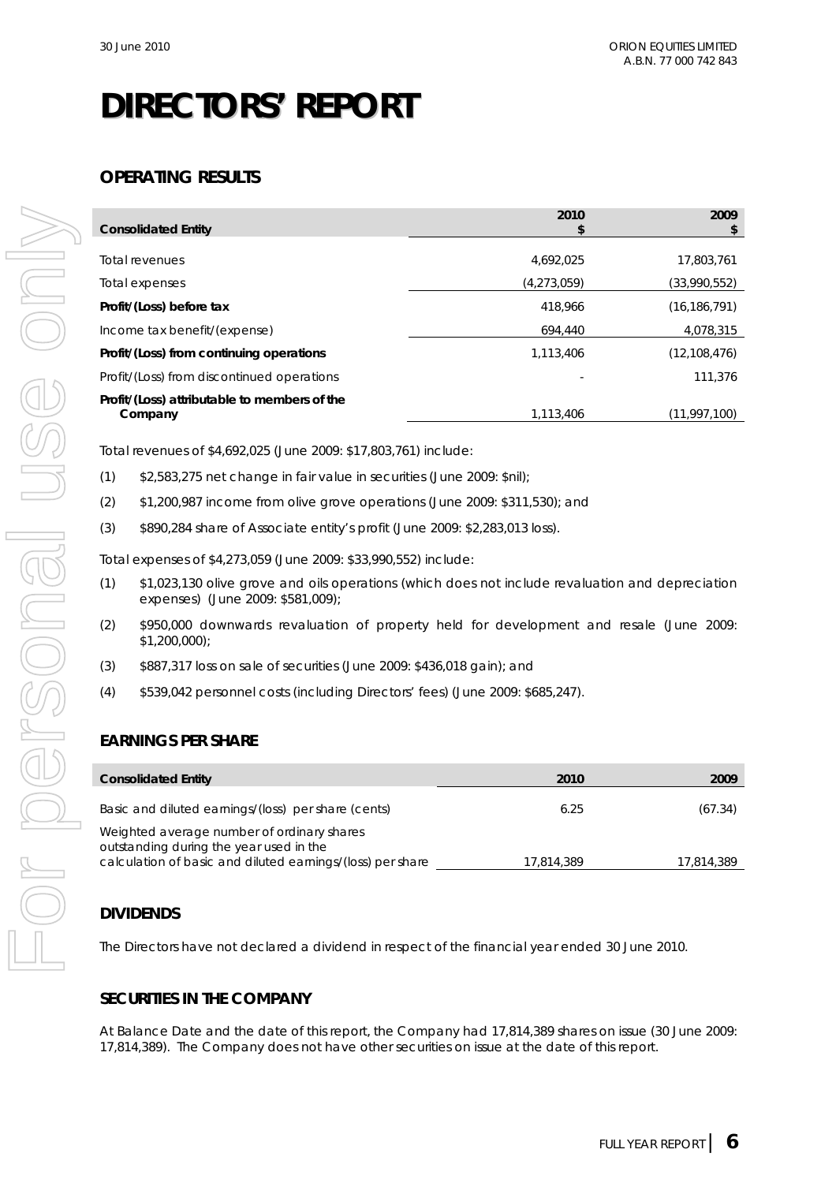# DIRECTORS' REPORT

## OPERATING RESULTS

| Consolidated Entity | 2010 $ | 2009 $ |
|---|---|---|
| Total revenues | 4,692,025 | 17,803,761 |
| Total expenses | (4,273,059) | (33,990,552) |
| **Profit/(Loss) before tax** | 418,966 | (16,186,791) |
| Income tax benefit/(expense) | 694,440 | 4,078,315 |
| **Profit/(Loss) from continuing operations** | 1,113,406 | (12,108,476) |
| Profit/(Loss) from discontinued operations | - | 111,376 |
| **Profit/(Loss) attributable to members of the Company** | 1,113,406 | (11,997,100) |

Total revenues of $4,692,025 (June 2009: $17,803,761) include:

(1) $2,583,275 net change in fair value in securities (June 2009: $nil);

(2) $1,200,987 income from olive grove operations (June 2009: $311,530); and

(3) $890,284 share of Associate entity's profit (June 2009: $2,283,013 loss).

Total expenses of $4,273,059 (June 2009: $33,990,552) include:

(1) $1,023,130 olive grove and oils operations (which does not include revaluation and depreciation expenses) (June 2009: $581,009);

(2) $950,000 downwards revaluation of property held for development and resale (June 2009: $1,200,000);

(3) $887,317 loss on sale of securities (June 2009: $436,018 gain); and

(4) $539,042 personnel costs (including Directors' fees) (June 2009: $685,247).

## EARNINGS PER SHARE

| Consolidated Entity | 2010 | 2009 |
|---|---|---|
| Basic and diluted earnings/(loss) per share (cents) | 6.25 | (67.34) |
| Weighted average number of ordinary shares outstanding during the year used in the calculation of basic and diluted earnings/(loss) per share | 17,814,389 | 17,814,389 |

## DIVIDENDS

The Directors have not declared a dividend in respect of the financial year ended 30 June 2010.

## SECURITIES IN THE COMPANY

At Balance Date and the date of this report, the Company had 17,814,389 shares on issue (30 June 2009: 17,814,389). The Company does not have other securities on issue at the date of this report.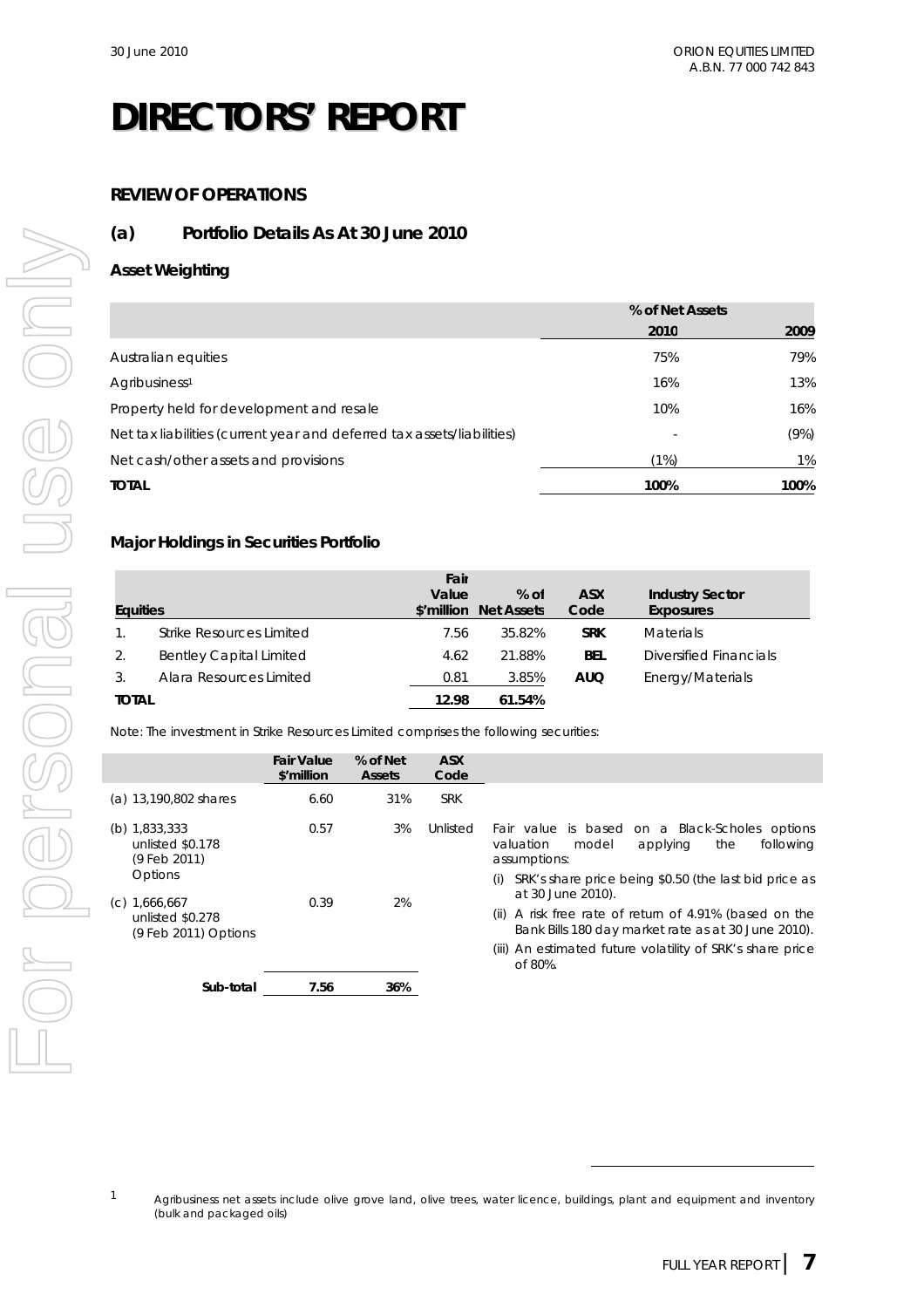# DIRECTORS' REPORT

## REVIEW OF OPERATIONS

### (a) Portfolio Details As At 30 June 2010

#### Asset Weighting

| | % of Net Assets | |
|---|---|---|
| | 2010 | 2009 |
| Australian equities | 75% | 79% |
| Agribusiness[1] | 16% | 13% |
| Property held for development and resale | 10% | 16% |
| Net tax liabilities (current year and deferred tax assets/liabilities) | - | (9%) |
| Net cash/other assets and provisions | (1%) | 1% |
| **TOTAL** | **100%** | **100%** |

#### Major Holdings in Securities Portfolio

| Equities | | Fair Value $'million | % of Net Assets | ASX Code | Industry Sector Exposures |
|---|---|---|---|---|---|
| 1. | Strike Resources Limited | 7.56 | 35.82% | **SRK** | Materials |
| 2. | Bentley Capital Limited | 4.62 | 21.88% | **BEL** | Diversified Financials |
| 3. | Alara Resources Limited | 0.81 | 3.85% | **AUQ** | Energy/Materials |
| **TOTAL** | | **12.98** | **61.54%** | | |

Note: The investment in Strike Resources Limited comprises the following securities:

| | Fair Value $'million | % of Net Assets | ASX Code | |
|---|---|---|---|---|
| (a) 13,190,802 shares | 6.60 | 31% | SRK | |
| (b) 1,833,333 unlisted $0.178 (9 Feb 2011) Options | 0.57 | 3% | Unlisted | Fair value is based on a Black-Scholes options valuation model applying the following assumptions: (i) SRK's share price being $0.50 (the last bid price as at 30 June 2010). (ii) A risk free rate of return of 4.91% (based on the Bank Bills 180 day market rate as at 30 June 2010). (iii) An estimated future volatility of SRK's share price of 80%. |
| (c) 1,666,667 unlisted $0.278 (9 Feb 2011) Options | 0.39 | 2% | | |
| **Sub-total** | **7.56** | **36%** | | |

[1] Agribusiness net assets include olive grove land, olive trees, water licence, buildings, plant and equipment and inventory (bulk and packaged oils)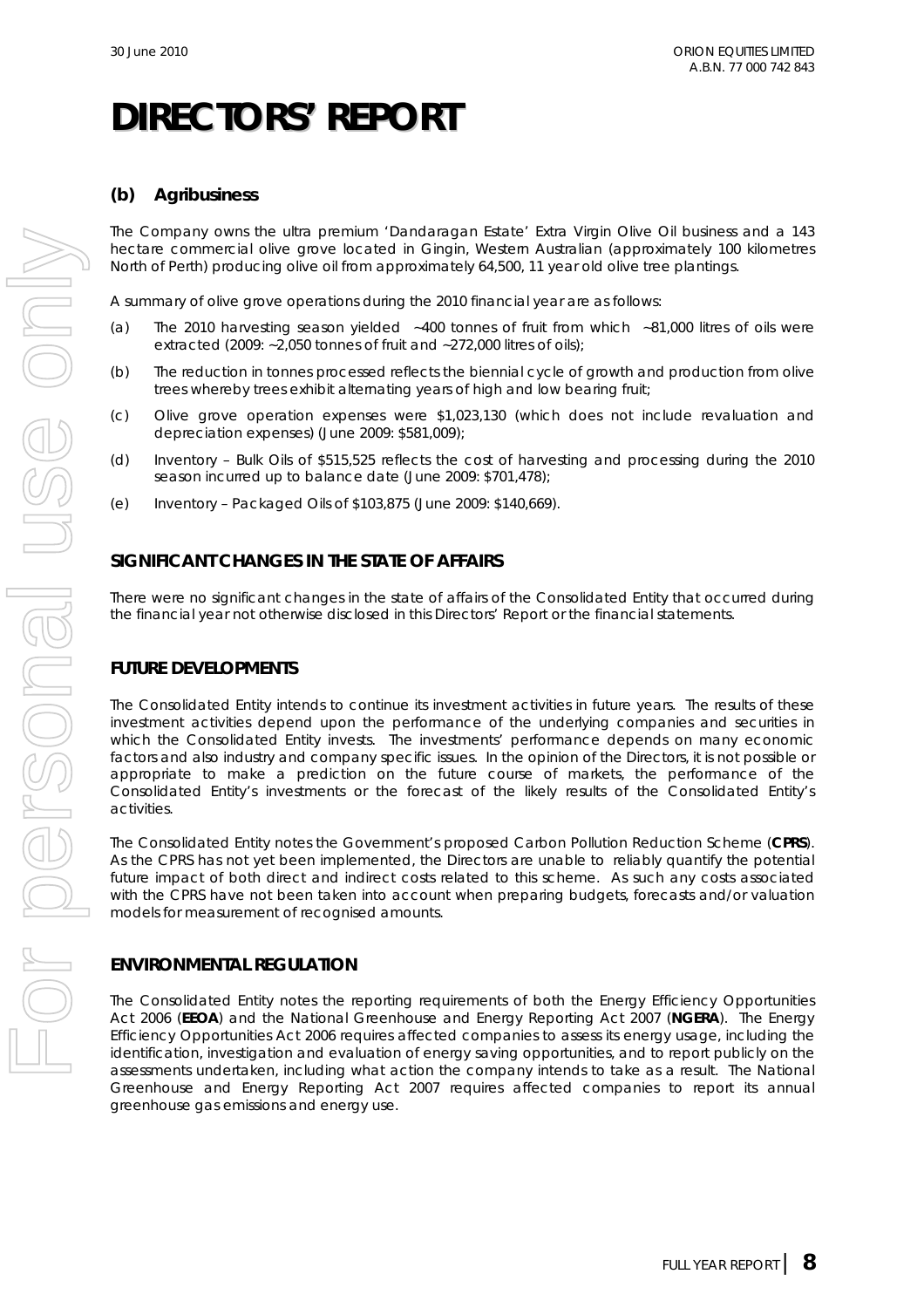# DIRECTORS' REPORT

### (b) Agribusiness

The Company owns the ultra premium 'Dandaragan Estate' Extra Virgin Olive Oil business and a 143 hectare commercial olive grove located in Gingin, Western Australian (approximately 100 kilometres North of Perth) producing olive oil from approximately 64,500, 11 year old olive tree plantings.

A summary of olive grove operations during the 2010 financial year are as follows:

(a) The 2010 harvesting season yielded ~400 tonnes of fruit from which ~81,000 litres of oils were extracted (2009: ~2,050 tonnes of fruit and ~272,000 litres of oils);

(b) The reduction in tonnes processed reflects the biennial cycle of growth and production from olive trees whereby trees exhibit alternating years of high and low bearing fruit;

(c) Olive grove operation expenses were $1,023,130 (which does not include revaluation and depreciation expenses) (June 2009: $581,009);

(d) Inventory – Bulk Oils of $515,525 reflects the cost of harvesting and processing during the 2010 season incurred up to balance date (June 2009: $701,478);

(e) Inventory – Packaged Oils of $103,875 (June 2009: $140,669).

## SIGNIFICANT CHANGES IN THE STATE OF AFFAIRS

There were no significant changes in the state of affairs of the Consolidated Entity that occurred during the financial year not otherwise disclosed in this Directors' Report or the financial statements.

## FUTURE DEVELOPMENTS

The Consolidated Entity intends to continue its investment activities in future years. The results of these investment activities depend upon the performance of the underlying companies and securities in which the Consolidated Entity invests. The investments' performance depends on many economic factors and also industry and company specific issues. In the opinion of the Directors, it is not possible or appropriate to make a prediction on the future course of markets, the performance of the Consolidated Entity's investments or the forecast of the likely results of the Consolidated Entity's activities.

The Consolidated Entity notes the Government's proposed Carbon Pollution Reduction Scheme (**CPRS**). As the CPRS has not yet been implemented, the Directors are unable to reliably quantify the potential future impact of both direct and indirect costs related to this scheme. As such any costs associated with the CPRS have not been taken into account when preparing budgets, forecasts and/or valuation models for measurement of recognised amounts.

## ENVIRONMENTAL REGULATION

The Consolidated Entity notes the reporting requirements of both the Energy Efficiency Opportunities Act 2006 (**EEOA**) and the National Greenhouse and Energy Reporting Act 2007 (**NGERA**). The Energy Efficiency Opportunities Act 2006 requires affected companies to assess its energy usage, including the identification, investigation and evaluation of energy saving opportunities, and to report publicly on the assessments undertaken, including what action the company intends to take as a result. The National Greenhouse and Energy Reporting Act 2007 requires affected companies to report its annual greenhouse gas emissions and energy use.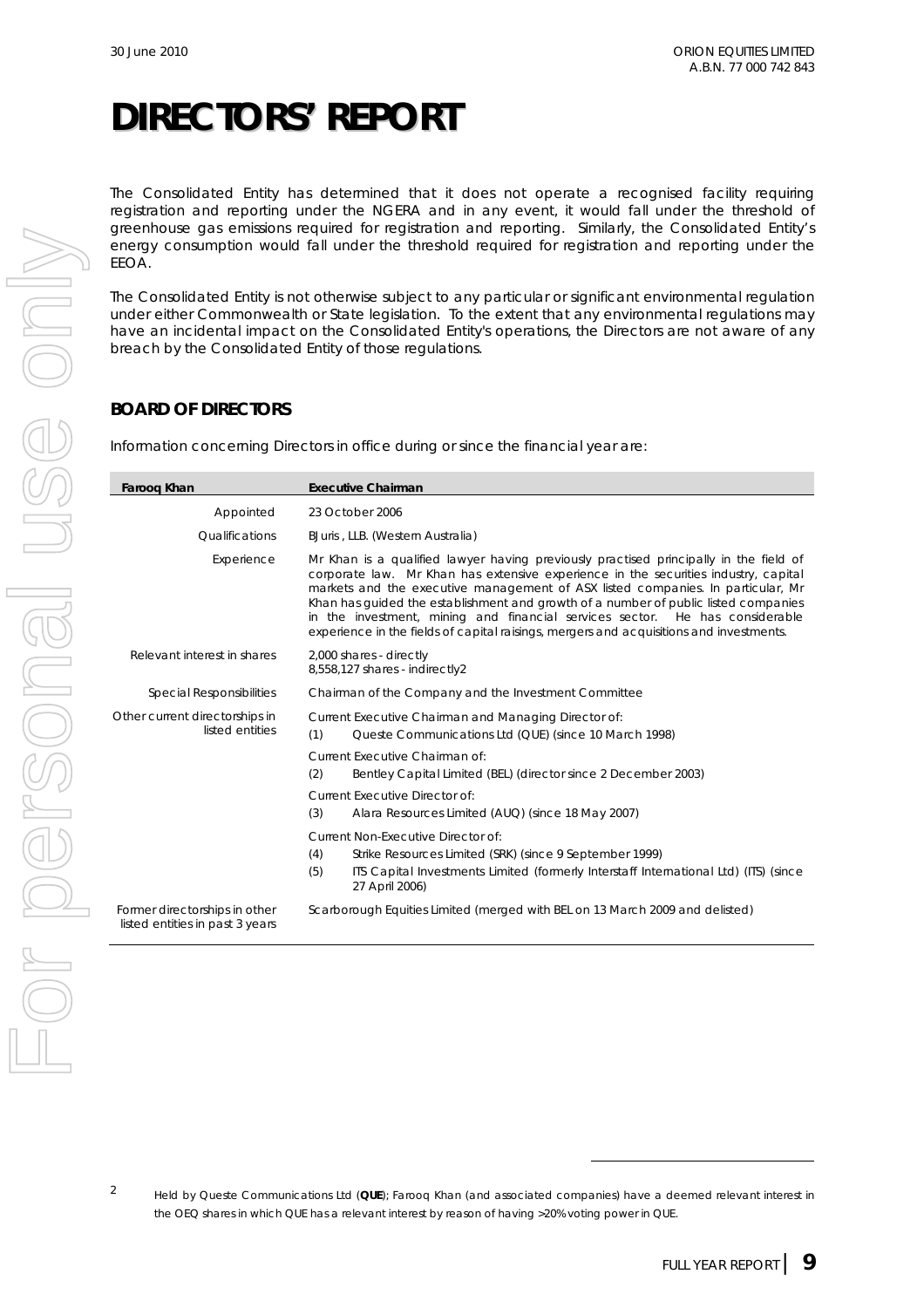# DIRECTORS' REPORT

The Consolidated Entity has determined that it does not operate a recognised facility requiring registration and reporting under the NGERA and in any event, it would fall under the threshold of greenhouse gas emissions required for registration and reporting. Similarly, the Consolidated Entity's energy consumption would fall under the threshold required for registration and reporting under the EEOA.

The Consolidated Entity is not otherwise subject to any particular or significant environmental regulation under either Commonwealth or State legislation. To the extent that any environmental regulations may have an incidental impact on the Consolidated Entity's operations, the Directors are not aware of any breach by the Consolidated Entity of those regulations.

## BOARD OF DIRECTORS

Information concerning Directors in office during or since the financial year are:

| Farooq Khan | Executive Chairman |
|---|---|
| Appointed | 23 October 2006 |
| Qualifications | BJuris , LLB. (Western Australia) |
| Experience | Mr Khan is a qualified lawyer having previously practised principally in the field of corporate law. Mr Khan has extensive experience in the securities industry, capital markets and the executive management of ASX listed companies. In particular, Mr Khan has guided the establishment and growth of a number of public listed companies in the investment, mining and financial services sector. He has considerable experience in the fields of capital raisings, mergers and acquisitions and investments. |
| Relevant interest in shares | 2,000 shares - directly<br>8,558,127 shares - indirectly[2] |
| Special Responsibilities | Chairman of the Company and the Investment Committee |
| Other current directorships in listed entities | Current Executive Chairman and Managing Director of:<br>(1) Queste Communications Ltd (QUE) (since 10 March 1998)<br>Current Executive Chairman of:<br>(2) Bentley Capital Limited (BEL) (director since 2 December 2003)<br>Current Executive Director of:<br>(3) Alara Resources Limited (AUQ) (since 18 May 2007)<br>Current Non-Executive Director of:<br>(4) Strike Resources Limited (SRK) (since 9 September 1999)<br>(5) ITS Capital Investments Limited (formerly Interstaff International Ltd) (ITS) (since 27 April 2006) |
| Former directorships in other listed entities in past 3 years | Scarborough Equities Limited (merged with BEL on 13 March 2009 and delisted) |

[2] Held by Queste Communications Ltd (**QUE**); Farooq Khan (and associated companies) have a deemed relevant interest in the OEQ shares in which QUE has a relevant interest by reason of having >20% voting power in QUE.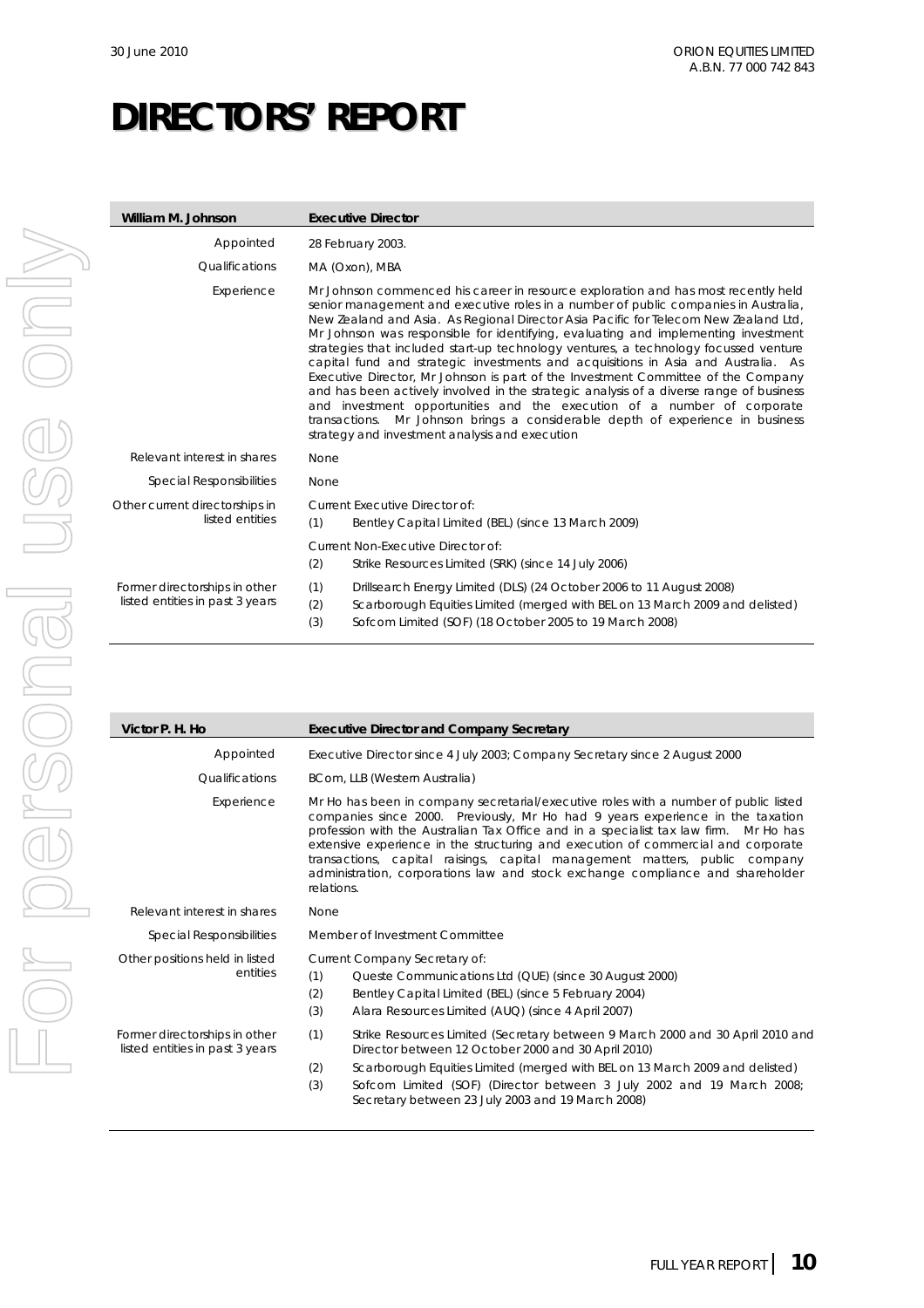# DIRECTORS' REPORT

| William M. Johnson | Executive Director |
|---|---|
| Appointed | 28 February 2003. |
| Qualifications | MA (Oxon), MBA |
| Experience | Mr Johnson commenced his career in resource exploration and has most recently held senior management and executive roles in a number of public companies in Australia, New Zealand and Asia. As Regional Director Asia Pacific for Telecom New Zealand Ltd, Mr Johnson was responsible for identifying, evaluating and implementing investment strategies that included start-up technology ventures, a technology focussed venture capital fund and strategic investments and acquisitions in Asia and Australia. As Executive Director, Mr Johnson is part of the Investment Committee of the Company and has been actively involved in the strategic analysis of a diverse range of business and investment opportunities and the execution of a number of corporate transactions. Mr Johnson brings a considerable depth of experience in business strategy and investment analysis and execution |
| Relevant interest in shares | None |
| Special Responsibilities | None |
| Other current directorships in listed entities | Current Executive Director of:<br>(1) Bentley Capital Limited (BEL) (since 13 March 2009)<br>Current Non-Executive Director of:<br>(2) Strike Resources Limited (SRK) (since 14 July 2006) |
| Former directorships in other listed entities in past 3 years | (1) Drillsearch Energy Limited (DLS) (24 October 2006 to 11 August 2008)<br>(2) Scarborough Equities Limited (merged with BEL on 13 March 2009 and delisted)<br>(3) Sofcom Limited (SOF) (18 October 2005 to 19 March 2008) |

| Victor P. H. Ho | Executive Director and Company Secretary |
|---|---|
| Appointed | Executive Director since 4 July 2003; Company Secretary since 2 August 2000 |
| Qualifications | BCom, LLB (Western Australia) |
| Experience | Mr Ho has been in company secretarial/executive roles with a number of public listed companies since 2000. Previously, Mr Ho had 9 years experience in the taxation profession with the Australian Tax Office and in a specialist tax law firm. Mr Ho has extensive experience in the structuring and execution of commercial and corporate transactions, capital raisings, capital management matters, public company administration, corporations law and stock exchange compliance and shareholder relations. |
| Relevant interest in shares | None |
| Special Responsibilities | Member of Investment Committee |
| Other positions held in listed entities | Current Company Secretary of:<br>(1) Queste Communications Ltd (QUE) (since 30 August 2000)<br>(2) Bentley Capital Limited (BEL) (since 5 February 2004)<br>(3) Alara Resources Limited (AUQ) (since 4 April 2007) |
| Former directorships in other listed entities in past 3 years | (1) Strike Resources Limited (Secretary between 9 March 2000 and 30 April 2010 and Director between 12 October 2000 and 30 April 2010)<br>(2) Scarborough Equities Limited (merged with BEL on 13 March 2009 and delisted)<br>(3) Sofcom Limited (SOF) (Director between 3 July 2002 and 19 March 2008; Secretary between 23 July 2003 and 19 March 2008) |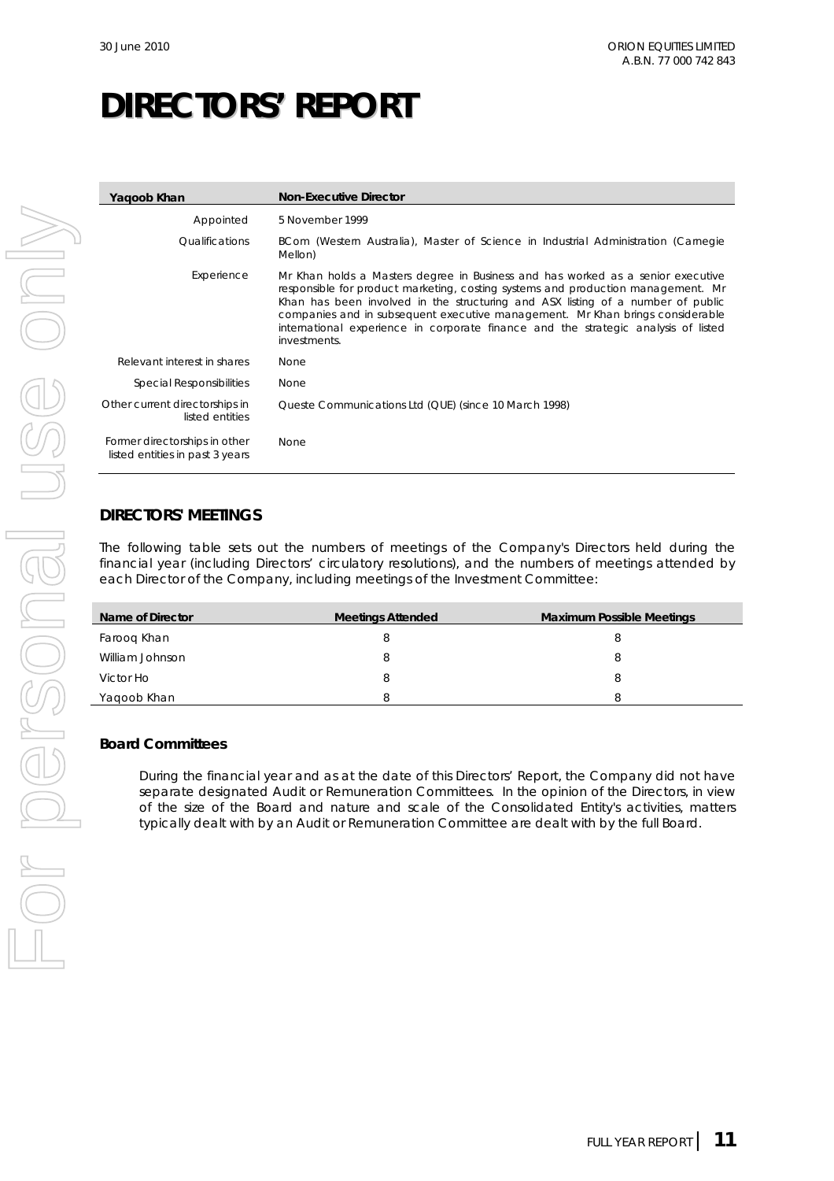# DIRECTORS' REPORT

| Yaqoob Khan | Non-Executive Director |
|---|---|
| Appointed | 5 November 1999 |
| Qualifications | BCom (Western Australia), Master of Science in Industrial Administration (Carnegie Mellon) |
| Experience | Mr Khan holds a Masters degree in Business and has worked as a senior executive responsible for product marketing, costing systems and production management. Mr Khan has been involved in the structuring and ASX listing of a number of public companies and in subsequent executive management. Mr Khan brings considerable international experience in corporate finance and the strategic analysis of listed investments. |
| Relevant interest in shares | None |
| Special Responsibilities | None |
| Other current directorships in listed entities | Queste Communications Ltd (QUE) (since 10 March 1998) |
| Former directorships in other listed entities in past 3 years | None |

## DIRECTORS' MEETINGS

The following table sets out the numbers of meetings of the Company's Directors held during the financial year (including Directors' circulatory resolutions), and the numbers of meetings attended by each Director of the Company, including meetings of the Investment Committee:

| Name of Director | Meetings Attended | Maximum Possible Meetings |
|---|---|---|
| Farooq Khan | 8 | 8 |
| William Johnson | 8 | 8 |
| Victor Ho | 8 | 8 |
| Yaqoob Khan | 8 | 8 |

### Board Committees

During the financial year and as at the date of this Directors' Report, the Company did not have separate designated Audit or Remuneration Committees. In the opinion of the Directors, in view of the size of the Board and nature and scale of the Consolidated Entity's activities, matters typically dealt with by an Audit or Remuneration Committee are dealt with by the full Board.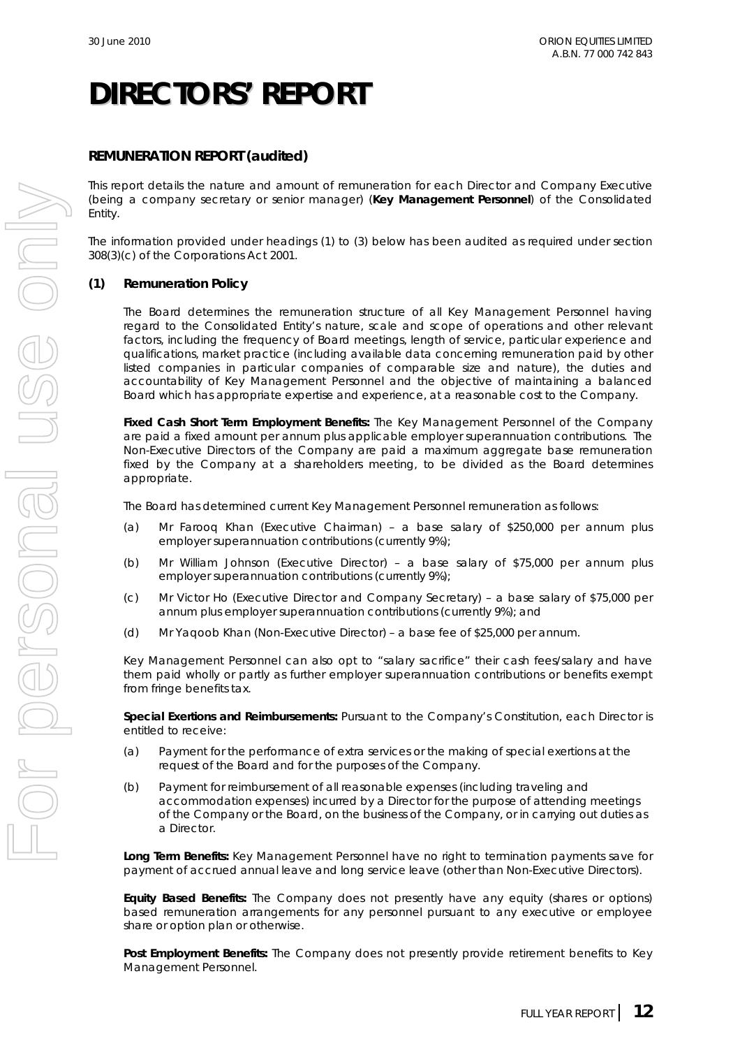# DIRECTORS' REPORT

## REMUNERATION REPORT (audited)

This report details the nature and amount of remuneration for each Director and Company Executive (being a company secretary or senior manager) (**Key Management Personnel**) of the Consolidated Entity.

The information provided under headings (1) to (3) below has been audited as required under section 308(3)(c) of the Corporations Act 2001.

### (1) Remuneration Policy

The Board determines the remuneration structure of all Key Management Personnel having regard to the Consolidated Entity's nature, scale and scope of operations and other relevant factors, including the frequency of Board meetings, length of service, particular experience and qualifications, market practice (including available data concerning remuneration paid by other listed companies in particular companies of comparable size and nature), the duties and accountability of Key Management Personnel and the objective of maintaining a balanced Board which has appropriate expertise and experience, at a reasonable cost to the Company.

**Fixed Cash Short Term Employment Benefits:** The Key Management Personnel of the Company are paid a fixed amount per annum plus applicable employer superannuation contributions. The Non-Executive Directors of the Company are paid a maximum aggregate base remuneration fixed by the Company at a shareholders meeting, to be divided as the Board determines appropriate.

The Board has determined current Key Management Personnel remuneration as follows:

(a) Mr Farooq Khan (Executive Chairman) – a base salary of $250,000 per annum plus employer superannuation contributions (currently 9%);

(b) Mr William Johnson (Executive Director) – a base salary of $75,000 per annum plus employer superannuation contributions (currently 9%);

(c) Mr Victor Ho (Executive Director and Company Secretary) – a base salary of $75,000 per annum plus employer superannuation contributions (currently 9%); and

(d) Mr Yaqoob Khan (Non-Executive Director) – a base fee of $25,000 per annum.

Key Management Personnel can also opt to "salary sacrifice" their cash fees/salary and have them paid wholly or partly as further employer superannuation contributions or benefits exempt from fringe benefits tax.

**Special Exertions and Reimbursements:** Pursuant to the Company's Constitution, each Director is entitled to receive:

(a) Payment for the performance of extra services or the making of special exertions at the request of the Board and for the purposes of the Company.

(b) Payment for reimbursement of all reasonable expenses (including traveling and accommodation expenses) incurred by a Director for the purpose of attending meetings of the Company or the Board, on the business of the Company, or in carrying out duties as a Director.

**Long Term Benefits:** Key Management Personnel have no right to termination payments save for payment of accrued annual leave and long service leave (other than Non-Executive Directors).

**Equity Based Benefits:** The Company does not presently have any equity (shares or options) based remuneration arrangements for any personnel pursuant to any executive or employee share or option plan or otherwise.

**Post Employment Benefits:** The Company does not presently provide retirement benefits to Key Management Personnel.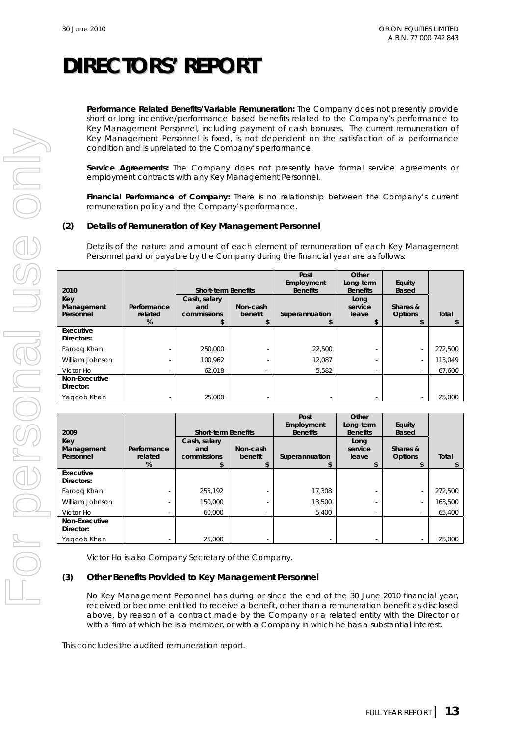# DIRECTORS' REPORT

**Performance Related Benefits/Variable Remuneration:** The Company does not presently provide short or long incentive/performance based benefits related to the Company's performance to Key Management Personnel, including payment of cash bonuses. The current remuneration of Key Management Personnel is fixed, is not dependent on the satisfaction of a performance condition and is unrelated to the Company's performance.

**Service Agreements:** The Company does not presently have formal service agreements or employment contracts with any Key Management Personnel.

**Financial Performance of Company:** There is no relationship between the Company's current remuneration policy and the Company's performance.

### (2) Details of Remuneration of Key Management Personnel

Details of the nature and amount of each element of remuneration of each Key Management Personnel paid or payable by the Company during the financial year are as follows:

| 2010 | | Short-term Benefits | | Post Employment Benefits | Other Long-term Benefits | Equity Based | |
|---|---|---|---|---|---|---|---|
| Key Management Personnel | Performance related % | Cash, salary and commissions $ | Non-cash benefit $ | Superannuation $ | Long service leave $ | Shares & Options $ | Total $ |
| **Executive Directors:** | | | | | | | |
| Farooq Khan | - | 250,000 | - | 22,500 | - | - | 272,500 |
| William Johnson | - | 100,962 | - | 12,087 | - | - | 113,049 |
| Victor Ho | - | 62,018 | - | 5,582 | - | - | 67,600 |
| **Non-Executive Director:** | | | | | | | |
| Yaqoob Khan | - | 25,000 | - | - | - | - | 25,000 |

| 2009 | | Short-term Benefits | | Post Employment Benefits | Other Long-term Benefits | Equity Based | |
|---|---|---|---|---|---|---|---|
| Key Management Personnel | Performance related % | Cash, salary and commissions $ | Non-cash benefit $ | Superannuation $ | Long service leave $ | Shares & Options $ | Total $ |
| **Executive Directors:** | | | | | | | |
| Farooq Khan | - | 255,192 | - | 17,308 | - | - | 272,500 |
| William Johnson | - | 150,000 | - | 13,500 | - | - | 163,500 |
| Victor Ho | - | 60,000 | - | 5,400 | - | - | 65,400 |
| **Non-Executive Director:** | | | | | | | |
| Yaqoob Khan | - | 25,000 | - | - | - | - | 25,000 |

Victor Ho is also Company Secretary of the Company.

### (3) Other Benefits Provided to Key Management Personnel

No Key Management Personnel has during or since the end of the 30 June 2010 financial year, received or become entitled to receive a benefit, other than a remuneration benefit as disclosed above, by reason of a contract made by the Company or a related entity with the Director or with a firm of which he is a member, or with a Company in which he has a substantial interest.

This concludes the audited remuneration report.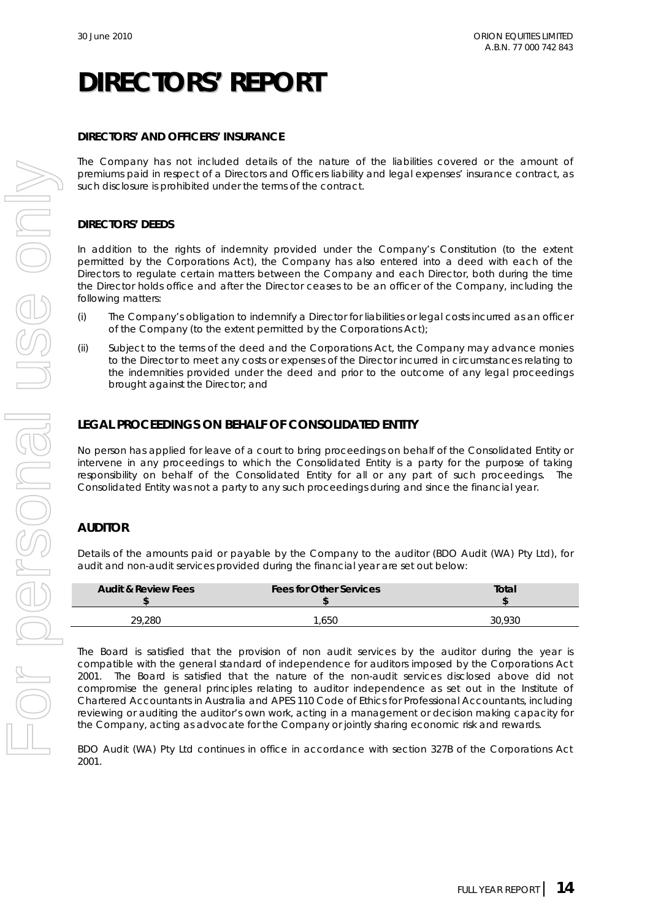# DIRECTORS' REPORT

**DIRECTORS' AND OFFICERS' INSURANCE**

The Company has not included details of the nature of the liabilities covered or the amount of premiums paid in respect of a Directors and Officers liability and legal expenses' insurance contract, as such disclosure is prohibited under the terms of the contract.

**DIRECTORS' DEEDS**

In addition to the rights of indemnity provided under the Company's Constitution (to the extent permitted by the Corporations Act), the Company has also entered into a deed with each of the Directors to regulate certain matters between the Company and each Director, both during the time the Director holds office and after the Director ceases to be an officer of the Company, including the following matters:

(i) The Company's obligation to indemnify a Director for liabilities or legal costs incurred as an officer of the Company (to the extent permitted by the Corporations Act);

(ii) Subject to the terms of the deed and the Corporations Act, the Company may advance monies to the Director to meet any costs or expenses of the Director incurred in circumstances relating to the indemnities provided under the deed and prior to the outcome of any legal proceedings brought against the Director; and

## LEGAL PROCEEDINGS ON BEHALF OF CONSOLIDATED ENTITY

No person has applied for leave of a court to bring proceedings on behalf of the Consolidated Entity or intervene in any proceedings to which the Consolidated Entity is a party for the purpose of taking responsibility on behalf of the Consolidated Entity for all or any part of such proceedings. The Consolidated Entity was not a party to any such proceedings during and since the financial year.

## AUDITOR

Details of the amounts paid or payable by the Company to the auditor (BDO Audit (WA) Pty Ltd), for audit and non-audit services provided during the financial year are set out below:

| Audit & Review Fees $ | Fees for Other Services $ | Total $ |
|---|---|---|
| 29,280 | 1,650 | 30,930 |

The Board is satisfied that the provision of non audit services by the auditor during the year is compatible with the general standard of independence for auditors imposed by the Corporations Act 2001. The Board is satisfied that the nature of the non-audit services disclosed above did not compromise the general principles relating to auditor independence as set out in the Institute of Chartered Accountants in Australia and APES 110 Code of Ethics for Professional Accountants, including reviewing or auditing the auditor's own work, acting in a management or decision making capacity for the Company, acting as advocate for the Company or jointly sharing economic risk and rewards.

BDO Audit (WA) Pty Ltd continues in office in accordance with section 327B of the Corporations Act 2001.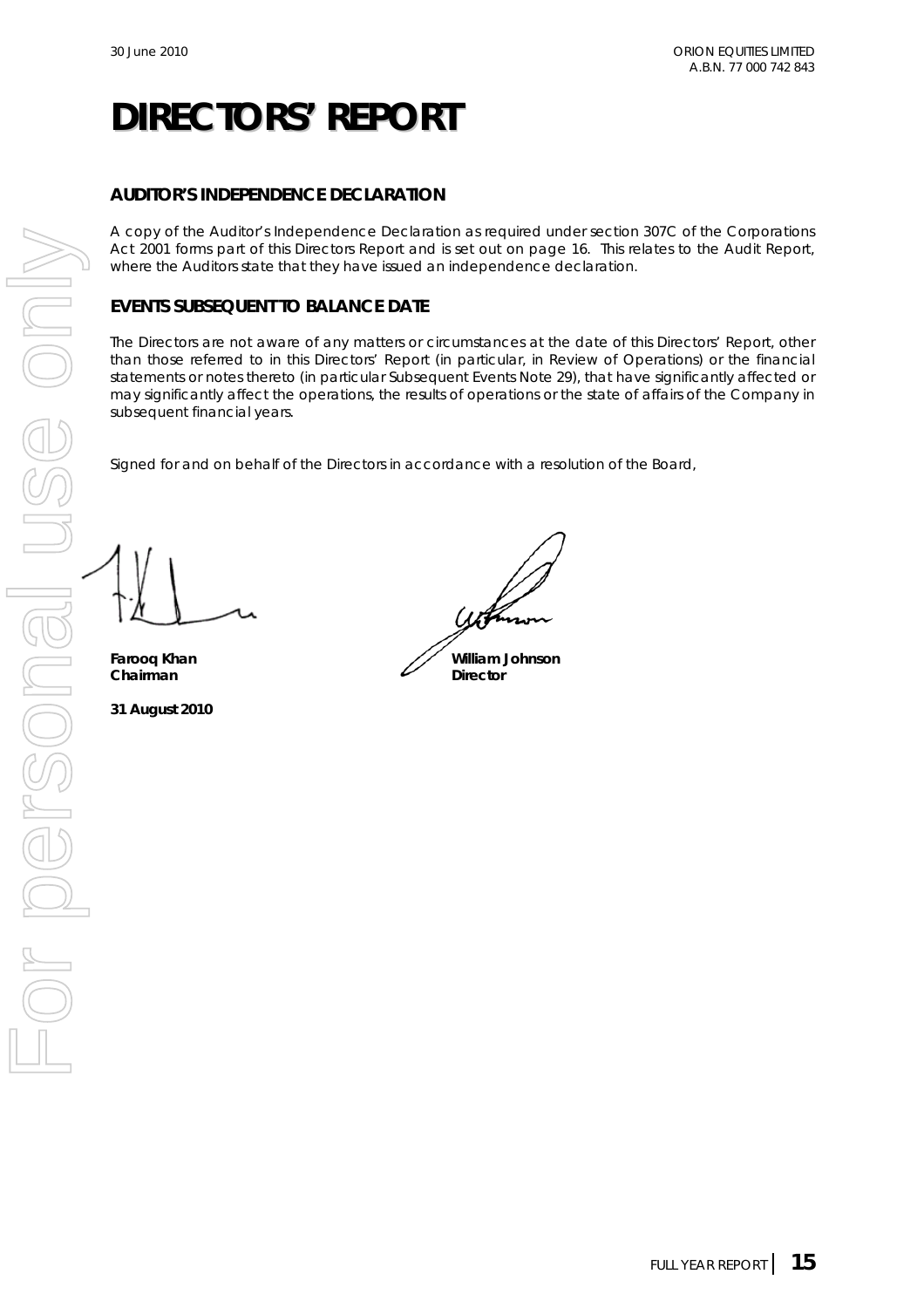# DIRECTORS' REPORT

## AUDITOR'S INDEPENDENCE DECLARATION

A copy of the Auditor's Independence Declaration as required under section 307C of the Corporations Act 2001 forms part of this Directors Report and is set out on page 16. This relates to the Audit Report, where the Auditors state that they have issued an independence declaration.

## EVENTS SUBSEQUENT TO BALANCE DATE

The Directors are not aware of any matters or circumstances at the date of this Directors' Report, other than those referred to in this Directors' Report (in particular, in Review of Operations) or the financial statements or notes thereto (in particular Subsequent Events Note 29), that have significantly affected or may significantly affect the operations, the results of operations or the state of affairs of the Company in subsequent financial years.

Signed for and on behalf of the Directors in accordance with a resolution of the Board,

**Farooq Khan**
**Chairman**

**William Johnson**
**Director**

**31 August 2010**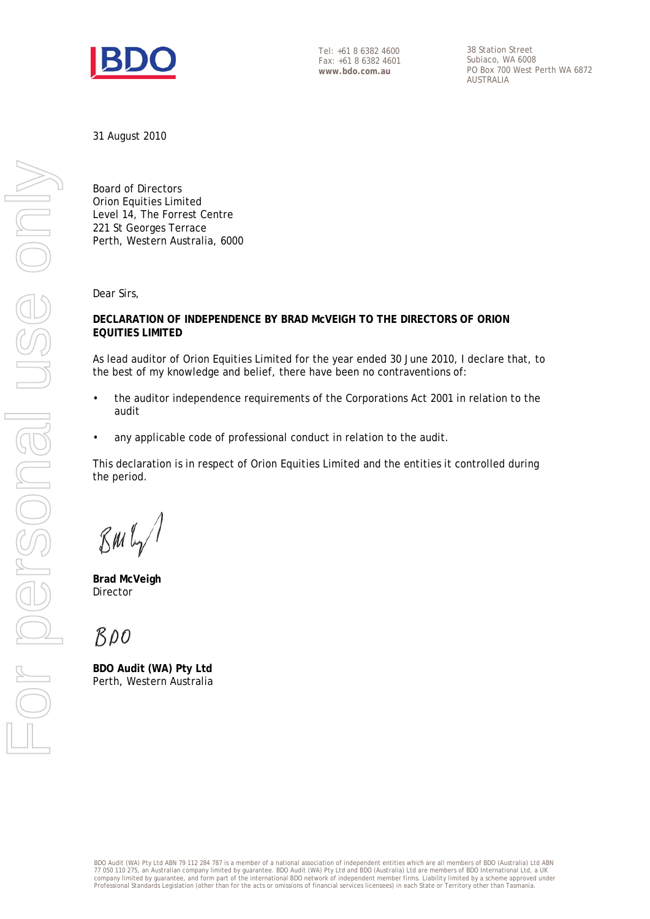BDO

Tel: +61 8 6382 4600
Fax: +61 8 6382 4601
**www.bdo.com.au**

38 Station Street
Subiaco, WA 6008
PO Box 700 West Perth WA 6872
AUSTRALIA

31 August 2010

Board of Directors
Orion Equities Limited
Level 14, The Forrest Centre
221 St Georges Terrace
Perth, Western Australia, 6000

Dear Sirs,

**DECLARATION OF INDEPENDENCE BY BRAD McVEIGH TO THE DIRECTORS OF ORION EQUITIES LIMITED**

As lead auditor of Orion Equities Limited for the year ended 30 June 2010, I declare that, to the best of my knowledge and belief, there have been no contraventions of:

- the auditor independence requirements of the Corporations Act 2001 in relation to the audit
- any applicable code of professional conduct in relation to the audit.

This declaration is in respect of Orion Equities Limited and the entities it controlled during the period.

**Brad McVeigh**
Director

BDO

**BDO Audit (WA) Pty Ltd**
Perth, Western Australia

BDO Audit (WA) Pty Ltd ABN 79 112 284 787 is a member of a national association of independent entities which are all members of BDO (Australia) Ltd ABN 77 050 110 275, an Australian company limited by guarantee. BDO Audit (WA) Pty Ltd and BDO (Australia) Ltd are members of BDO International Ltd, a UK company limited by guarantee, and form part of the international BDO network of independent member firms. Liability limited by a scheme approved under Professional Standards Legislation (other than for the acts or omissions of financial services licensees) in each State or Territory other than Tasmania.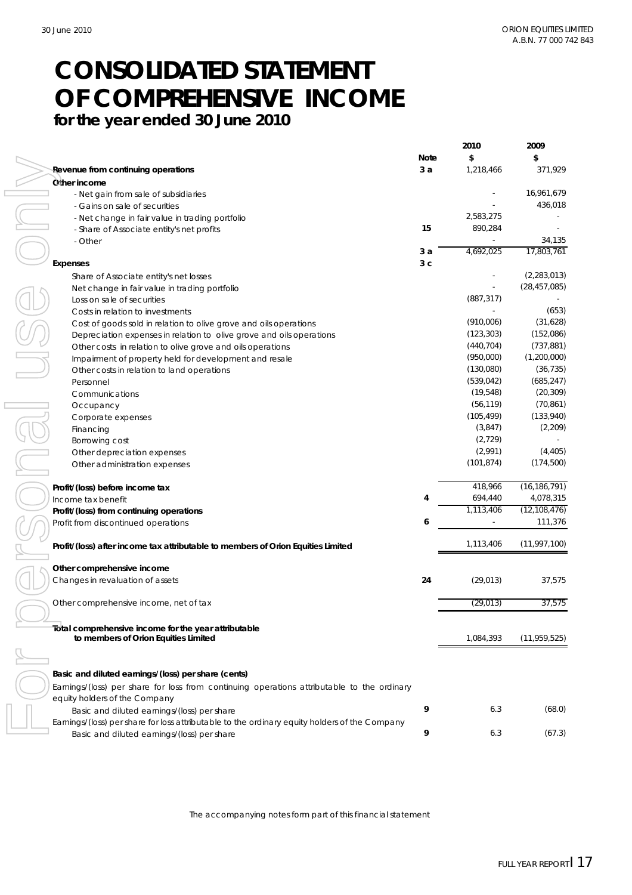# CONSOLIDATED STATEMENT OF COMPREHENSIVE INCOME

**for the year ended 30 June 2010**

| | Note | 2010 $ | 2009 $ |
|---|---|---|---|
| **Revenue from continuing operations** | 3 a | 1,218,466 | 371,929 |
| **Other income** | | | |
| - Net gain from sale of subsidiaries | | - | 16,961,679 |
| - Gains on sale of securities | | - | 436,018 |
| - Net change in fair value in trading portfolio | | 2,583,275 | - |
| - Share of Associate entity's net profits | 15 | 890,284 | - |
| - Other | | - | 34,135 |
| | 3 a | 4,692,025 | 17,803,761 |
| **Expenses** | 3 c | | |
| Share of Associate entity's net losses | | - | (2,283,013) |
| Net change in fair value in trading portfolio | | - | (28,457,085) |
| Loss on sale of securities | | (887,317) | - |
| Costs in relation to investments | | - | (653) |
| Cost of goods sold in relation to olive grove and oils operations | | (910,006) | (31,628) |
| Depreciation expenses in relation to olive grove and oils operations | | (123,303) | (152,086) |
| Other costs in relation to olive grove and oils operations | | (440,704) | (737,881) |
| Impairment of property held for development and resale | | (950,000) | (1,200,000) |
| Other costs in relation to land operations | | (130,080) | (36,735) |
| Personnel | | (539,042) | (685,247) |
| Communications | | (19,548) | (20,309) |
| Occupancy | | (56,119) | (70,861) |
| Corporate expenses | | (105,499) | (133,940) |
| Financing | | (3,847) | (2,209) |
| Borrowing cost | | (2,729) | - |
| Other depreciation expenses | | (2,991) | (4,405) |
| Other administration expenses | | (101,874) | (174,500) |
| **Profit/(loss) before income tax** | | 418,966 | (16,186,791) |
| Income tax benefit | 4 | 694,440 | 4,078,315 |
| **Profit/(loss) from continuing operations** | | 1,113,406 | (12,108,476) |
| Profit from discontinued operations | 6 | - | 111,376 |
| **Profit/(loss) after income tax attributable to members of Orion Equities Limited** | | 1,113,406 | (11,997,100) |
| **Other comprehensive income** | | | |
| Changes in revaluation of assets | 24 | (29,013) | 37,575 |
| Other comprehensive income, net of tax | | (29,013) | 37,575 |
| **Total comprehensive income for the year attributable to members of Orion Equities Limited** | | 1,084,393 | (11,959,525) |
| **Basic and diluted earnings/(loss) per share (cents)** | | | |
| Earnings/(loss) per share for loss from continuing operations attributable to the ordinary equity holders of the Company | | | |
| Basic and diluted earnings/(loss) per share | 9 | 6.3 | (68.0) |
| Earnings/(loss) per share for loss attributable to the ordinary equity holders of the Company | | | |
| Basic and diluted earnings/(loss) per share | 9 | 6.3 | (67.3) |

The accompanying notes form part of this financial statement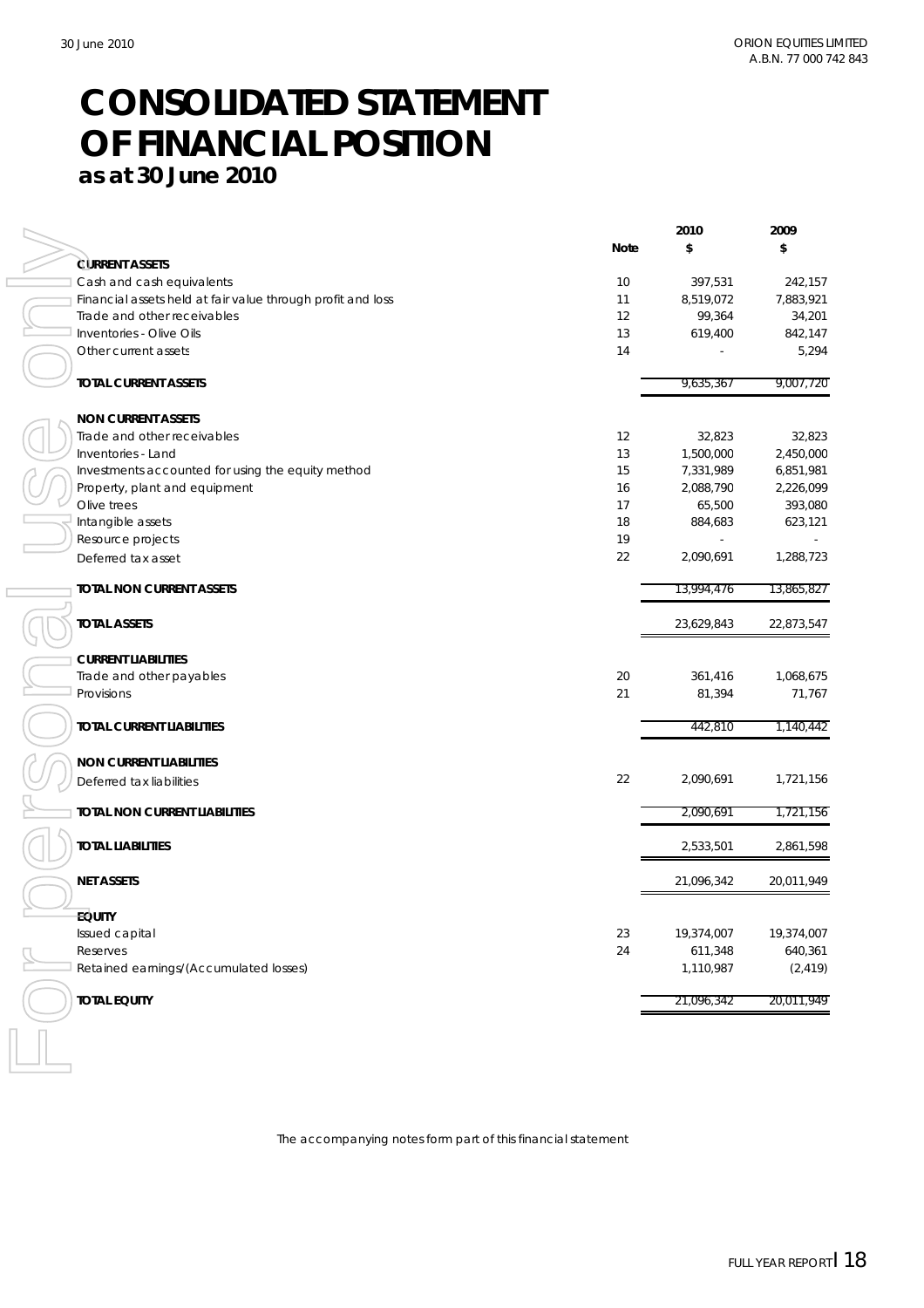# CONSOLIDATED STATEMENT OF FINANCIAL POSITION

## as at 30 June 2010

| | Note | 2010 $ | 2009 $ |
|---|---|---|---|
| **CURRENT ASSETS** | | | |
| Cash and cash equivalents | 10 | 397,531 | 242,157 |
| Financial assets held at fair value through profit and loss | 11 | 8,519,072 | 7,883,921 |
| Trade and other receivables | 12 | 99,364 | 34,201 |
| Inventories - Olive Oils | 13 | 619,400 | 842,147 |
| Other current assets | 14 | - | 5,294 |
| **TOTAL CURRENT ASSETS** | | 9,635,367 | 9,007,720 |
| **NON CURRENT ASSETS** | | | |
| Trade and other receivables | 12 | 32,823 | 32,823 |
| Inventories - Land | 13 | 1,500,000 | 2,450,000 |
| Investments accounted for using the equity method | 15 | 7,331,989 | 6,851,981 |
| Property, plant and equipment | 16 | 2,088,790 | 2,226,099 |
| Olive trees | 17 | 65,500 | 393,080 |
| Intangible assets | 18 | 884,683 | 623,121 |
| Resource projects | 19 | - | - |
| Deferred tax asset | 22 | 2,090,691 | 1,288,723 |
| **TOTAL NON CURRENT ASSETS** | | 13,994,476 | 13,865,827 |
| **TOTAL ASSETS** | | 23,629,843 | 22,873,547 |
| **CURRENT LIABILITIES** | | | |
| Trade and other payables | 20 | 361,416 | 1,068,675 |
| Provisions | 21 | 81,394 | 71,767 |
| **TOTAL CURRENT LIABILITIES** | | 442,810 | 1,140,442 |
| **NON CURRENT LIABILITIES** | | | |
| Deferred tax liabilities | 22 | 2,090,691 | 1,721,156 |
| **TOTAL NON CURRENT LIABILITIES** | | 2,090,691 | 1,721,156 |
| **TOTAL LIABILITIES** | | 2,533,501 | 2,861,598 |
| **NET ASSETS** | | 21,096,342 | 20,011,949 |
| **EQUITY** | | | |
| Issued capital | 23 | 19,374,007 | 19,374,007 |
| Reserves | 24 | 611,348 | 640,361 |
| Retained earnings/(Accumulated losses) | | 1,110,987 | (2,419) |
| **TOTAL EQUITY** | | 21,096,342 | 20,011,949 |

The accompanying notes form part of this financial statement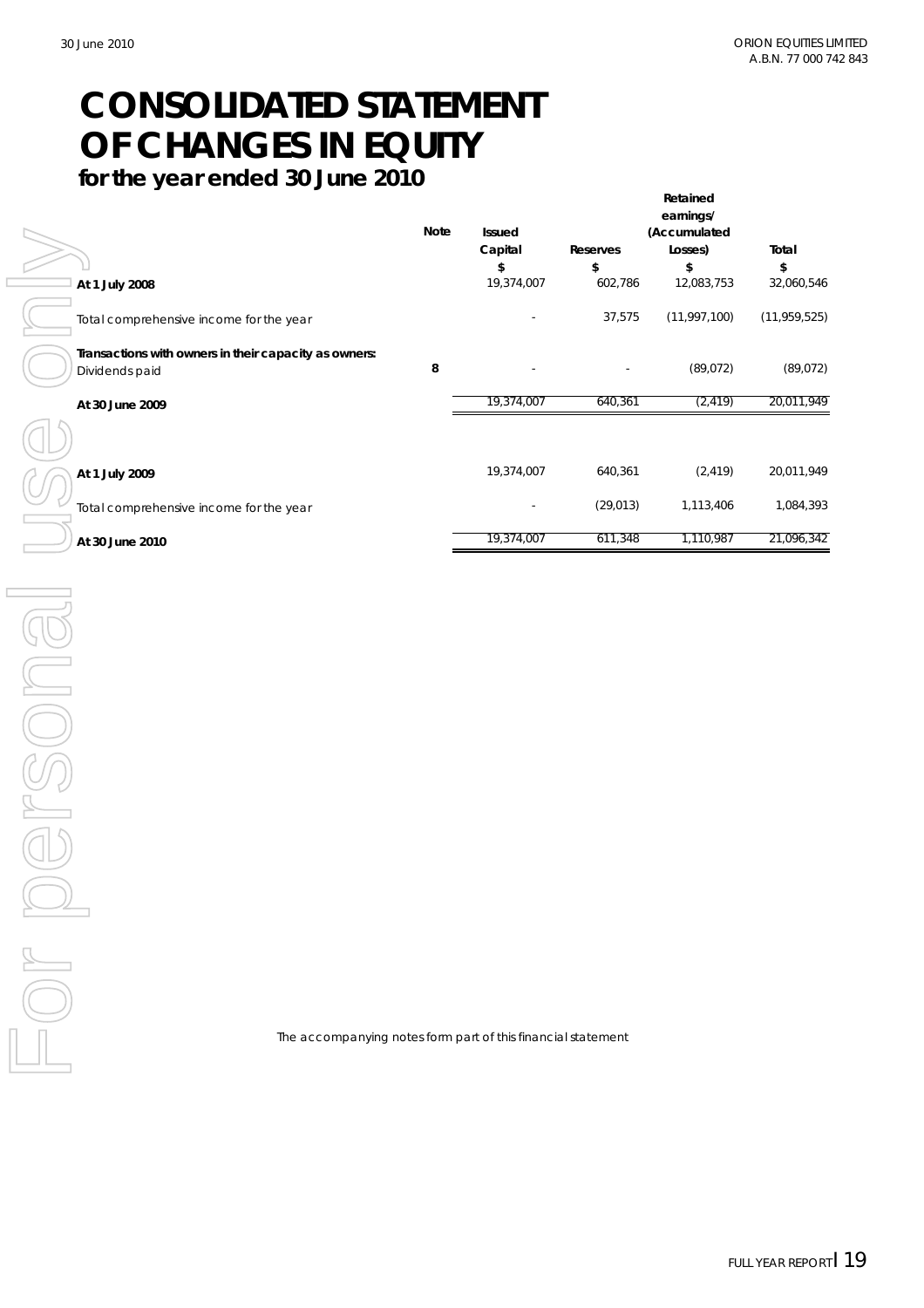# CONSOLIDATED STATEMENT OF CHANGES IN EQUITY

## for the year ended 30 June 2010

|  | Note | Issued Capital | Reserves | Retained earnings/ (Accumulated Losses) | Total |
|---|---|---|---|---|---|
|  |  | $ | $ | $ | $ |
| **At 1 July 2008** |  | 19,374,007 | 602,786 | 12,083,753 | 32,060,546 |
| Total comprehensive income for the year |  | - | 37,575 | (11,997,100) | (11,959,525) |
| **Transactions with owners in their capacity as owners:** |  |  |  |  |  |
| Dividends paid | **8** | - | - | (89,072) | (89,072) |
| **At 30 June 2009** |  | 19,374,007 | 640,361 | (2,419) | 20,011,949 |
|  |  |  |  |  |  |
| **At 1 July 2009** |  | 19,374,007 | 640,361 | (2,419) | 20,011,949 |
| Total comprehensive income for the year |  | - | (29,013) | 1,113,406 | 1,084,393 |
| **At 30 June 2010** |  | 19,374,007 | 611,348 | 1,110,987 | 21,096,342 |

The accompanying notes form part of this financial statement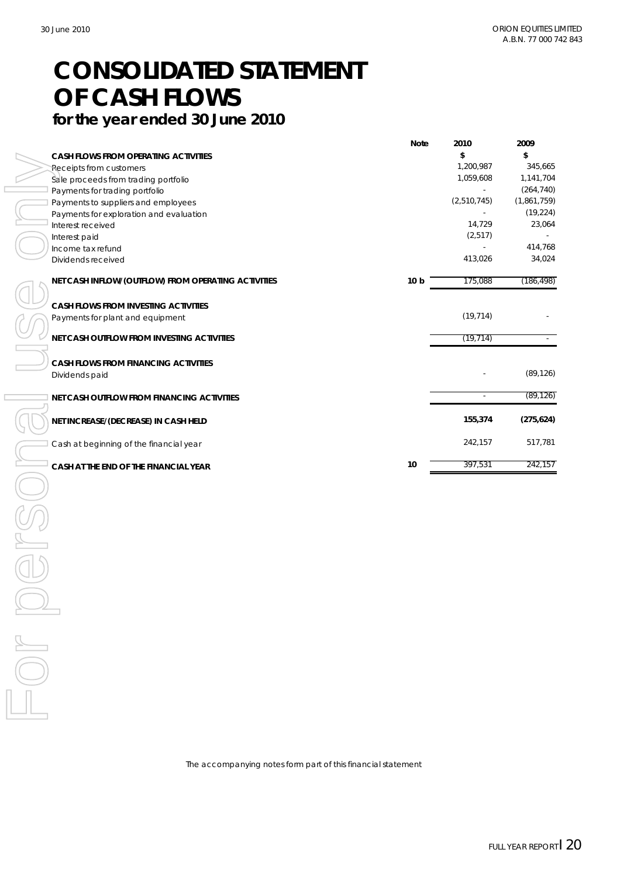# CONSOLIDATED STATEMENT OF CASH FLOWS

**for the year ended 30 June 2010**

| | Note | 2010 | 2009 |
|---|---|---|---|
| | | $ | $ |
| **CASH FLOWS FROM OPERATING ACTIVITIES** | | | |
| Receipts from customers | | 1,200,987 | 345,665 |
| Sale proceeds from trading portfolio | | 1,059,608 | 1,141,704 |
| Payments for trading portfolio | | - | (264,740) |
| Payments to suppliers and employees | | (2,510,745) | (1,861,759) |
| Payments for exploration and evaluation | | - | (19,224) |
| Interest received | | 14,729 | 23,064 |
| Interest paid | | (2,517) | - |
| Income tax refund | | - | 414,768 |
| Dividends received | | 413,026 | 34,024 |
| **NET CASH INFLOW/(OUTFLOW) FROM OPERATING ACTIVITIES** | 10 b | 175,088 | (186,498) |
| **CASH FLOWS FROM INVESTING ACTIVITIES** | | | |
| Payments for plant and equipment | | (19,714) | - |
| **NET CASH OUTFLOW FROM INVESTING ACTIVITIES** | | (19,714) | - |
| **CASH FLOWS FROM FINANCING ACTIVITIES** | | | |
| Dividends paid | | - | (89,126) |
| **NET CASH OUTFLOW FROM FINANCING ACTIVITIES** | | - | (89,126) |
| **NET INCREASE/(DECREASE) IN CASH HELD** | | **155,374** | **(275,624)** |
| Cash at beginning of the financial year | | 242,157 | 517,781 |
| **CASH AT THE END OF THE FINANCIAL YEAR** | 10 | 397,531 | 242,157 |

The accompanying notes form part of this financial statement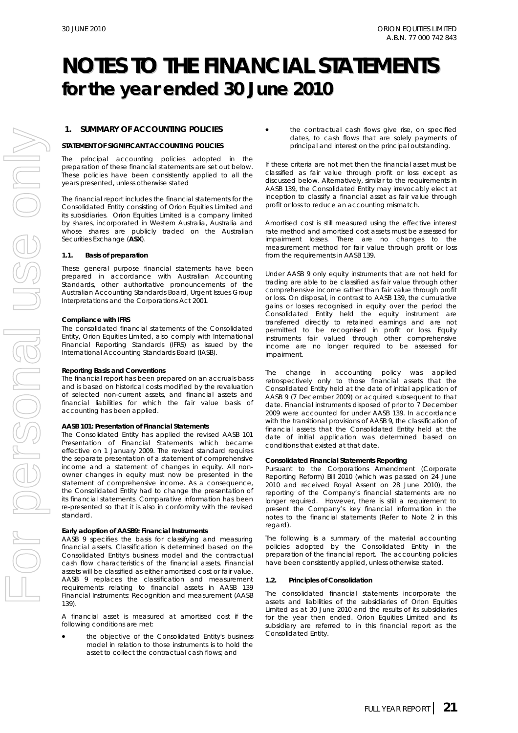# NOTES TO THE FINANCIAL STATEMENTS
## for the year ended 30 June 2010

### 1. SUMMARY OF ACCOUNTING POLICIES

**STATEMENT OF SIGNIFICANT ACCOUNTING POLICIES**

The principal accounting policies adopted in the preparation of these financial statements are set out below. These policies have been consistently applied to all the years presented, unless otherwise stated

The financial report includes the financial statements for the Consolidated Entity consisting of Orion Equities Limited and its subsidiaries. Orion Equities Limited is a company limited by shares, incorporated in Western Australia, Australia and whose shares are publicly traded on the Australian Securities Exchange (**ASX**).

#### 1.1. Basis of preparation

These general purpose financial statements have been prepared in accordance with Australian Accounting Standards, other authoritative pronouncements of the Australian Accounting Standards Board, Urgent Issues Group Interpretations and the Corporations Act 2001.

**Compliance with IFRS**
The consolidated financial statements of the Consolidated Entity, Orion Equities Limited, also comply with International Financial Reporting Standards (IFRS) as issued by the International Accounting Standards Board (IASB).

**Reporting Basis and Conventions**
The financial report has been prepared on an accruals basis and is based on historical costs modified by the revaluation of selected non-current assets, and financial assets and financial liabilities for which the fair value basis of accounting has been applied.

**AASB 101: Presentation of Financial Statements**
The Consolidated Entity has applied the revised AASB 101 Presentation of Financial Statements which became effective on 1 January 2009. The revised standard requires the separate presentation of a statement of comprehensive income and a statement of changes in equity. All non-owner changes in equity must now be presented in the statement of comprehensive income. As a consequence, the Consolidated Entity had to change the presentation of its financial statements. Comparative information has been re-presented so that it is also in conformity with the revised standard.

**Early adoption of AASB9: Financial Instruments**
AASB 9 specifies the basis for classifying and measuring financial assets. Classification is determined based on the Consolidated Entity's business model and the contractual cash flow characteristics of the financial assets. Financial assets will be classified as either amortised cost or fair value. AASB 9 replaces the classification and measurement requirements relating to financial assets in AASB 139 Financial Instruments: Recognition and measurement (AASB 139).

A financial asset is measured at amortised cost if the following conditions are met:

- the objective of the Consolidated Entity's business model in relation to those instruments is to hold the asset to collect the contractual cash flows; and
- the contractual cash flows give rise, on specified dates, to cash flows that are solely payments of principal and interest on the principal outstanding.

If these criteria are not met then the financial asset must be classified as fair value through profit or loss except as discussed below. Alternatively, similar to the requirements in AASB 139, the Consolidated Entity may irrevocably elect at inception to classify a financial asset as fair value through profit or loss to reduce an accounting mismatch.

Amortised cost is still measured using the effective interest rate method and amortised cost assets must be assessed for impairment losses. There are no changes to the measurement method for fair value through profit or loss from the requirements in AASB 139.

Under AASB 9 only equity instruments that are not held for trading are able to be classified as fair value through other comprehensive income rather than fair value through profit or loss. On disposal, in contrast to AASB 139, the cumulative gains or losses recognised in equity over the period the Consolidated Entity held the equity instrument are transferred directly to retained earnings and are not permitted to be recognised in profit or loss. Equity instruments fair valued through other comprehensive income are no longer required to be assessed for impairment.

The change in accounting policy was applied retrospectively only to those financial assets that the Consolidated Entity held at the date of initial application of AASB 9 (7 December 2009) or acquired subsequent to that date. Financial instruments disposed of prior to 7 December 2009 were accounted for under AASB 139. In accordance with the transitional provisions of AASB 9, the classification of financial assets that the Consolidated Entity held at the date of initial application was determined based on conditions that existed at that date.

**Consolidated Financial Statements Reporting**
Pursuant to the Corporations Amendment (Corporate Reporting Reform) Bill 2010 (which was passed on 24 June 2010 and received Royal Assent on 28 June 2010), the reporting of the Company's financial statements are no longer required. However, there is still a requirement to present the Company's key financial information in the notes to the financial statements (Refer to Note 2 in this regard).

The following is a summary of the material accounting policies adopted by the Consolidated Entity in the preparation of the financial report. The accounting policies have been consistently applied, unless otherwise stated.

#### 1.2. Principles of Consolidation

The consolidated financial statements incorporate the assets and liabilities of the subsidiaries of Orion Equities Limited as at 30 June 2010 and the results of its subsidiaries for the year then ended. Orion Equities Limited and its subsidiary are referred to in this financial report as the Consolidated Entity.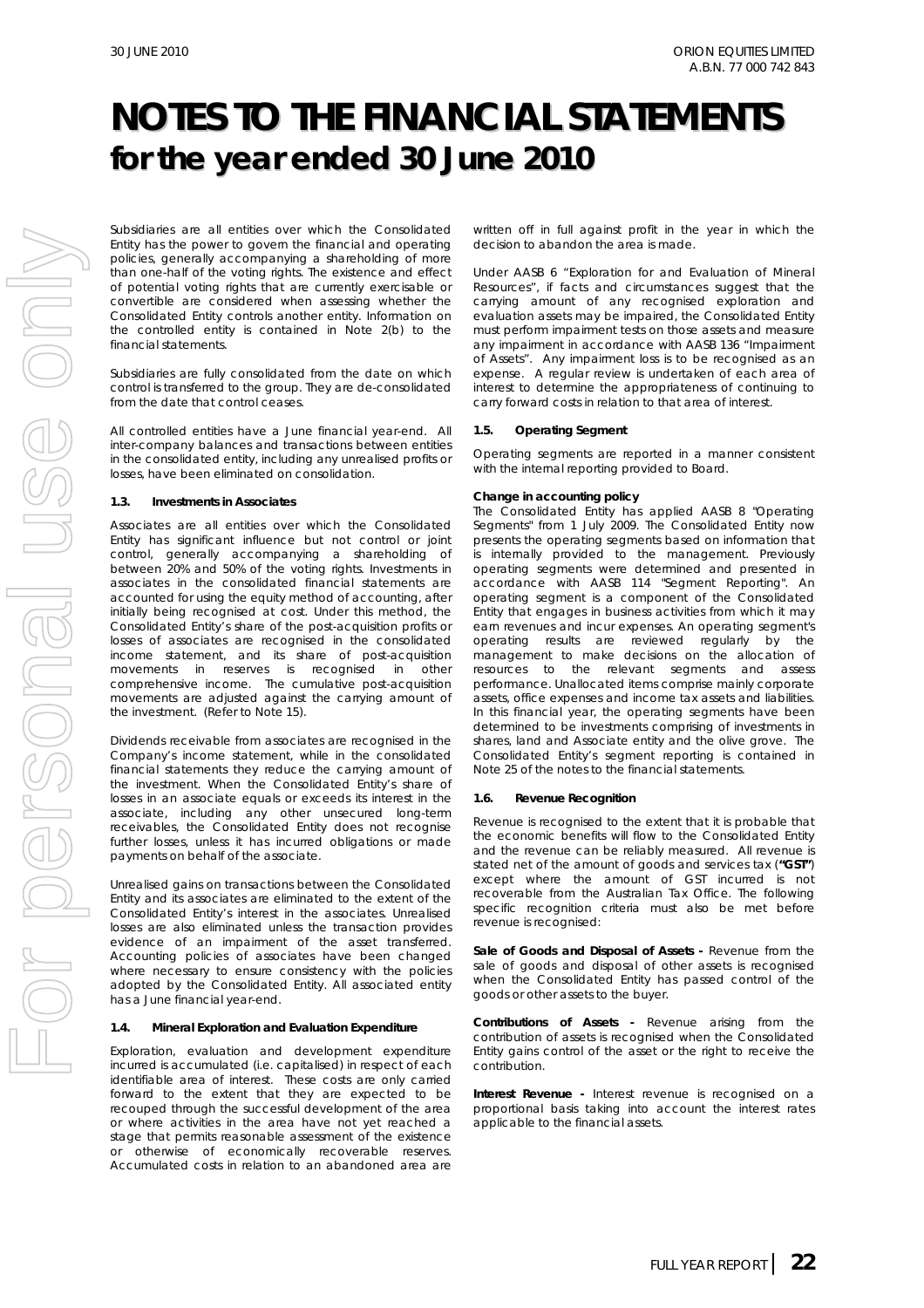# NOTES TO THE FINANCIAL STATEMENTS for the year ended 30 June 2010

Subsidiaries are all entities over which the Consolidated Entity has the power to govern the financial and operating policies, generally accompanying a shareholding of more than one-half of the voting rights. The existence and effect of potential voting rights that are currently exercisable or convertible are considered when assessing whether the Consolidated Entity controls another entity. Information on the controlled entity is contained in Note 2(b) to the financial statements.

Subsidiaries are fully consolidated from the date on which control is transferred to the group. They are de-consolidated from the date that control ceases.

All controlled entities have a June financial year-end. All inter-company balances and transactions between entities in the consolidated entity, including any unrealised profits or losses, have been eliminated on consolidation.

### 1.3. Investments in Associates

Associates are all entities over which the Consolidated Entity has significant influence but not control or joint control, generally accompanying a shareholding of between 20% and 50% of the voting rights. Investments in associates in the consolidated financial statements are accounted for using the equity method of accounting, after initially being recognised at cost. Under this method, the Consolidated Entity's share of the post-acquisition profits or losses of associates are recognised in the consolidated income statement, and its share of post-acquisition movements in reserves is recognised in other comprehensive income. The cumulative post-acquisition movements are adjusted against the carrying amount of the investment. (Refer to Note 15).

Dividends receivable from associates are recognised in the Company's income statement, while in the consolidated financial statements they reduce the carrying amount of the investment. When the Consolidated Entity's share of losses in an associate equals or exceeds its interest in the associate, including any other unsecured long-term receivables, the Consolidated Entity does not recognise further losses, unless it has incurred obligations or made payments on behalf of the associate.

Unrealised gains on transactions between the Consolidated Entity and its associates are eliminated to the extent of the Consolidated Entity's interest in the associates. Unrealised losses are also eliminated unless the transaction provides evidence of an impairment of the asset transferred. Accounting policies of associates have been changed where necessary to ensure consistency with the policies adopted by the Consolidated Entity. All associated entity has a June financial year-end.

### 1.4. Mineral Exploration and Evaluation Expenditure

Exploration, evaluation and development expenditure incurred is accumulated (i.e. capitalised) in respect of each identifiable area of interest. These costs are only carried forward to the extent that they are expected to be recouped through the successful development of the area or where activities in the area have not yet reached a stage that permits reasonable assessment of the existence or otherwise of economically recoverable reserves. Accumulated costs in relation to an abandoned area are written off in full against profit in the year in which the decision to abandon the area is made.

Under AASB 6 "Exploration for and Evaluation of Mineral Resources", if facts and circumstances suggest that the carrying amount of any recognised exploration and evaluation assets may be impaired, the Consolidated Entity must perform impairment tests on those assets and measure any impairment in accordance with AASB 136 "Impairment of Assets". Any impairment loss is to be recognised as an expense. A regular review is undertaken of each area of interest to determine the appropriateness of continuing to carry forward costs in relation to that area of interest.

### 1.5. Operating Segment

Operating segments are reported in a manner consistent with the internal reporting provided to Board.

**Change in accounting policy**

The Consolidated Entity has applied AASB 8 "Operating Segments" from 1 July 2009. The Consolidated Entity now presents the operating segments based on information that is internally provided to the management. Previously operating segments were determined and presented in accordance with AASB 114 "Segment Reporting". An operating segment is a component of the Consolidated Entity that engages in business activities from which it may earn revenues and incur expenses. An operating segment's operating results are reviewed regularly by the management to make decisions on the allocation of resources to the relevant segments and assess performance. Unallocated items comprise mainly corporate assets, office expenses and income tax assets and liabilities. In this financial year, the operating segments have been determined to be investments comprising of investments in shares, land and Associate entity and the olive grove. The Consolidated Entity's segment reporting is contained in Note 25 of the notes to the financial statements.

### 1.6. Revenue Recognition

Revenue is recognised to the extent that it is probable that the economic benefits will flow to the Consolidated Entity and the revenue can be reliably measured. All revenue is stated net of the amount of goods and services tax (**"GST"**) except where the amount of GST incurred is not recoverable from the Australian Tax Office. The following specific recognition criteria must also be met before revenue is recognised:

**Sale of Goods and Disposal of Assets -** Revenue from the sale of goods and disposal of other assets is recognised when the Consolidated Entity has passed control of the goods or other assets to the buyer.

**Contributions of Assets -** Revenue arising from the contribution of assets is recognised when the Consolidated Entity gains control of the asset or the right to receive the contribution.

**Interest Revenue -** Interest revenue is recognised on a proportional basis taking into account the interest rates applicable to the financial assets.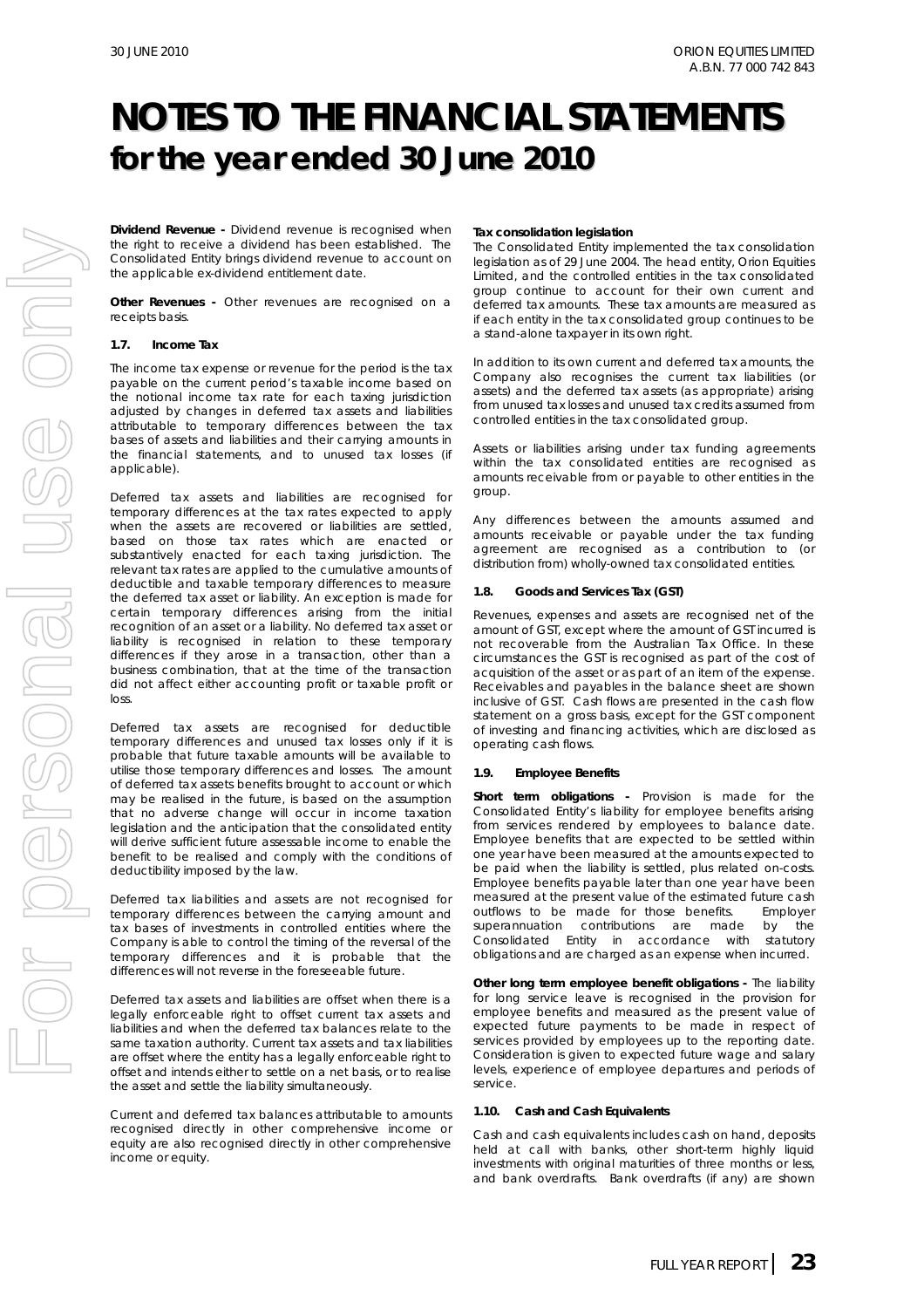# NOTES TO THE FINANCIAL STATEMENTS
## for the year ended 30 June 2010

**Dividend Revenue -** Dividend revenue is recognised when the right to receive a dividend has been established. The Consolidated Entity brings dividend revenue to account on the applicable ex-dividend entitlement date.

**Other Revenues -** Other revenues are recognised on a receipts basis.

### 1.7. Income Tax

The income tax expense or revenue for the period is the tax payable on the current period's taxable income based on the notional income tax rate for each taxing jurisdiction adjusted by changes in deferred tax assets and liabilities attributable to temporary differences between the tax bases of assets and liabilities and their carrying amounts in the financial statements, and to unused tax losses (if applicable).

Deferred tax assets and liabilities are recognised for temporary differences at the tax rates expected to apply when the assets are recovered or liabilities are settled, based on those tax rates which are enacted or substantively enacted for each taxing jurisdiction. The relevant tax rates are applied to the cumulative amounts of deductible and taxable temporary differences to measure the deferred tax asset or liability. An exception is made for certain temporary differences arising from the initial recognition of an asset or a liability. No deferred tax asset or liability is recognised in relation to these temporary differences if they arose in a transaction, other than a business combination, that at the time of the transaction did not affect either accounting profit or taxable profit or loss.

Deferred tax assets are recognised for deductible temporary differences and unused tax losses only if it is probable that future taxable amounts will be available to utilise those temporary differences and losses. The amount of deferred tax assets benefits brought to account or which may be realised in the future, is based on the assumption that no adverse change will occur in income taxation legislation and the anticipation that the consolidated entity will derive sufficient future assessable income to enable the benefit to be realised and comply with the conditions of deductibility imposed by the law.

Deferred tax liabilities and assets are not recognised for temporary differences between the carrying amount and tax bases of investments in controlled entities where the Company is able to control the timing of the reversal of the temporary differences and it is probable that the differences will not reverse in the foreseeable future.

Deferred tax assets and liabilities are offset when there is a legally enforceable right to offset current tax assets and liabilities and when the deferred tax balances relate to the same taxation authority. Current tax assets and tax liabilities are offset where the entity has a legally enforceable right to offset and intends either to settle on a net basis, or to realise the asset and settle the liability simultaneously.

Current and deferred tax balances attributable to amounts recognised directly in other comprehensive income or equity are also recognised directly in other comprehensive income or equity.

**Tax consolidation legislation**

The Consolidated Entity implemented the tax consolidation legislation as of 29 June 2004. The head entity, Orion Equities Limited, and the controlled entities in the tax consolidated group continue to account for their own current and deferred tax amounts. These tax amounts are measured as if each entity in the tax consolidated group continues to be a stand-alone taxpayer in its own right.

In addition to its own current and deferred tax amounts, the Company also recognises the current tax liabilities (or assets) and the deferred tax assets (as appropriate) arising from unused tax losses and unused tax credits assumed from controlled entities in the tax consolidated group.

Assets or liabilities arising under tax funding agreements within the tax consolidated entities are recognised as amounts receivable from or payable to other entities in the group.

Any differences between the amounts assumed and amounts receivable or payable under the tax funding agreement are recognised as a contribution to (or distribution from) wholly-owned tax consolidated entities.

### 1.8. Goods and Services Tax (GST)

Revenues, expenses and assets are recognised net of the amount of GST, except where the amount of GST incurred is not recoverable from the Australian Tax Office. In these circumstances the GST is recognised as part of the cost of acquisition of the asset or as part of an item of the expense. Receivables and payables in the balance sheet are shown inclusive of GST. Cash flows are presented in the cash flow statement on a gross basis, except for the GST component of investing and financing activities, which are disclosed as operating cash flows.

### 1.9. Employee Benefits

**Short term obligations -** Provision is made for the Consolidated Entity's liability for employee benefits arising from services rendered by employees to balance date. Employee benefits that are expected to be settled within one year have been measured at the amounts expected to be paid when the liability is settled, plus related on-costs. Employee benefits payable later than one year have been measured at the present value of the estimated future cash outflows to be made for those benefits. Employer superannuation contributions are made by the Consolidated Entity in accordance with statutory obligations and are charged as an expense when incurred.

**Other long term employee benefit obligations -** The liability for long service leave is recognised in the provision for employee benefits and measured as the present value of expected future payments to be made in respect of services provided by employees up to the reporting date. Consideration is given to expected future wage and salary levels, experience of employee departures and periods of service.

### 1.10. Cash and Cash Equivalents

Cash and cash equivalents includes cash on hand, deposits held at call with banks, other short-term highly liquid investments with original maturities of three months or less, and bank overdrafts. Bank overdrafts (if any) are shown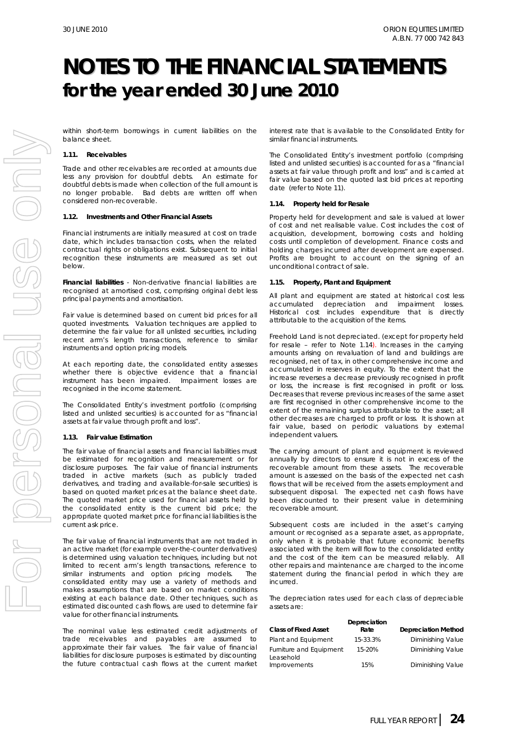# NOTES TO THE FINANCIAL STATEMENTS
## for the year ended 30 June 2010

within short-term borrowings in current liabilities on the balance sheet.

#### 1.11. Receivables

Trade and other receivables are recorded at amounts due less any provision for doubtful debts. An estimate for doubtful debts is made when collection of the full amount is no longer probable. Bad debts are written off when considered non-recoverable.

#### 1.12. Investments and Other Financial Assets

Financial instruments are initially measured at cost on trade date, which includes transaction costs, when the related contractual rights or obligations exist. Subsequent to initial recognition these instruments are measured as set out below.

**Financial liabilities** - Non-derivative financial liabilities are recognised at amortised cost, comprising original debt less principal payments and amortisation.

Fair value is determined based on current bid prices for all quoted investments. Valuation techniques are applied to determine the fair value for all unlisted securities, including recent arm's length transactions, reference to similar instruments and option pricing models.

At each reporting date, the consolidated entity assesses whether there is objective evidence that a financial instrument has been impaired. Impairment losses are recognised in the income statement.

The Consolidated Entity's investment portfolio (comprising listed and unlisted securities) is accounted for as "financial assets at fair value through profit and loss".

#### 1.13. Fair value Estimation

The fair value of financial assets and financial liabilities must be estimated for recognition and measurement or for disclosure purposes. The fair value of financial instruments traded in active markets (such as publicly traded derivatives, and trading and available-for-sale securities) is based on quoted market prices at the balance sheet date. The quoted market price used for financial assets held by the consolidated entity is the current bid price; the appropriate quoted market price for financial liabilities is the current ask price.

The fair value of financial instruments that are not traded in an active market (for example over-the-counter derivatives) is determined using valuation techniques, including but not limited to recent arm's length transactions, reference to similar instruments and option pricing models. The consolidated entity may use a variety of methods and makes assumptions that are based on market conditions existing at each balance date. Other techniques, such as estimated discounted cash flows, are used to determine fair value for other financial instruments.

The nominal value less estimated credit adjustments of trade receivables and payables are assumed to approximate their fair values. The fair value of financial liabilities for disclosure purposes is estimated by discounting the future contractual cash flows at the current market interest rate that is available to the Consolidated Entity for similar financial instruments.

The Consolidated Entity's investment portfolio (comprising listed and unlisted securities) is accounted for as a "financial assets at fair value through profit and loss" and is carried at fair value based on the quoted last bid prices at reporting date (refer to Note 11).

#### 1.14. Property held for Resale

Property held for development and sale is valued at lower of cost and net realisable value. Cost includes the cost of acquisition, development, borrowing costs and holding costs until completion of development. Finance costs and holding charges incurred after development are expensed. Profits are brought to account on the signing of an unconditional contract of sale.

#### 1.15. Property, Plant and Equipment

All plant and equipment are stated at historical cost less accumulated depreciation and impairment losses. Historical cost includes expenditure that is directly attributable to the acquisition of the items.

Freehold Land is not depreciated. (except for property held for resale – refer to Note 1.14). Increases in the carrying amounts arising on revaluation of land and buildings are recognised, net of tax, in other comprehensive income and accumulated in reserves in equity. To the extent that the increase reverses a decrease previously recognised in profit or loss, the increase is first recognised in profit or loss. Decreases that reverse previous increases of the same asset are first recognised in other comprehensive income to the extent of the remaining surplus attributable to the asset; all other decreases are charged to profit or loss. It is shown at fair value, based on periodic valuations by external independent valuers.

The carrying amount of plant and equipment is reviewed annually by directors to ensure it is not in excess of the recoverable amount from these assets. The recoverable amount is assessed on the basis of the expected net cash flows that will be received from the assets employment and subsequent disposal. The expected net cash flows have been discounted to their present value in determining recoverable amount.

Subsequent costs are included in the asset's carrying amount or recognised as a separate asset, as appropriate, only when it is probable that future economic benefits associated with the item will flow to the consolidated entity and the cost of the item can be measured reliably. All other repairs and maintenance are charged to the income statement during the financial period in which they are incurred.

The depreciation rates used for each class of depreciable assets are:

| Class of Fixed Asset | Depreciation Rate | Depreciation Method |
|---|---|---|
| Plant and Equipment | 15-33.3% | Diminishing Value |
| Furniture and Equipment | 15-20% | Diminishing Value |
| Leasehold Improvements | 15% | Diminishing Value |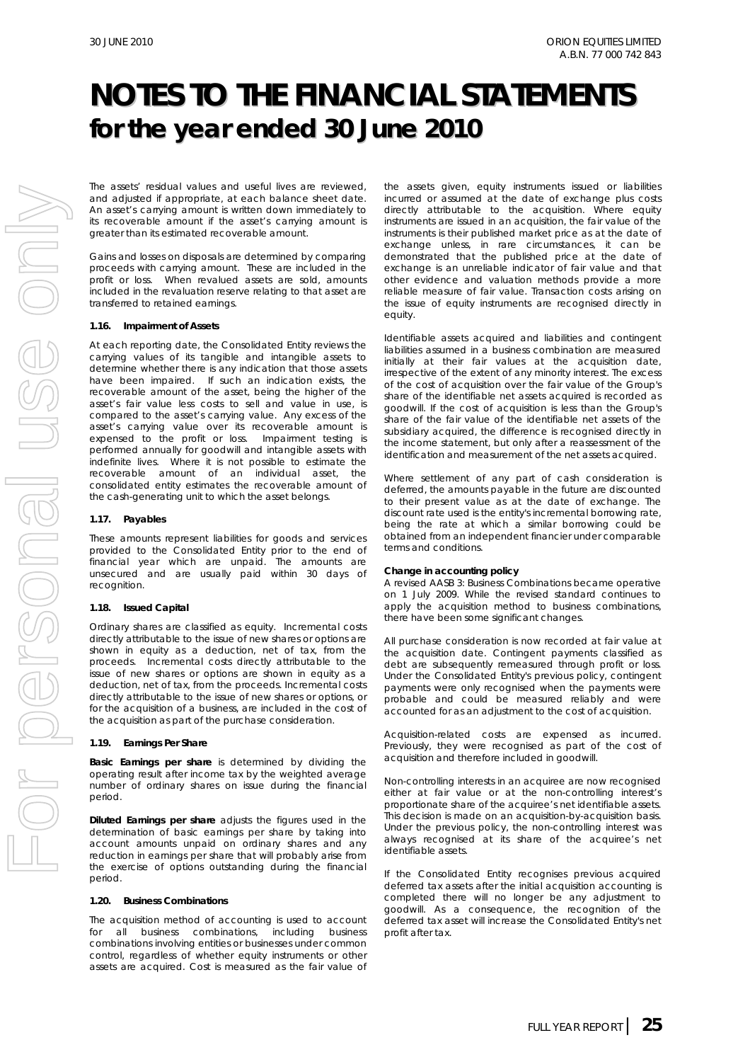# NOTES TO THE FINANCIAL STATEMENTS for the year ended 30 June 2010

The assets' residual values and useful lives are reviewed, and adjusted if appropriate, at each balance sheet date. An asset's carrying amount is written down immediately to its recoverable amount if the asset's carrying amount is greater than its estimated recoverable amount.

Gains and losses on disposals are determined by comparing proceeds with carrying amount. These are included in the profit or loss. When revalued assets are sold, amounts included in the revaluation reserve relating to that asset are transferred to retained earnings.

### 1.16. Impairment of Assets

At each reporting date, the Consolidated Entity reviews the carrying values of its tangible and intangible assets to determine whether there is any indication that those assets have been impaired. If such an indication exists, the recoverable amount of the asset, being the higher of the asset's fair value less costs to sell and value in use, is compared to the asset's carrying value. Any excess of the asset's carrying value over its recoverable amount is expensed to the profit or loss. Impairment testing is performed annually for goodwill and intangible assets with indefinite lives. Where it is not possible to estimate the recoverable amount of an individual asset, the consolidated entity estimates the recoverable amount of the cash-generating unit to which the asset belongs.

### 1.17. Payables

These amounts represent liabilities for goods and services provided to the Consolidated Entity prior to the end of financial year which are unpaid. The amounts are unsecured and are usually paid within 30 days of recognition.

### 1.18. Issued Capital

Ordinary shares are classified as equity. Incremental costs directly attributable to the issue of new shares or options are shown in equity as a deduction, net of tax, from the proceeds. Incremental costs directly attributable to the issue of new shares or options are shown in equity as a deduction, net of tax, from the proceeds. Incremental costs directly attributable to the issue of new shares or options, or for the acquisition of a business, are included in the cost of the acquisition as part of the purchase consideration.

### 1.19. Earnings Per Share

**Basic Earnings per share** is determined by dividing the operating result after income tax by the weighted average number of ordinary shares on issue during the financial period.

**Diluted Earnings per share** adjusts the figures used in the determination of basic earnings per share by taking into account amounts unpaid on ordinary shares and any reduction in earnings per share that will probably arise from the exercise of options outstanding during the financial period.

### 1.20. Business Combinations

The acquisition method of accounting is used to account for all business combinations, including business combinations involving entities or businesses under common control, regardless of whether equity instruments or other assets are acquired. Cost is measured as the fair value of the assets given, equity instruments issued or liabilities incurred or assumed at the date of exchange plus costs directly attributable to the acquisition. Where equity instruments are issued in an acquisition, the fair value of the instruments is their published market price as at the date of exchange unless, in rare circumstances, it can be demonstrated that the published price at the date of exchange is an unreliable indicator of fair value and that other evidence and valuation methods provide a more reliable measure of fair value. Transaction costs arising on the issue of equity instruments are recognised directly in equity.

Identifiable assets acquired and liabilities and contingent liabilities assumed in a business combination are measured initially at their fair values at the acquisition date, irrespective of the extent of any minority interest. The excess of the cost of acquisition over the fair value of the Group's share of the identifiable net assets acquired is recorded as goodwill. If the cost of acquisition is less than the Group's share of the fair value of the identifiable net assets of the subsidiary acquired, the difference is recognised directly in the income statement, but only after a reassessment of the identification and measurement of the net assets acquired.

Where settlement of any part of cash consideration is deferred, the amounts payable in the future are discounted to their present value as at the date of exchange. The discount rate used is the entity's incremental borrowing rate, being the rate at which a similar borrowing could be obtained from an independent financier under comparable terms and conditions.

**Change in accounting policy**

A revised AASB 3: Business Combinations became operative on 1 July 2009. While the revised standard continues to apply the acquisition method to business combinations, there have been some significant changes.

All purchase consideration is now recorded at fair value at the acquisition date. Contingent payments classified as debt are subsequently remeasured through profit or loss. Under the Consolidated Entity's previous policy, contingent payments were only recognised when the payments were probable and could be measured reliably and were accounted for as an adjustment to the cost of acquisition.

Acquisition-related costs are expensed as incurred. Previously, they were recognised as part of the cost of acquisition and therefore included in goodwill.

Non-controlling interests in an acquiree are now recognised either at fair value or at the non-controlling interest's proportionate share of the acquiree's net identifiable assets. This decision is made on an acquisition-by-acquisition basis. Under the previous policy, the non-controlling interest was always recognised at its share of the acquiree's net identifiable assets.

If the Consolidated Entity recognises previous acquired deferred tax assets after the initial acquisition accounting is completed there will no longer be any adjustment to goodwill. As a consequence, the recognition of the deferred tax asset will increase the Consolidated Entity's net profit after tax.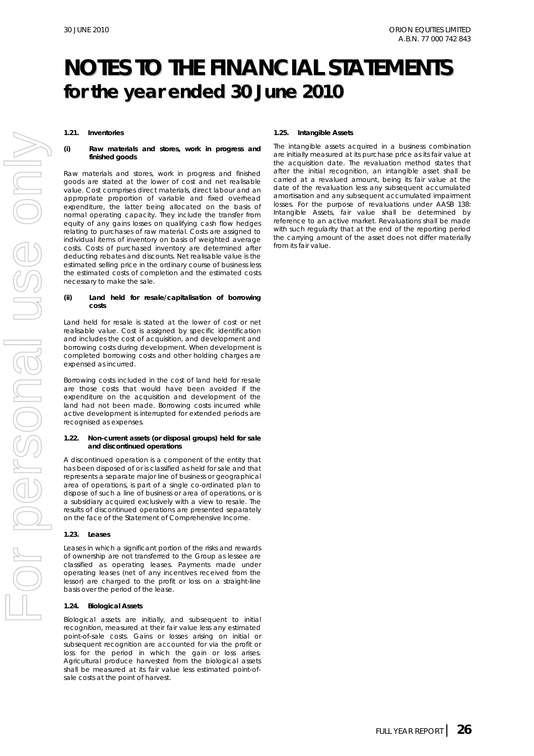# NOTES TO THE FINANCIAL STATEMENTS
## for the year ended 30 June 2010

#### 1.21. Inventories

##### (i) Raw materials and stores, work in progress and finished goods

Raw materials and stores, work in progress and finished goods are stated at the lower of cost and net realisable value. Cost comprises direct materials, direct labour and an appropriate proportion of variable and fixed overhead expenditure, the latter being allocated on the basis of normal operating capacity. They include the transfer from equity of any gains losses on qualifying cash flow hedges relating to purchases of raw material. Costs are assigned to individual items of inventory on basis of weighted average costs. Costs of purchased inventory are determined after deducting rebates and discounts. Net realisable value is the estimated selling price in the ordinary course of business less the estimated costs of completion and the estimated costs necessary to make the sale.

##### (ii) Land held for resale/capitalisation of borrowing costs

Land held for resale is stated at the lower of cost or net realisable value. Cost is assigned by specific identification and includes the cost of acquisition, and development and borrowing costs during development. When development is completed borrowing costs and other holding charges are expensed as incurred.

Borrowing costs included in the cost of land held for resale are those costs that would have been avoided if the expenditure on the acquisition and development of the land had not been made. Borrowing costs incurred while active development is interrupted for extended periods are recognised as expenses.

#### 1.22. Non-current assets (or disposal groups) held for sale and discontinued operations

A discontinued operation is a component of the entity that has been disposed of or is classified as held for sale and that represents a separate major line of business or geographical area of operations, is part of a single co-ordinated plan to dispose of such a line of business or area of operations, or is a subsidiary acquired exclusively with a view to resale. The results of discontinued operations are presented separately on the face of the Statement of Comprehensive Income.

#### 1.23. Leases

Leases in which a significant portion of the risks and rewards of ownership are not transferred to the Group as lessee are classified as operating leases. Payments made under operating leases (net of any incentives received from the lessor) are charged to the profit or loss on a straight-line basis over the period of the lease.

#### 1.24. Biological Assets

Biological assets are initially, and subsequent to initial recognition, measured at their fair value less any estimated point-of-sale costs. Gains or losses arising on initial or subsequent recognition are accounted for via the profit or loss for the period in which the gain or loss arises. Agricultural produce harvested from the biological assets shall be measured at its fair value less estimated point-of-sale costs at the point of harvest.

#### 1.25. Intangible Assets

The intangible assets acquired in a business combination are initially measured at its purchase price as its fair value at the acquisition date. The revaluation method states that after the initial recognition, an intangible asset shall be carried at a revalued amount, being its fair value at the date of the revaluation less any subsequent accumulated amortisation and any subsequent accumulated impairment losses. For the purpose of revaluations under AASB 138: Intangible Assets, fair value shall be determined by reference to an active market. Revaluations shall be made with such regularity that at the end of the reporting period the carrying amount of the asset does not differ materially from its fair value.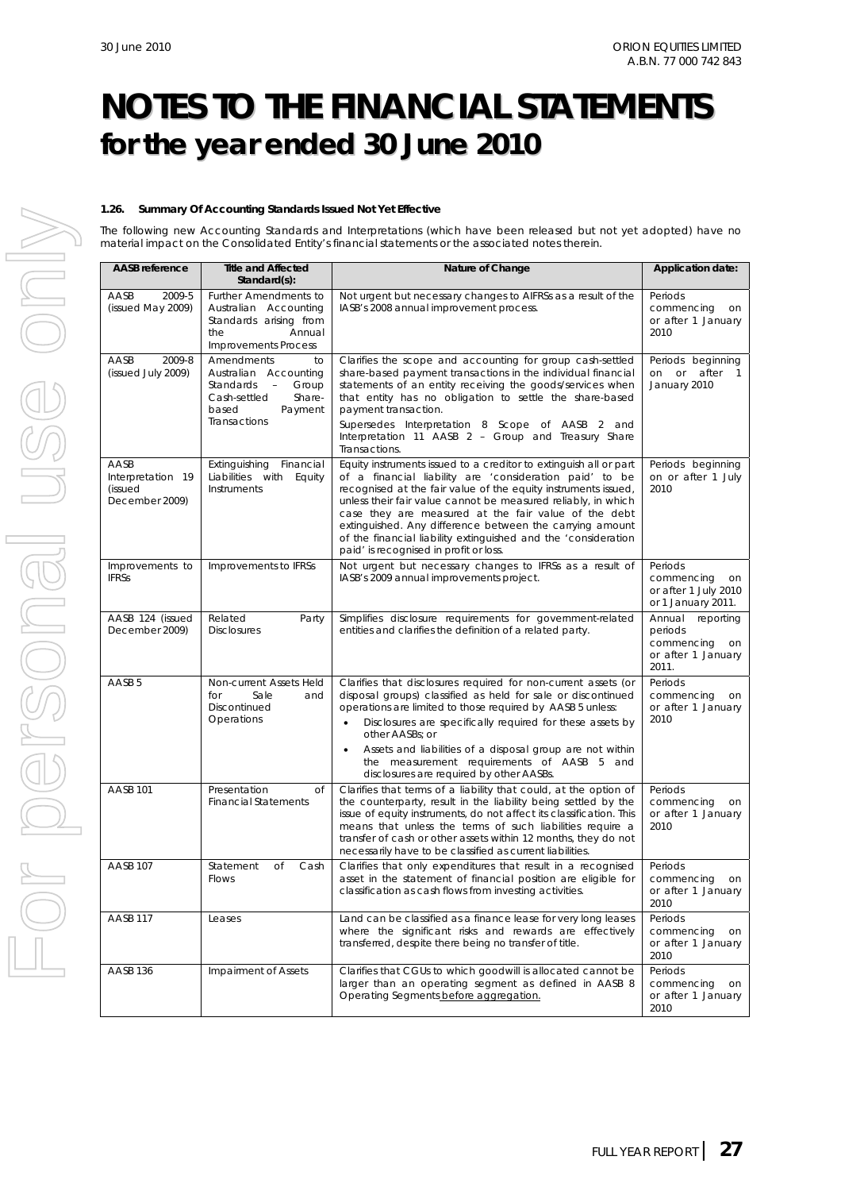# NOTES TO THE FINANCIAL STATEMENTS
## for the year ended 30 June 2010

### 1.26. Summary Of Accounting Standards Issued Not Yet Effective

The following new Accounting Standards and Interpretations (which have been released but not yet adopted) have no material impact on the Consolidated Entity's financial statements or the associated notes therein.

| AASB reference | Title and Affected Standard(s): | Nature of Change | Application date: |
|---|---|---|---|
| AASB 2009-5 (issued May 2009) | Further Amendments to Australian Accounting Standards arising from the Annual Improvements Process | Not urgent but necessary changes to AIFRSs as a result of the IASB's 2008 annual improvement process. | Periods commencing on or after 1 January 2010 |
| AASB 2009-8 (issued July 2009) | Amendments to Australian Accounting Standards – Group Cash-settled Share-based Payment Transactions | Clarifies the scope and accounting for group cash-settled share-based payment transactions in the individual financial statements of an entity receiving the goods/services when that entity has no obligation to settle the share-based payment transaction.<br>Supersedes Interpretation 8 Scope of AASB 2 and Interpretation 11 AASB 2 – Group and Treasury Share Transactions. | Periods beginning on or after 1 January 2010 |
| AASB Interpretation 19 (issued December 2009) | Extinguishing Financial Liabilities with Equity Instruments | Equity instruments issued to a creditor to extinguish all or part of a financial liability are 'consideration paid' to be recognised at the fair value of the equity instruments issued, unless their fair value cannot be measured reliably, in which case they are measured at the fair value of the debt extinguished. Any difference between the carrying amount of the financial liability extinguished and the 'consideration paid' is recognised in profit or loss. | Periods beginning on or after 1 July 2010 |
| Improvements to IFRSs | Improvements to IFRSs | Not urgent but necessary changes to IFRSs as a result of IASB's 2009 annual improvements project. | Periods commencing on or after 1 July 2010 or 1 January 2011. |
| AASB 124 (issued December 2009) | Related Party Disclosures | Simplifies disclosure requirements for government-related entities and clarifies the definition of a related party. | Annual reporting periods commencing on or after 1 January 2011. |
| AASB 5 | Non-current Assets Held for Sale and Discontinued Operations | Clarifies that disclosures required for non-current assets (or disposal groups) classified as held for sale or discontinued operations are limited to those required by AASB 5 unless:<br>• Disclosures are specifically required for these assets by other AASBs; or<br>• Assets and liabilities of a disposal group are not within the measurement requirements of AASB 5 and disclosures are required by other AASBs. | Periods commencing on or after 1 January 2010 |
| AASB 101 | Presentation of Financial Statements | Clarifies that terms of a liability that could, at the option of the counterparty, result in the liability being settled by the issue of equity instruments, do not affect its classification. This means that unless the terms of such liabilities require a transfer of cash or other assets within 12 months, they do not necessarily have to be classified as current liabilities. | Periods commencing on or after 1 January 2010 |
| AASB 107 | Statement of Cash Flows | Clarifies that only expenditures that result in a recognised asset in the statement of financial position are eligible for classification as cash flows from investing activities. | Periods commencing on or after 1 January 2010 |
| AASB 117 | Leases | Land can be classified as a finance lease for very long leases where the significant risks and rewards are effectively transferred, despite there being no transfer of title. | Periods commencing on or after 1 January 2010 |
| AASB 136 | Impairment of Assets | Clarifies that CGUs to which goodwill is allocated cannot be larger than an operating segment as defined in AASB 8 Operating Segments before aggregation. | Periods commencing on or after 1 January 2010 |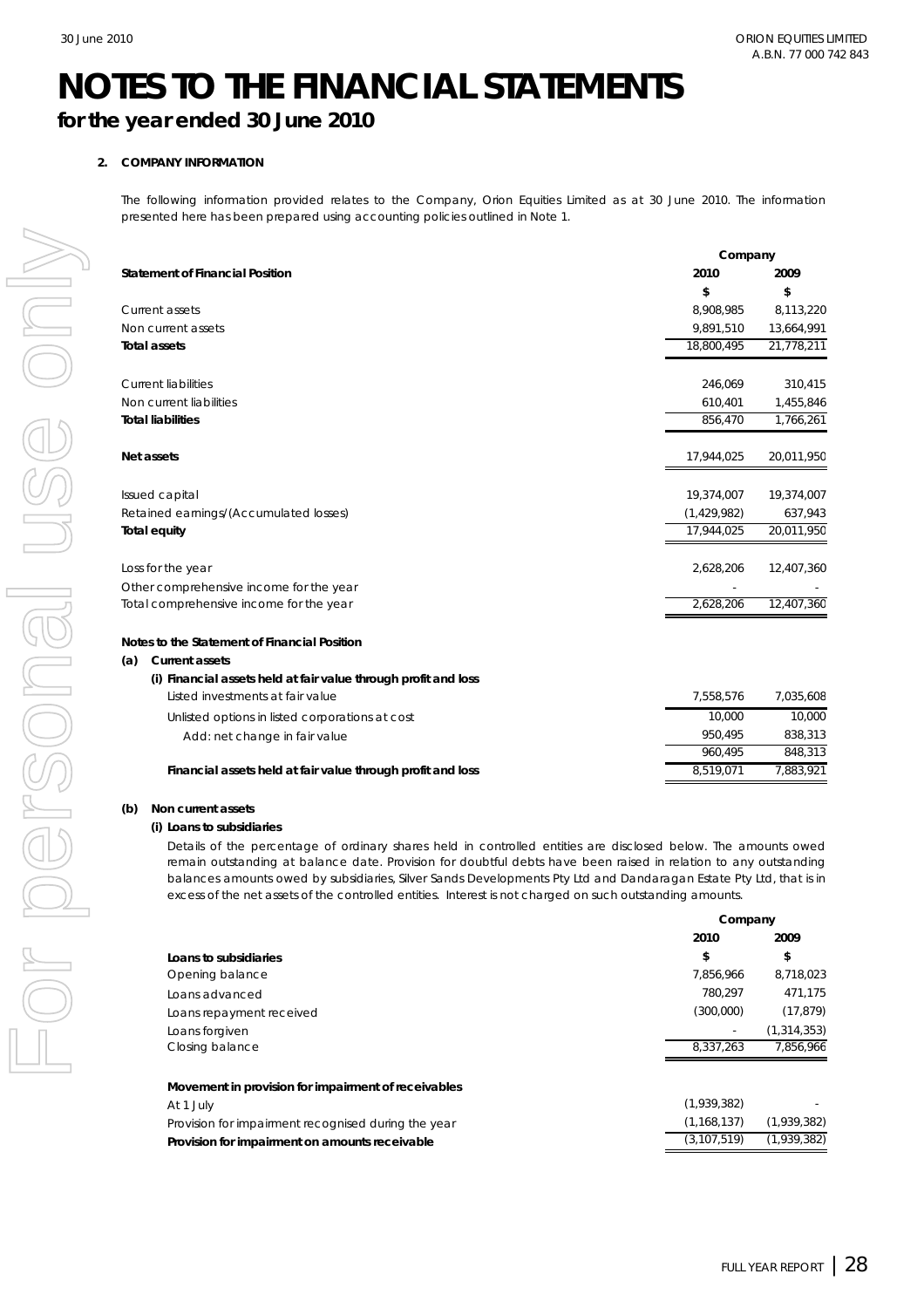# NOTES TO THE FINANCIAL STATEMENTS

## for the year ended 30 June 2010

### 2. COMPANY INFORMATION

The following information provided relates to the Company, Orion Equities Limited as at 30 June 2010. The information presented here has been prepared using accounting policies outlined in Note 1.

| | Company | |
|---|---|---|
| **Statement of Financial Position** | **2010** | **2009** |
| | **$** | **$** |
| Current assets | 8,908,985 | 8,113,220 |
| Non current assets | 9,891,510 | 13,664,991 |
| **Total assets** | 18,800,495 | 21,778,211 |
| | | |
| Current liabilities | 246,069 | 310,415 |
| Non current liabilities | 610,401 | 1,455,846 |
| **Total liabilities** | 856,470 | 1,766,261 |
| | | |
| **Net assets** | 17,944,025 | 20,011,950 |
| | | |
| Issued capital | 19,374,007 | 19,374,007 |
| Retained earnings/(Accumulated losses) | (1,429,982) | 637,943 |
| **Total equity** | 17,944,025 | 20,011,950 |
| | | |
| Loss for the year | 2,628,206 | 12,407,360 |
| Other comprehensive income for the year | - | - |
| Total comprehensive income for the year | 2,628,206 | 12,407,360 |

**Notes to the Statement of Financial Position**

**(a) Current assets**

**(i) Financial assets held at fair value through profit and loss**

| | 2010 | 2009 |
|---|---|---|
| Listed investments at fair value | 7,558,576 | 7,035,608 |
| Unlisted options in listed corporations at cost | 10,000 | 10,000 |
| Add: net change in fair value | 950,495 | 838,313 |
| | 960,495 | 848,313 |
| **Financial assets held at fair value through profit and loss** | 8,519,071 | 7,883,921 |

**(b) Non current assets**

**(i) Loans to subsidiaries**

Details of the percentage of ordinary shares held in controlled entities are disclosed below. The amounts owed remain outstanding at balance date. Provision for doubtful debts have been raised in relation to any outstanding balances amounts owed by subsidiaries, Silver Sands Developments Pty Ltd and Dandaragan Estate Pty Ltd, that is in excess of the net assets of the controlled entities. Interest is not charged on such outstanding amounts.

| | Company | |
|---|---|---|
| | **2010** | **2009** |
| **Loans to subsidiaries** | **$** | **$** |
| Opening balance | 7,856,966 | 8,718,023 |
| Loans advanced | 780,297 | 471,175 |
| Loans repayment received | (300,000) | (17,879) |
| Loans forgiven | - | (1,314,353) |
| Closing balance | 8,337,263 | 7,856,966 |
| | | |
| **Movement in provision for impairment of receivables** | | |
| At 1 July | (1,939,382) | - |
| Provision for impairment recognised during the year | (1,168,137) | (1,939,382) |
| **Provision for impairment on amounts receivable** | (3,107,519) | (1,939,382) |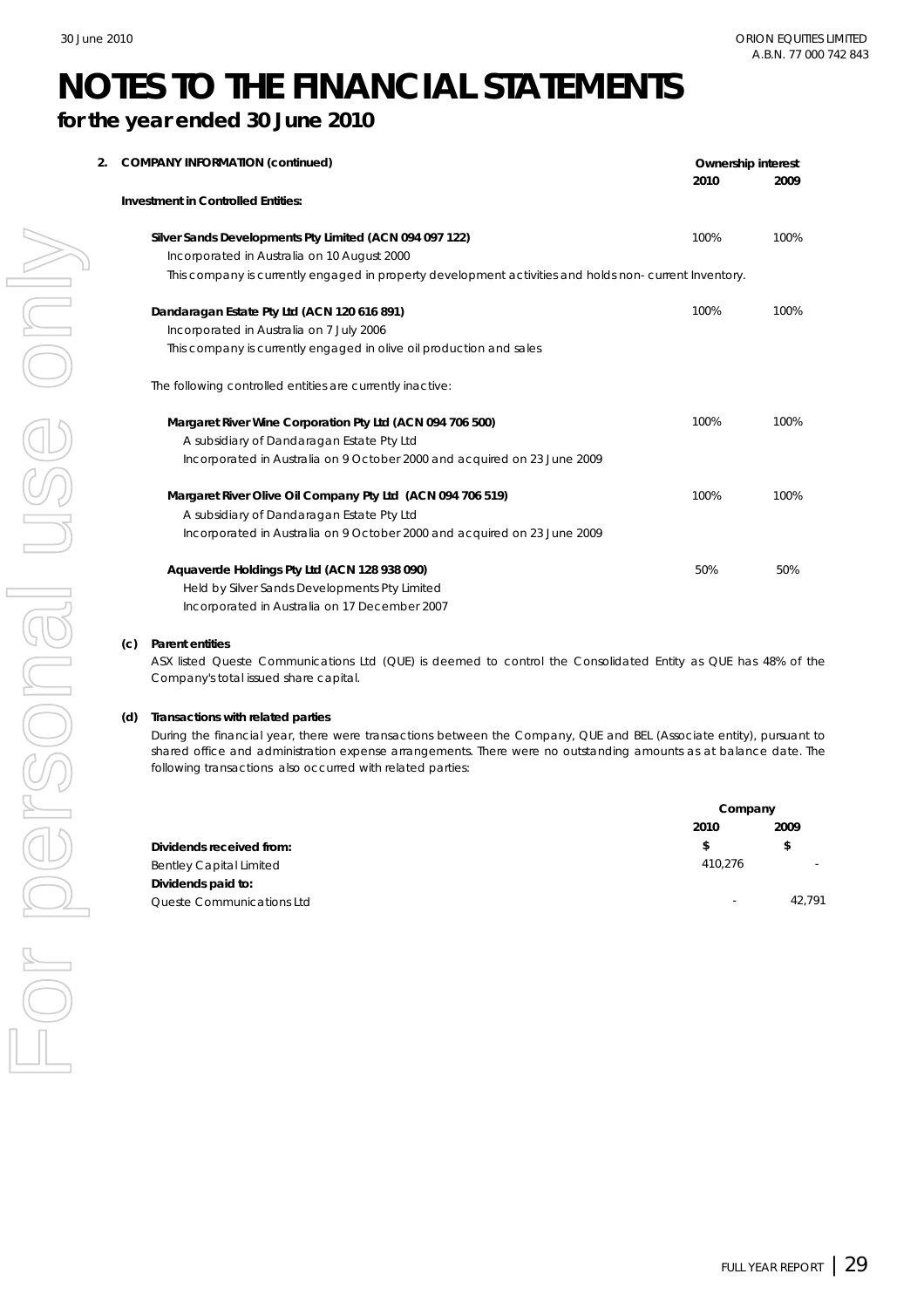# NOTES TO THE FINANCIAL STATEMENTS

## for the year ended 30 June 2010

**2. COMPANY INFORMATION (continued)**

| | Ownership interest | |
|---|---|---|
| | **2010** | **2009** |
| **Investment in Controlled Entities:** | | |
| **Silver Sands Developments Pty Limited (ACN 094 097 122)**<br>Incorporated in Australia on 10 August 2000<br>This company is currently engaged in property development activities and holds non- current Inventory. | 100% | 100% |
| **Dandaragan Estate Pty Ltd (ACN 120 616 891)**<br>Incorporated in Australia on 7 July 2006<br>This company is currently engaged in olive oil production and sales | 100% | 100% |
| The following controlled entities are currently inactive: | | |
| **Margaret River Wine Corporation Pty Ltd (ACN 094 706 500)**<br>A subsidiary of Dandaragan Estate Pty Ltd<br>Incorporated in Australia on 9 October 2000 and acquired on 23 June 2009 | 100% | 100% |
| **Margaret River Olive Oil Company Pty Ltd (ACN 094 706 519)**<br>A subsidiary of Dandaragan Estate Pty Ltd<br>Incorporated in Australia on 9 October 2000 and acquired on 23 June 2009 | 100% | 100% |
| **Aquaverde Holdings Pty Ltd (ACN 128 938 090)**<br>Held by Silver Sands Developments Pty Limited<br>Incorporated in Australia on 17 December 2007 | 50% | 50% |

**(c) Parent entities**

ASX listed Queste Communications Ltd (QUE) is deemed to control the Consolidated Entity as QUE has 48% of the Company's total issued share capital.

**(d) Transactions with related parties**

During the financial year, there were transactions between the Company, QUE and BEL (Associate entity), pursuant to shared office and administration expense arrangements. There were no outstanding amounts as at balance date. The following transactions also occurred with related parties:

| | Company | |
|---|---|---|
| | **2010** | **2009** |
| **Dividends received from:** | **$** | **$** |
| Bentley Capital Limited | 410,276 | - |
| **Dividends paid to:** | | |
| Queste Communications Ltd | - | 42,791 |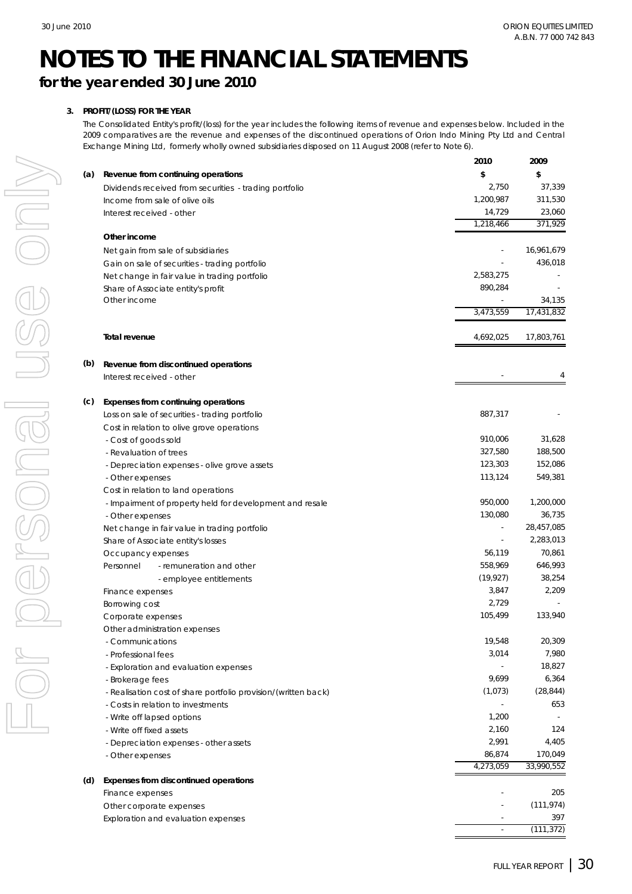# NOTES TO THE FINANCIAL STATEMENTS

## for the year ended 30 June 2010

### 3. PROFIT/(LOSS) FOR THE YEAR

The Consolidated Entity's profit/(loss) for the year includes the following items of revenue and expenses below. Included in the 2009 comparatives are the revenue and expenses of the discontinued operations of Orion Indo Mining Pty Ltd and Central Exchange Mining Ltd, formerly wholly owned subsidiaries disposed on 11 August 2008 (refer to Note 6).

| | | 2010 | 2009 |
|---|---|---|---|
| **(a)** | **Revenue from continuing operations** | **$** | **$** |
| | Dividends received from securities - trading portfolio | 2,750 | 37,339 |
| | Income from sale of olive oils | 1,200,987 | 311,530 |
| | Interest received - other | 14,729 | 23,060 |
| | | 1,218,466 | 371,929 |
| | **Other income** | | |
| | Net gain from sale of subsidiaries | - | 16,961,679 |
| | Gain on sale of securities - trading portfolio | - | 436,018 |
| | Net change in fair value in trading portfolio | 2,583,275 | - |
| | Share of Associate entity's profit | 890,284 | - |
| | Other income | - | 34,135 |
| | | 3,473,559 | 17,431,832 |
| | **Total revenue** | 4,692,025 | 17,803,761 |
| **(b)** | **Revenue from discontinued operations** | | |
| | Interest received - other | - | 4 |
| **(c)** | **Expenses from continuing operations** | | |
| | Loss on sale of securities - trading portfolio | 887,317 | - |
| | Cost in relation to olive grove operations | | |
| | - Cost of goods sold | 910,006 | 31,628 |
| | - Revaluation of trees | 327,580 | 188,500 |
| | - Depreciation expenses - olive grove assets | 123,303 | 152,086 |
| | - Other expenses | 113,124 | 549,381 |
| | Cost in relation to land operations | | |
| | - Impairment of property held for development and resale | 950,000 | 1,200,000 |
| | - Other expenses | 130,080 | 36,735 |
| | Net change in fair value in trading portfolio | - | 28,457,085 |
| | Share of Associate entity's losses | - | 2,283,013 |
| | Occupancy expenses | 56,119 | 70,861 |
| | Personnel - remuneration and other | 558,969 | 646,993 |
| | - employee entitlements | (19,927) | 38,254 |
| | Finance expenses | 3,847 | 2,209 |
| | Borrowing cost | 2,729 | - |
| | Corporate expenses | 105,499 | 133,940 |
| | Other administration expenses | | |
| | - Communications | 19,548 | 20,309 |
| | - Professional fees | 3,014 | 7,980 |
| | - Exploration and evaluation expenses | - | 18,827 |
| | - Brokerage fees | 9,699 | 6,364 |
| | - Realisation cost of share portfolio provision/(written back) | (1,073) | (28,844) |
| | - Costs in relation to investments | - | 653 |
| | - Write off lapsed options | 1,200 | - |
| | - Write off fixed assets | 2,160 | 124 |
| | - Depreciation expenses - other assets | 2,991 | 4,405 |
| | - Other expenses | 86,874 | 170,049 |
| | | 4,273,059 | 33,990,552 |
| **(d)** | **Expenses from discontinued operations** | | |
| | Finance expenses | - | 205 |
| | Other corporate expenses | - | (111,974) |
| | Exploration and evaluation expenses | - | 397 |
| | | - | (111,372) |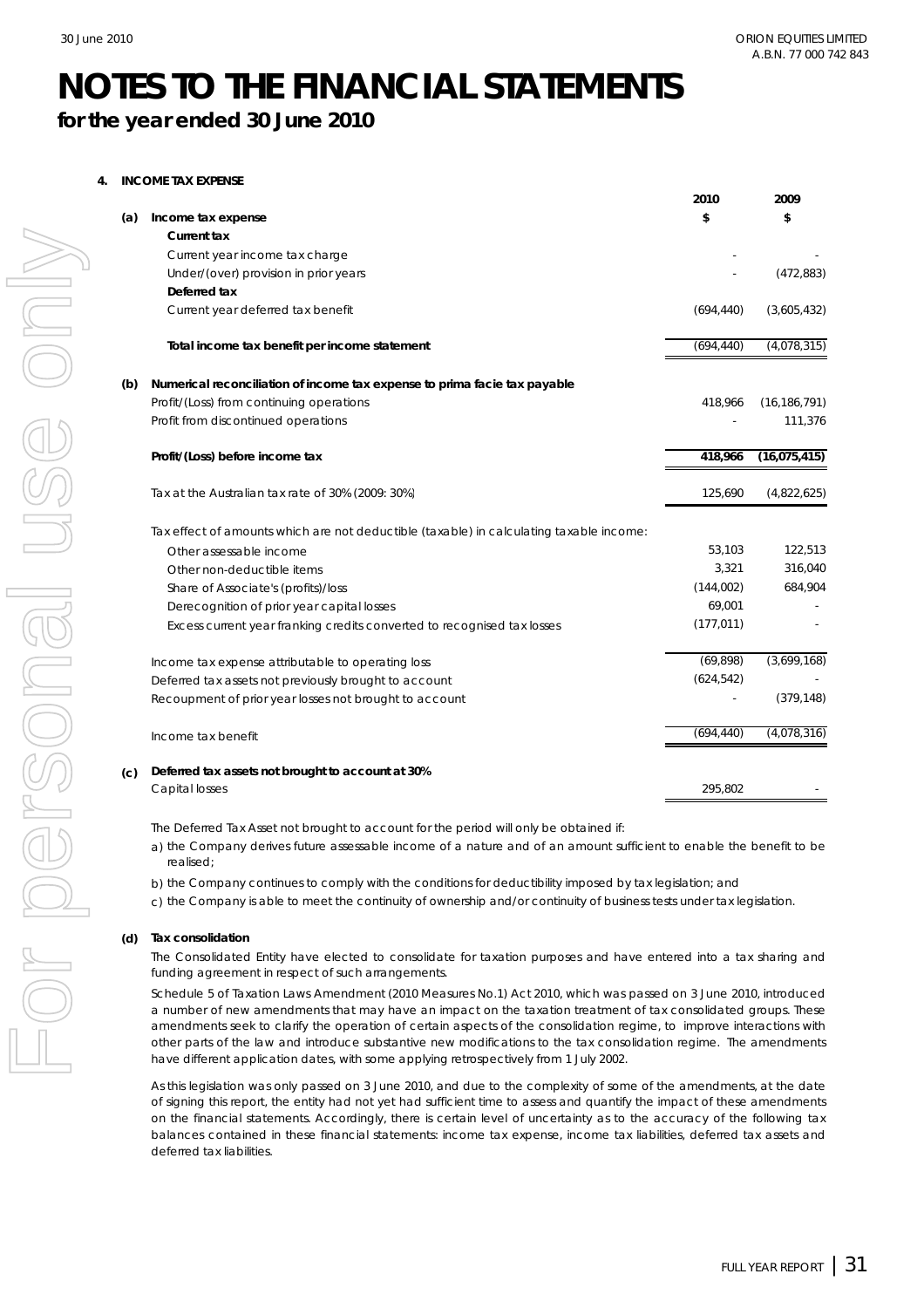# NOTES TO THE FINANCIAL STATEMENTS

## for the year ended 30 June 2010

### 4. INCOME TAX EXPENSE

| | | 2010 | 2009 |
|---|---|---|---|
| **(a)** | **Income tax expense** | **\$** | **\$** |
| | **Current tax** | | |
| | Current year income tax charge | - | - |
| | Under/(over) provision in prior years | - | (472,883) |
| | **Deferred tax** | | |
| | Current year deferred tax benefit | (694,440) | (3,605,432) |
| | **Total income tax benefit per income statement** | (694,440) | (4,078,315) |
| **(b)** | **Numerical reconciliation of income tax expense to prima facie tax payable** | | |
| | Profit/(Loss) from continuing operations | 418,966 | (16,186,791) |
| | Profit from discontinued operations | - | 111,376 |
| | **Profit/(Loss) before income tax** | **418,966** | **(16,075,415)** |
| | Tax at the Australian tax rate of 30% (2009: 30%) | 125,690 | (4,822,625) |
| | Tax effect of amounts which are not deductible (taxable) in calculating taxable income: | | |
| | Other assessable income | 53,103 | 122,513 |
| | Other non-deductible items | 3,321 | 316,040 |
| | Share of Associate's (profits)/loss | (144,002) | 684,904 |
| | Derecognition of prior year capital losses | 69,001 | - |
| | Excess current year franking credits converted to recognised tax losses | (177,011) | - |
| | Income tax expense attributable to operating loss | (69,898) | (3,699,168) |
| | Deferred tax assets not previously brought to account | (624,542) | - |
| | Recoupment of prior year losses not brought to account | - | (379,148) |
| | Income tax benefit | (694,440) | (4,078,316) |
| **(c)** | **Deferred tax assets not brought to account at 30%** | | |
| | Capital losses | 295,802 | - |

The Deferred Tax Asset not brought to account for the period will only be obtained if:

a) the Company derives future assessable income of a nature and of an amount sufficient to enable the benefit to be realised;

b) the Company continues to comply with the conditions for deductibility imposed by tax legislation; and

c) the Company is able to meet the continuity of ownership and/or continuity of business tests under tax legislation.

**(d) Tax consolidation**

The Consolidated Entity have elected to consolidate for taxation purposes and have entered into a tax sharing and funding agreement in respect of such arrangements.

Schedule 5 of Taxation Laws Amendment (2010 Measures No.1) Act 2010, which was passed on 3 June 2010, introduced a number of new amendments that may have an impact on the taxation treatment of tax consolidated groups. These amendments seek to clarify the operation of certain aspects of the consolidation regime, to improve interactions with other parts of the law and introduce substantive new modifications to the tax consolidation regime. The amendments have different application dates, with some applying retrospectively from 1 July 2002.

As this legislation was only passed on 3 June 2010, and due to the complexity of some of the amendments, at the date of signing this report, the entity had not yet had sufficient time to assess and quantify the impact of these amendments on the financial statements. Accordingly, there is certain level of uncertainty as to the accuracy of the following tax balances contained in these financial statements: income tax expense, income tax liabilities, deferred tax assets and deferred tax liabilities.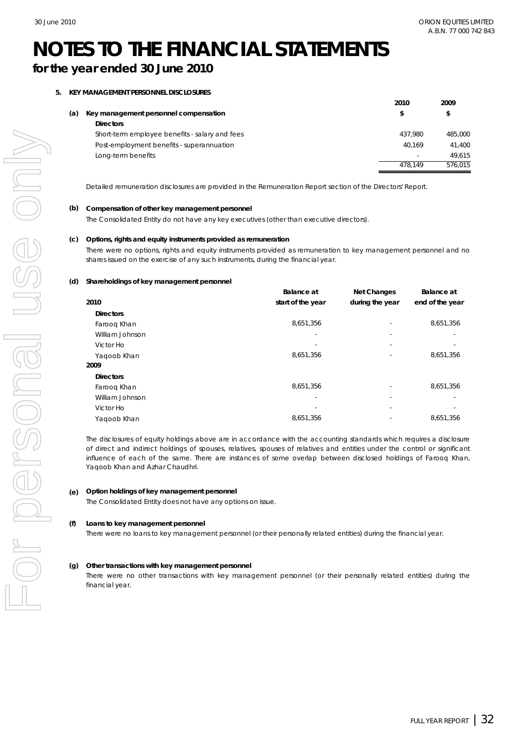# NOTES TO THE FINANCIAL STATEMENTS

## for the year ended 30 June 2010

**5. KEY MANAGEMENT PERSONNEL DISCLOSURES**

**(a) Key management personnel compensation**

| | 2010 | 2009 |
|---|---|---|
| | $ | $ |
| **Directors** | | |
| Short-term employee benefits - salary and fees | 437,980 | 485,000 |
| Post-employment benefits - superannuation | 40,169 | 41,400 |
| Long-term benefits | - | 49,615 |
| | 478,149 | 576,015 |

*Detailed remuneration disclosures are provided in the Remuneration Report section of the Directors' Report.*

**(b) Compensation of other key management personnel**

The Consolidated Entity do not have any key executives (other than executive directors).

**(c) Options, rights and equity instruments provided as remuneration**

There were no options, rights and equity instruments provided as remuneration to key management personnel and no shares issued on the exercise of any such instruments, during the financial year.

**(d) Shareholdings of key management personnel**

| 2010 | Balance at start of the year | Net Changes during the year | Balance at end of the year |
|---|---|---|---|
| **Directors** | | | |
| Farooq Khan | 8,651,356 | - | 8,651,356 |
| William Johnson | - | - | - |
| Victor Ho | - | - | - |
| Yaqoob Khan | 8,651,356 | - | 8,651,356 |
| **2009** | | | |
| **Directors** | | | |
| Farooq Khan | 8,651,356 | - | 8,651,356 |
| William Johnson | - | - | - |
| Victor Ho | - | - | - |
| Yaqoob Khan | 8,651,356 | - | 8,651,356 |

The disclosures of equity holdings above are in accordance with the accounting standards which requires a disclosure of direct and indirect holdings of spouses, relatives, spouses of relatives and entities under the control or significant influence of each of the same. There are instances of some overlap between disclosed holdings of Farooq Khan, Yaqoob Khan and Azhar Chaudhri.

**(e) Option holdings of key management personnel**

The Consolidated Entity does not have any options on issue.

**(f) Loans to key management personnel**

There were no loans to key management personnel (or their personally related entities) during the financial year.

**(g) Other transactions with key management personnel**

There were no other transactions with key management personnel (or their personally related entities) during the financial year.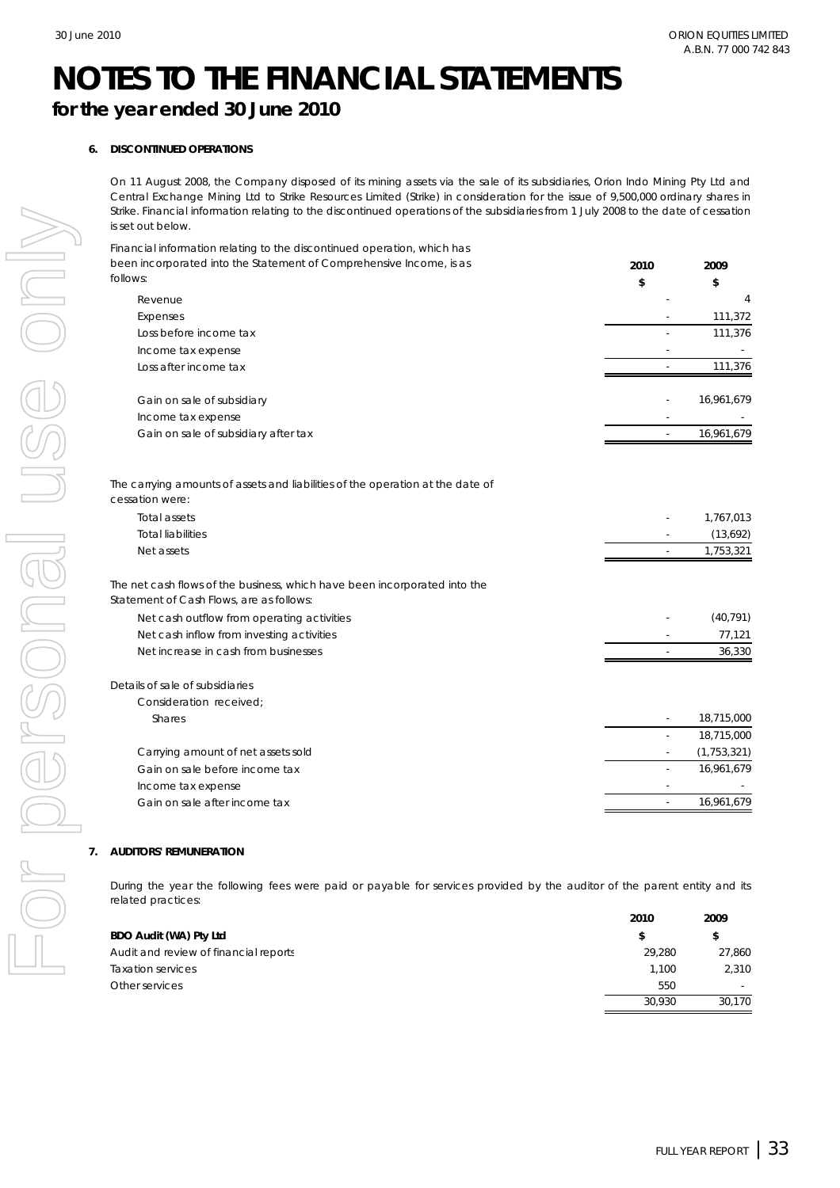# NOTES TO THE FINANCIAL STATEMENTS

## for the year ended 30 June 2010

### 6. DISCONTINUED OPERATIONS

On 11 August 2008, the Company disposed of its mining assets via the sale of its subsidiaries, Orion Indo Mining Pty Ltd and Central Exchange Mining Ltd to Strike Resources Limited (Strike) in consideration for the issue of 9,500,000 ordinary shares in Strike. Financial information relating to the discontinued operations of the subsidiaries from 1 July 2008 to the date of cessation is set out below.

| Financial information relating to the discontinued operation, which has been incorporated into the Statement of Comprehensive Income, is as follows: | 2010<br>$ | 2009<br>$ |
|---|---|---|
| Revenue | - | 4 |
| Expenses | - | 111,372 |
| Loss before income tax | - | 111,376 |
| Income tax expense | - | - |
| Loss after income tax | - | 111,376 |
| | | |
| Gain on sale of subsidiary | - | 16,961,679 |
| Income tax expense | - | - |
| Gain on sale of subsidiary after tax | - | 16,961,679 |
| | | |
| The carrying amounts of assets and liabilities of the operation at the date of cessation were: | | |
| Total assets | - | 1,767,013 |
| Total liabilities | - | (13,692) |
| Net assets | - | 1,753,321 |
| | | |
| The net cash flows of the business, which have been incorporated into the Statement of Cash Flows, are as follows: | | |
| Net cash outflow from operating activities | - | (40,791) |
| Net cash inflow from investing activities | - | 77,121 |
| Net increase in cash from businesses | - | 36,330 |
| | | |
| Details of sale of subsidiaries | | |
| Consideration received; | | |
| Shares | - | 18,715,000 |
| | - | 18,715,000 |
| Carrying amount of net assets sold | - | (1,753,321) |
| Gain on sale before income tax | - | 16,961,679 |
| Income tax expense | - | - |
| Gain on sale after income tax | - | 16,961,679 |

### 7. AUDITORS' REMUNERATION

During the year the following fees were paid or payable for services provided by the auditor of the parent entity and its related practices:

| | 2010 | 2009 |
|---|---|---|
| **BDO Audit (WA) Pty Ltd** | $ | $ |
| Audit and review of financial reports | 29,280 | 27,860 |
| Taxation services | 1,100 | 2,310 |
| Other services | 550 | - |
| | 30,930 | 30,170 |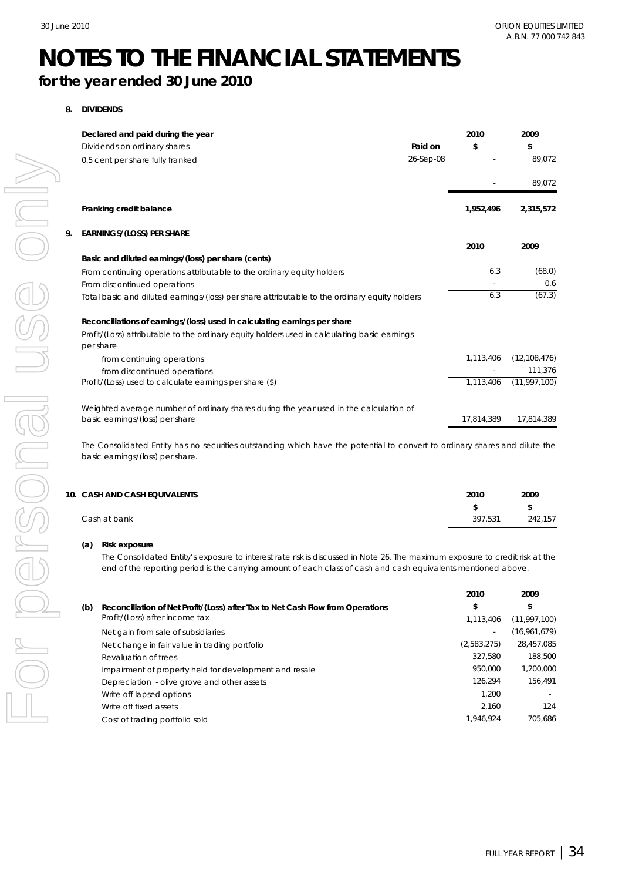# NOTES TO THE FINANCIAL STATEMENTS

## for the year ended 30 June 2010

### 8. DIVIDENDS

| **Declared and paid during the year** | | **2010** | **2009** |
|---|---|---|---|
| Dividends on ordinary shares | **Paid on** | **$** | **$** |
| 0.5 cent per share fully franked | 26-Sep-08 | - | 89,072 |
| | | - | 89,072 |
| **Franking credit balance** | | **1,952,496** | **2,315,572** |

### 9. EARNINGS/(LOSS) PER SHARE

| | **2010** | **2009** |
|---|---|---|
| **Basic and diluted earnings/(loss) per share (cents)** | | |
| From continuing operations attributable to the ordinary equity holders | 6.3 | (68.0) |
| From discontinued operations | - | 0.6 |
| Total basic and diluted earnings/(loss) per share attributable to the ordinary equity holders | 6.3 | (67.3) |
| **Reconciliations of earnings/(loss) used in calculating earnings per share** | | |
| Profit/(Loss) attributable to the ordinary equity holders used in calculating basic earnings per share | | |
| from continuing operations | 1,113,406 | (12,108,476) |
| from discontinued operations | - | 111,376 |
| Profit/(Loss) used to calculate earnings per share ($) | 1,113,406 | (11,997,100) |
| Weighted average number of ordinary shares during the year used in the calculation of basic earnings/(loss) per share | 17,814,389 | 17,814,389 |

The Consolidated Entity has no securities outstanding which have the potential to convert to ordinary shares and dilute the basic earnings/(loss) per share.

### 10. CASH AND CASH EQUIVALENTS

| | **2010** | **2009** |
|---|---|---|
| | **$** | **$** |
| Cash at bank | 397,531 | 242,157 |

**(a) Risk exposure**

The Consolidated Entity's exposure to interest rate risk is discussed in Note 26. The maximum exposure to credit risk at the end of the reporting period is the carrying amount of each class of cash and cash equivalents mentioned above.

| | **2010** | **2009** |
|---|---|---|
| **(b) Reconciliation of Net Profit/(Loss) after Tax to Net Cash Flow from Operations** | **$** | **$** |
| Profit/(Loss) after income tax | 1,113,406 | (11,997,100) |
| Net gain from sale of subsidiaries | - | (16,961,679) |
| Net change in fair value in trading portfolio | (2,583,275) | 28,457,085 |
| Revaluation of trees | 327,580 | 188,500 |
| Impairment of property held for development and resale | 950,000 | 1,200,000 |
| Depreciation - olive grove and other assets | 126,294 | 156,491 |
| Write off lapsed options | 1,200 | - |
| Write off fixed assets | 2,160 | 124 |
| Cost of trading portfolio sold | 1,946,924 | 705,686 |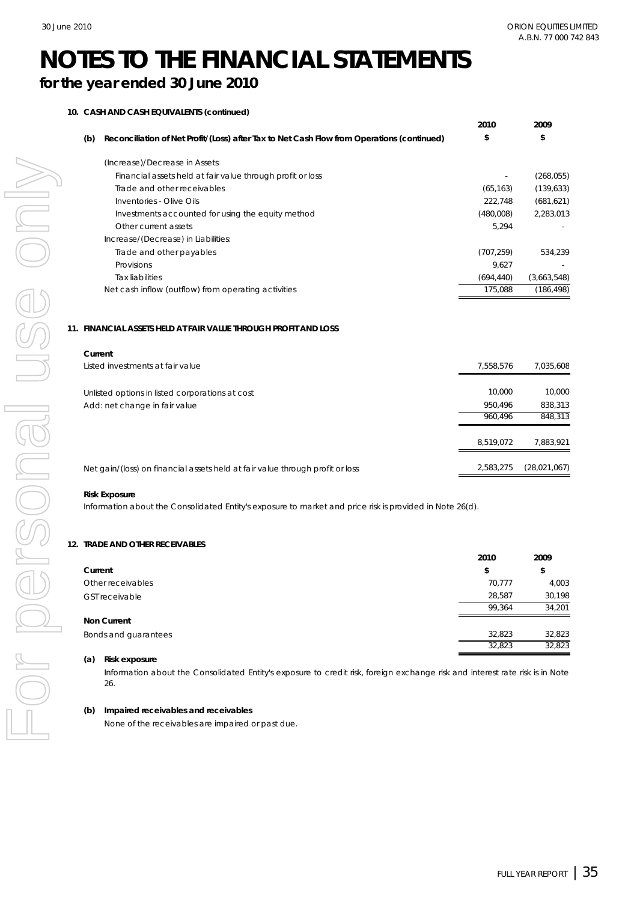# NOTES TO THE FINANCIAL STATEMENTS

## for the year ended 30 June 2010

### 10. CASH AND CASH EQUIVALENTS (continued)

| (b) Reconciliation of Net Profit/(Loss) after Tax to Net Cash Flow from Operations (continued) | 2010 $ | 2009 $ |
|---|---|---|
| (Increase)/Decrease in Assets: | | |
| Financial assets held at fair value through profit or loss | - | (268,055) |
| Trade and other receivables | (65,163) | (139,633) |
| Inventories - Olive Oils | 222,748 | (681,621) |
| Investments accounted for using the equity method | (480,008) | 2,283,013 |
| Other current assets | 5,294 | - |
| Increase/(Decrease) in Liabilities: | | |
| Trade and other payables | (707,259) | 534,239 |
| Provisions | 9,627 | - |
| Tax liabilities | (694,440) | (3,663,548) |
| Net cash inflow (outflow) from operating activities | 175,088 | (186,498) |

### 11. FINANCIAL ASSETS HELD AT FAIR VALUE THROUGH PROFIT AND LOSS

| Current | 2010 | 2009 |
|---|---|---|
| Listed investments at fair value | 7,558,576 | 7,035,608 |
| | | |
| Unlisted options in listed corporations at cost | 10,000 | 10,000 |
| Add: net change in fair value | 950,496 | 838,313 |
| | 960,496 | 848,313 |
| | | |
| | 8,519,072 | 7,883,921 |
| | | |
| Net gain/(loss) on financial assets held at fair value through profit or loss | 2,583,275 | (28,021,067) |

**Risk Exposure**

Information about the Consolidated Entity's exposure to market and price risk is provided in Note 26(d).

### 12. TRADE AND OTHER RECEIVABLES

| | 2010 $ | 2009 $ |
|---|---|---|
| **Current** | | |
| Other receivables | 70,777 | 4,003 |
| GST receivable | 28,587 | 30,198 |
| | 99,364 | 34,201 |
| **Non Current** | | |
| Bonds and guarantees | 32,823 | 32,823 |
| | 32,823 | 32,823 |

**(a) Risk exposure**

Information about the Consolidated Entity's exposure to credit risk, foreign exchange risk and interest rate risk is in Note 26.

**(b) Impaired receivables and receivables**

None of the receivables are impaired or past due.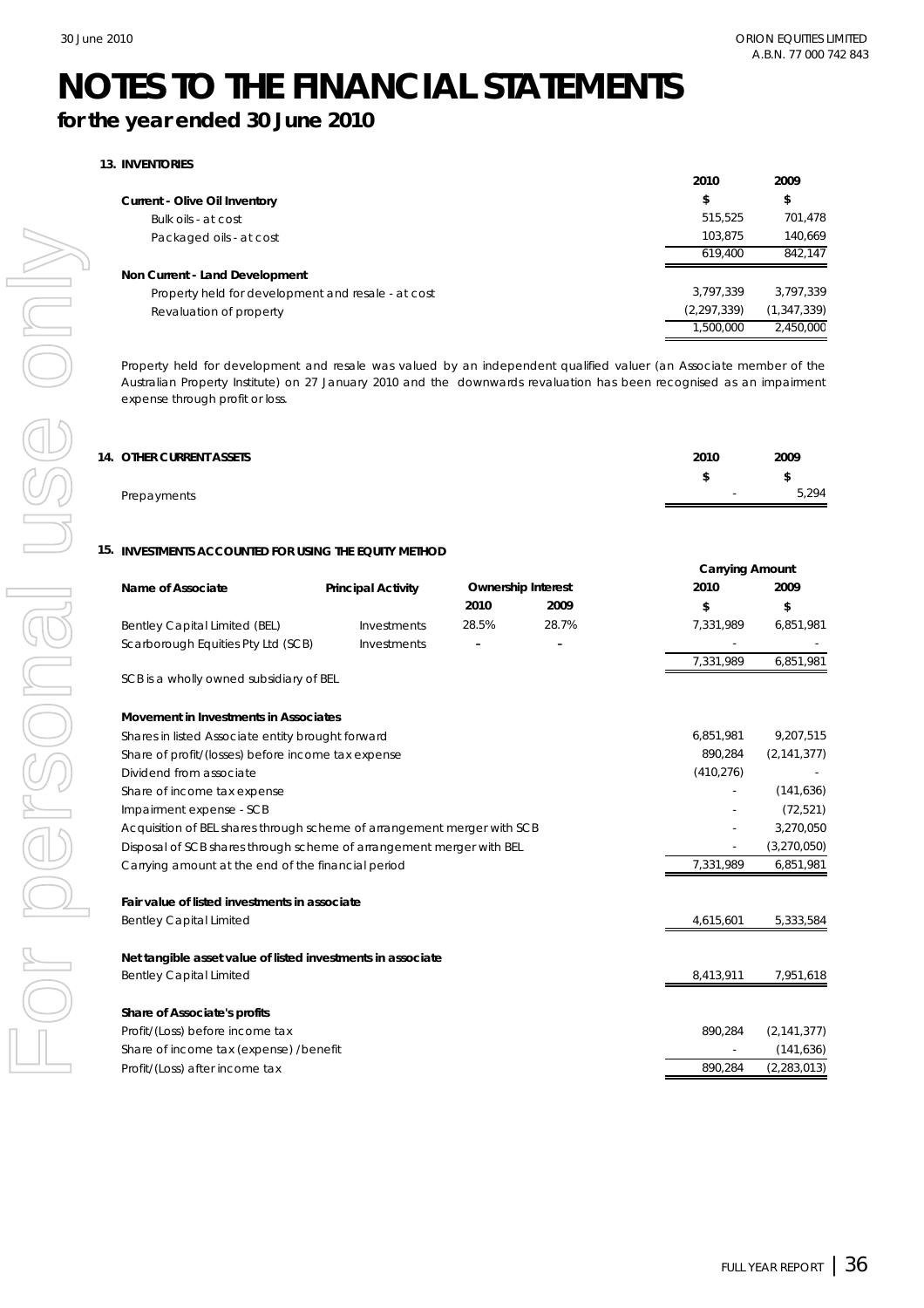# NOTES TO THE FINANCIAL STATEMENTS

## for the year ended 30 June 2010

### 13. INVENTORIES

| | 2010 | 2009 |
|---|---|---|
| **Current - Olive Oil Inventory** | **$** | **$** |
| Bulk oils - at cost | 515,525 | 701,478 |
| Packaged oils - at cost | 103,875 | 140,669 |
| | 619,400 | 842,147 |
| **Non Current - Land Development** | | |
| Property held for development and resale - at cost | 3,797,339 | 3,797,339 |
| Revaluation of property | (2,297,339) | (1,347,339) |
| | 1,500,000 | 2,450,000 |

*Property held for development and resale was valued by an independent qualified valuer (an Associate member of the Australian Property Institute) on 27 January 2010 and the downwards revaluation has been recognised as an impairment expense through profit or loss.*

### 14. OTHER CURRENT ASSETS

| | 2010 | 2009 |
|---|---|---|
| | **$** | **$** |
| Prepayments | - | 5,294 |

### 15. INVESTMENTS ACCOUNTED FOR USING THE EQUITY METHOD

| Name of Associate | Principal Activity | Ownership Interest | | Carrying Amount | |
|---|---|---|---|---|---|
| | | 2010 | 2009 | 2010 | 2009 |
| | | | | $ | $ |
| Bentley Capital Limited (BEL) | Investments | 28.5% | 28.7% | 7,331,989 | 6,851,981 |
| Scarborough Equities Pty Ltd (SCB) | Investments | - | - | - | - |
| | | | | 7,331,989 | 6,851,981 |

SCB is a wholly owned subsidiary of BEL

| | 2010 | 2009 |
|---|---|---|
| **Movement in Investments in Associates** | | |
| Shares in listed Associate entity brought forward | 6,851,981 | 9,207,515 |
| Share of profit/(losses) before income tax expense | 890,284 | (2,141,377) |
| Dividend from associate | (410,276) | - |
| Share of income tax expense | - | (141,636) |
| Impairment expense - SCB | - | (72,521) |
| Acquisition of BEL shares through scheme of arrangement merger with SCB | - | 3,270,050 |
| Disposal of SCB shares through scheme of arrangement merger with BEL | - | (3,270,050) |
| Carrying amount at the end of the financial period | 7,331,989 | 6,851,981 |
| **Fair value of listed investments in associate** | | |
| Bentley Capital Limited | 4,615,601 | 5,333,584 |
| **Net tangible asset value of listed investments in associate** | | |
| Bentley Capital Limited | 8,413,911 | 7,951,618 |
| **Share of Associate's profits** | | |
| Profit/(Loss) before income tax | 890,284 | (2,141,377) |
| Share of income tax (expense) /benefit | - | (141,636) |
| Profit/(Loss) after income tax | 890,284 | (2,283,013) |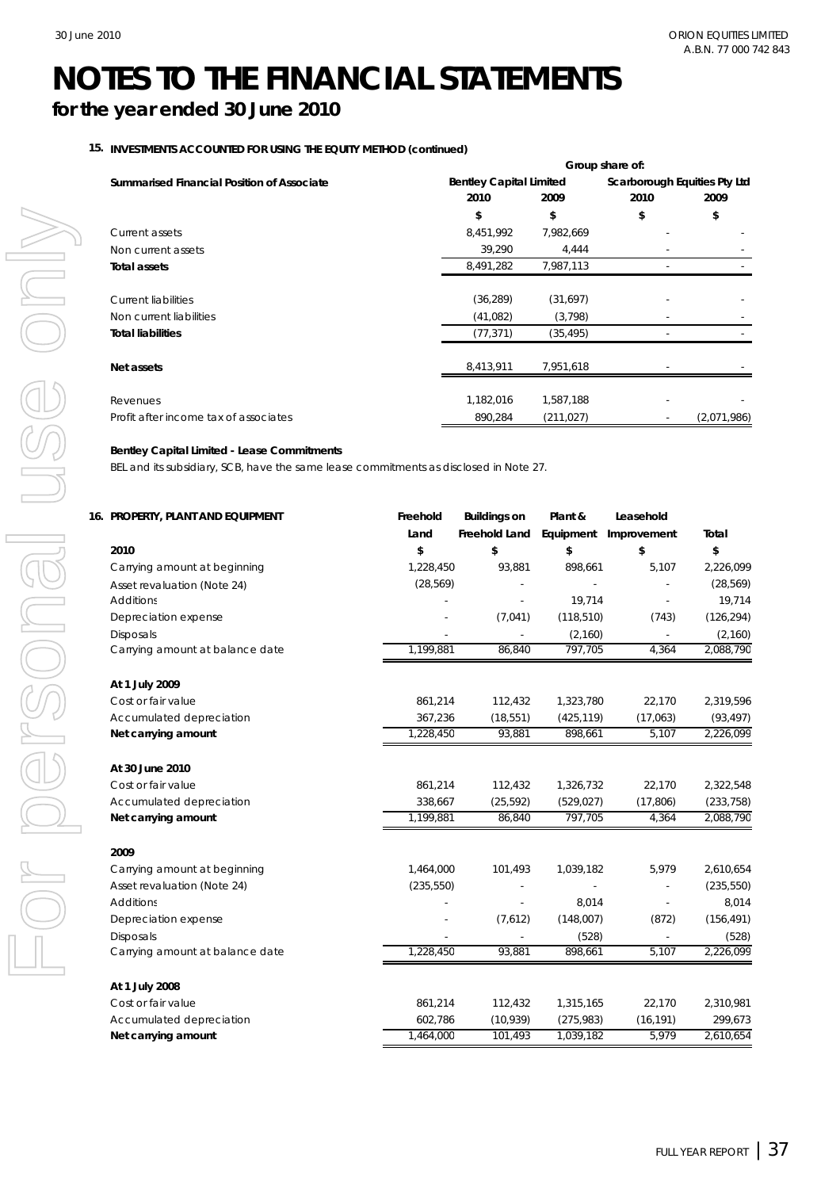# NOTES TO THE FINANCIAL STATEMENTS

## for the year ended 30 June 2010

### 15. INVESTMENTS ACCOUNTED FOR USING THE EQUITY METHOD (continued)

| Summarised Financial Position of Associate | Group share of: | | | |
|---|---|---|---|---|
| | Bentley Capital Limited | | Scarborough Equities Pty Ltd | |
| | 2010 | 2009 | 2010 | 2009 |
| | $ | $ | $ | $ |
| Current assets | 8,451,992 | 7,982,669 | - | - |
| Non current assets | 39,290 | 4,444 | - | - |
| **Total assets** | 8,491,282 | 7,987,113 | - | - |
| Current liabilities | (36,289) | (31,697) | - | - |
| Non current liabilities | (41,082) | (3,798) | - | - |
| **Total liabilities** | (77,371) | (35,495) | - | - |
| **Net assets** | 8,413,911 | 7,951,618 | - | - |
| Revenues | 1,182,016 | 1,587,188 | - | - |
| Profit after income tax of associates | 890,284 | (211,027) | - | (2,071,986) |

**Bentley Capital Limited - Lease Commitments**

BEL and its subsidiary, SCB, have the same lease commitments as disclosed in Note 27.

### 16. PROPERTY, PLANT AND EQUIPMENT

| | Freehold Land | Buildings on Freehold Land | Plant & Equipment | Leasehold Improvement | Total |
|---|---|---|---|---|---|
| **2010** | $ | $ | $ | $ | $ |
| Carrying amount at beginning | 1,228,450 | 93,881 | 898,661 | 5,107 | 2,226,099 |
| Asset revaluation (Note 24) | (28,569) | - | - | - | (28,569) |
| Additions | - | - | 19,714 | - | 19,714 |
| Depreciation expense | - | (7,041) | (118,510) | (743) | (126,294) |
| Disposals | - | - | (2,160) | - | (2,160) |
| Carrying amount at balance date | 1,199,881 | 86,840 | 797,705 | 4,364 | 2,088,790 |
| **At 1 July 2009** | | | | | |
| Cost or fair value | 861,214 | 112,432 | 1,323,780 | 22,170 | 2,319,596 |
| Accumulated depreciation | 367,236 | (18,551) | (425,119) | (17,063) | (93,497) |
| **Net carrying amount** | 1,228,450 | 93,881 | 898,661 | 5,107 | 2,226,099 |
| **At 30 June 2010** | | | | | |
| Cost or fair value | 861,214 | 112,432 | 1,326,732 | 22,170 | 2,322,548 |
| Accumulated depreciation | 338,667 | (25,592) | (529,027) | (17,806) | (233,758) |
| **Net carrying amount** | 1,199,881 | 86,840 | 797,705 | 4,364 | 2,088,790 |
| **2009** | | | | | |
| Carrying amount at beginning | 1,464,000 | 101,493 | 1,039,182 | 5,979 | 2,610,654 |
| Asset revaluation (Note 24) | (235,550) | - | - | - | (235,550) |
| Additions | - | - | 8,014 | - | 8,014 |
| Depreciation expense | - | (7,612) | (148,007) | (872) | (156,491) |
| Disposals | - | - | (528) | - | (528) |
| Carrying amount at balance date | 1,228,450 | 93,881 | 898,661 | 5,107 | 2,226,099 |
| **At 1 July 2008** | | | | | |
| Cost or fair value | 861,214 | 112,432 | 1,315,165 | 22,170 | 2,310,981 |
| Accumulated depreciation | 602,786 | (10,939) | (275,983) | (16,191) | 299,673 |
| **Net carrying amount** | 1,464,000 | 101,493 | 1,039,182 | 5,979 | 2,610,654 |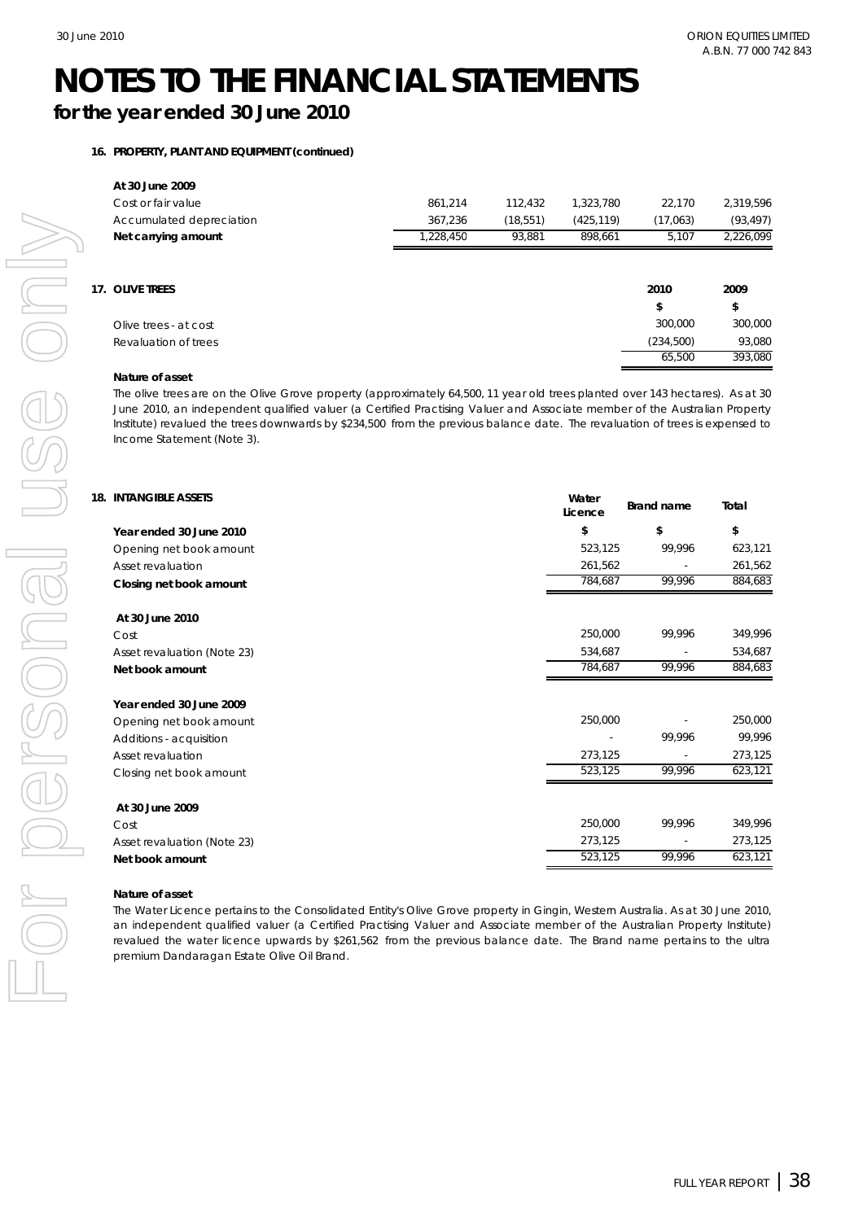# NOTES TO THE FINANCIAL STATEMENTS
## for the year ended 30 June 2010

**16. PROPERTY, PLANT AND EQUIPMENT (continued)**

| **At 30 June 2009** | | | | | |
|---|---|---|---|---|---|
| Cost or fair value | 861,214 | 112,432 | 1,323,780 | 22,170 | 2,319,596 |
| Accumulated depreciation | 367,236 | (18,551) | (425,119) | (17,063) | (93,497) |
| **Net carrying amount** | 1,228,450 | 93,881 | 898,661 | 5,107 | 2,226,099 |

**17. OLIVE TREES**

| | 2010 | 2009 |
|---|---|---|
| | $ | $ |
| Olive trees - at cost | 300,000 | 300,000 |
| Revaluation of trees | (234,500) | 93,080 |
| | 65,500 | 393,080 |

**Nature of asset**

The olive trees are on the Olive Grove property (approximately 64,500, 11 year old trees planted over 143 hectares). As at 30 June 2010, an independent qualified valuer (a Certified Practising Valuer and Associate member of the Australian Property Institute) revalued the trees downwards by $234,500 from the previous balance date. The revaluation of trees is expensed to Income Statement (Note 3).

**18. INTANGIBLE ASSETS**

| | Water Licence | Brand name | Total |
|---|---|---|---|
| **Year ended 30 June 2010** | $ | $ | $ |
| Opening net book amount | 523,125 | 99,996 | 623,121 |
| Asset revaluation | 261,562 | - | 261,562 |
| **Closing net book amount** | 784,687 | 99,996 | 884,683 |
| | | | |
| **At 30 June 2010** | | | |
| Cost | 250,000 | 99,996 | 349,996 |
| Asset revaluation (Note 23) | 534,687 | - | 534,687 |
| **Net book amount** | 784,687 | 99,996 | 884,683 |
| | | | |
| **Year ended 30 June 2009** | | | |
| Opening net book amount | 250,000 | - | 250,000 |
| Additions - acquisition | - | 99,996 | 99,996 |
| Asset revaluation | 273,125 | - | 273,125 |
| Closing net book amount | 523,125 | 99,996 | 623,121 |
| | | | |
| **At 30 June 2009** | | | |
| Cost | 250,000 | 99,996 | 349,996 |
| Asset revaluation (Note 23) | 273,125 | - | 273,125 |
| **Net book amount** | 523,125 | 99,996 | 623,121 |

**Nature of asset**

The Water Licence pertains to the Consolidated Entity's Olive Grove property in Gingin, Western Australia. As at 30 June 2010, an independent qualified valuer (a Certified Practising Valuer and Associate member of the Australian Property Institute) revalued the water licence upwards by $261,562 from the previous balance date. The Brand name pertains to the ultra premium Dandaragan Estate Olive Oil Brand.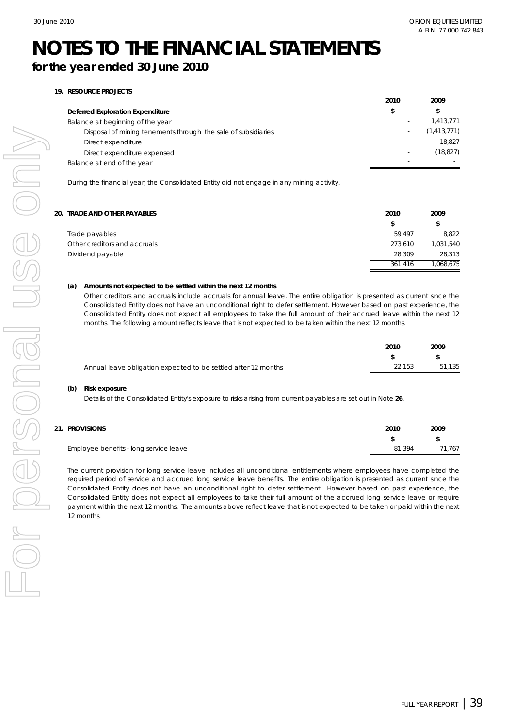# NOTES TO THE FINANCIAL STATEMENTS

## for the year ended 30 June 2010

### 19. RESOURCE PROJECTS

| | 2010 | 2009 |
|---|---|---|
| **Deferred Exploration Expenditure** | **$** | **$** |
| Balance at beginning of the year | - | 1,413,771 |
| Disposal of mining tenements through the sale of subsidiaries | - | (1,413,771) |
| Direct expenditure | - | 18,827 |
| Direct expenditure expensed | - | (18,827) |
| Balance at end of the year | - | - |

During the financial year, the Consolidated Entity did not engage in any mining activity.

### 20. TRADE AND OTHER PAYABLES

| | 2010 | 2009 |
|---|---|---|
| | $ | $ |
| Trade payables | 59,497 | 8,822 |
| Other creditors and accruals | 273,610 | 1,031,540 |
| Dividend payable | 28,309 | 28,313 |
| | 361,416 | 1,068,675 |

**(a) Amounts not expected to be settled within the next 12 months**

Other creditors and accruals include accruals for annual leave. The entire obligation is presented as current since the Consolidated Entity does not have an unconditional right to defer settlement. However based on past experience, the Consolidated Entity does not expect all employees to take the full amount of their accrued leave within the next 12 months. The following amount reflects leave that is not expected to be taken within the next 12 months.

| | 2010 | 2009 |
|---|---|---|
| | $ | $ |
| Annual leave obligation expected to be settled after 12 months | 22,153 | 51,135 |

**(b) Risk exposure**

Details of the Consolidated Entity's exposure to risks arising from current payables are set out in Note **26**.

### 21. PROVISIONS

| | 2010 | 2009 |
|---|---|---|
| | $ | $ |
| Employee benefits - long service leave | 81,394 | 71,767 |

The current provision for long service leave includes all unconditional entitlements where employees have completed the required period of service and accrued long service leave benefits. The entire obligation is presented as current since the Consolidated Entity does not have an unconditional right to defer settlement. However based on past experience, the Consolidated Entity does not expect all employees to take their full amount of the accrued long service leave or require payment within the next 12 months. The amounts above reflect leave that is not expected to be taken or paid within the next 12 months.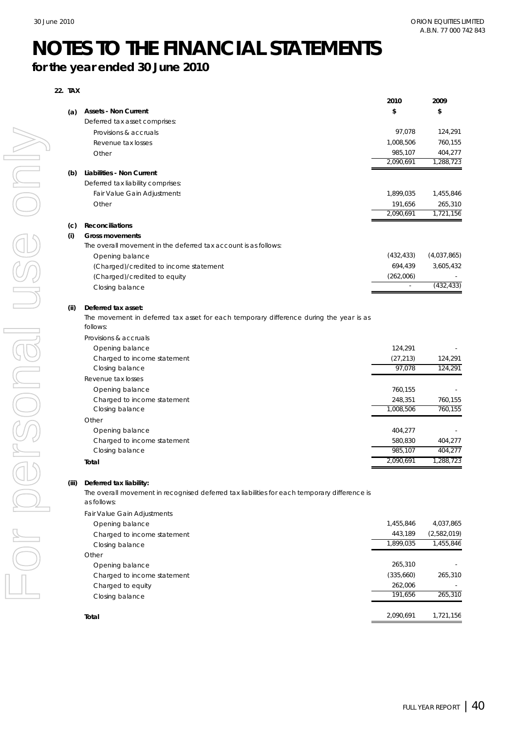# NOTES TO THE FINANCIAL STATEMENTS

## for the year ended 30 June 2010

**22. TAX**

| | | 2010 | 2009 |
|---|---|---|---|
| **(a)** | **Assets - Non Current** | **$** | **$** |
| | Deferred tax asset comprises: | | |
| | Provisions & accruals | 97,078 | 124,291 |
| | Revenue tax losses | 1,008,506 | 760,155 |
| | Other | 985,107 | 404,277 |
| | | 2,090,691 | 1,288,723 |
| **(b)** | **Liabilities - Non Current** | | |
| | Deferred tax liability comprises: | | |
| | Fair Value Gain Adjustments | 1,899,035 | 1,455,846 |
| | Other | 191,656 | 265,310 |
| | | 2,090,691 | 1,721,156 |
| **(c)** | **Reconciliations** | | |
| **(i)** | **Gross movements** | | |
| | The overall movement in the deferred tax account is as follows: | | |
| | Opening balance | (432,433) | (4,037,865) |
| | (Charged)/credited to income statement | 694,439 | 3,605,432 |
| | (Charged)/credited to equity | (262,006) | - |
| | Closing balance | - | (432,433) |
| **(ii)** | **Deferred tax asset:** | | |
| | The movement in deferred tax asset for each temporary difference during the year is as follows: | | |
| | Provisions & accruals | | |
| | Opening balance | 124,291 | - |
| | Charged to income statement | (27,213) | 124,291 |
| | Closing balance | 97,078 | 124,291 |
| | Revenue tax losses | | |
| | Opening balance | 760,155 | - |
| | Charged to income statement | 248,351 | 760,155 |
| | Closing balance | 1,008,506 | 760,155 |
| | Other | | |
| | Opening balance | 404,277 | - |
| | Charged to income statement | 580,830 | 404,277 |
| | Closing balance | 985,107 | 404,277 |
| | **Total** | 2,090,691 | 1,288,723 |
| **(iii)** | **Deferred tax liability:** | | |
| | The overall movement in recognised deferred tax liabilities for each temporary difference is as follows: | | |
| | Fair Value Gain Adjustments | | |
| | Opening balance | 1,455,846 | 4,037,865 |
| | Charged to income statement | 443,189 | (2,582,019) |
| | Closing balance | 1,899,035 | 1,455,846 |
| | Other | | |
| | Opening balance | 265,310 | - |
| | Charged to income statement | (335,660) | 265,310 |
| | Charged to equity | 262,006 | - |
| | Closing balance | 191,656 | 265,310 |
| | **Total** | 2,090,691 | 1,721,156 |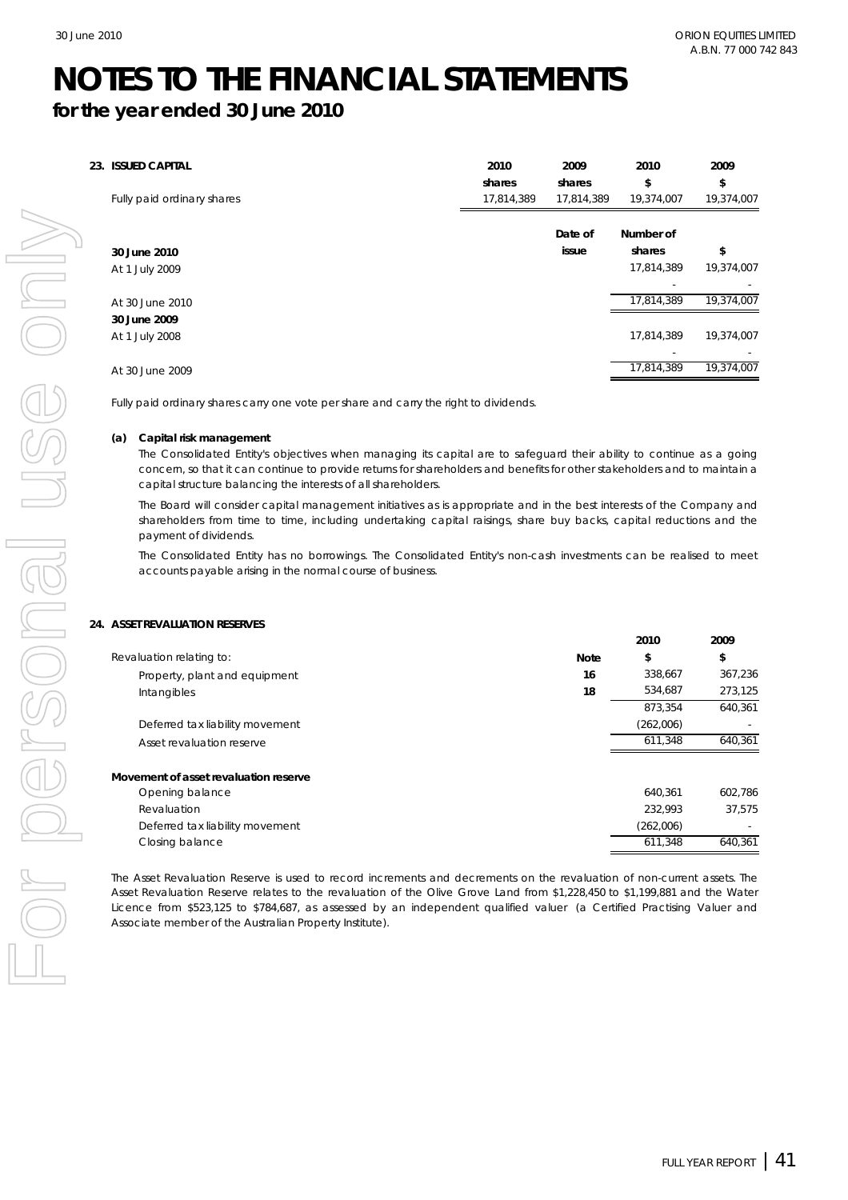# NOTES TO THE FINANCIAL STATEMENTS

## for the year ended 30 June 2010

### 23. ISSUED CAPITAL

| | 2010 shares | 2009 shares | 2010 $ | 2009 $ |
|---|---|---|---|---|
| Fully paid ordinary shares | 17,814,389 | 17,814,389 | 19,374,007 | 19,374,007 |

| | Date of issue | Number of shares | $ |
|---|---|---|---|
| **30 June 2010** | | | |
| At 1 July 2009 | | 17,814,389 | 19,374,007 |
| | | - | - |
| At 30 June 2010 | | 17,814,389 | 19,374,007 |
| **30 June 2009** | | | |
| At 1 July 2008 | | 17,814,389 | 19,374,007 |
| | | - | - |
| At 30 June 2009 | | 17,814,389 | 19,374,007 |

Fully paid ordinary shares carry one vote per share and carry the right to dividends.

**(a) Capital risk management**

The Consolidated Entity's objectives when managing its capital are to safeguard their ability to continue as a going concern, so that it can continue to provide returns for shareholders and benefits for other stakeholders and to maintain a capital structure balancing the interests of all shareholders.

The Board will consider capital management initiatives as is appropriate and in the best interests of the Company and shareholders from time to time, including undertaking capital raisings, share buy backs, capital reductions and the payment of dividends.

The Consolidated Entity has no borrowings. The Consolidated Entity's non-cash investments can be realised to meet accounts payable arising in the normal course of business.

### 24. ASSET REVALUATION RESERVES

| | Note | 2010 $ | 2009 $ |
|---|---|---|---|
| Revaluation relating to: | | | |
| Property, plant and equipment | 16 | 338,667 | 367,236 |
| Intangibles | 18 | 534,687 | 273,125 |
| | | 873,354 | 640,361 |
| Deferred tax liability movement | | (262,006) | - |
| Asset revaluation reserve | | 611,348 | 640,361 |
| **Movement of asset revaluation reserve** | | | |
| Opening balance | | 640,361 | 602,786 |
| Revaluation | | 232,993 | 37,575 |
| Deferred tax liability movement | | (262,006) | - |
| Closing balance | | 611,348 | 640,361 |

The Asset Revaluation Reserve is used to record increments and decrements on the revaluation of non-current assets. The Asset Revaluation Reserve relates to the revaluation of the Olive Grove Land from $1,228,450 to $1,199,881 and the Water Licence from $523,125 to $784,687, as assessed by an independent qualified valuer (a Certified Practising Valuer and Associate member of the Australian Property Institute).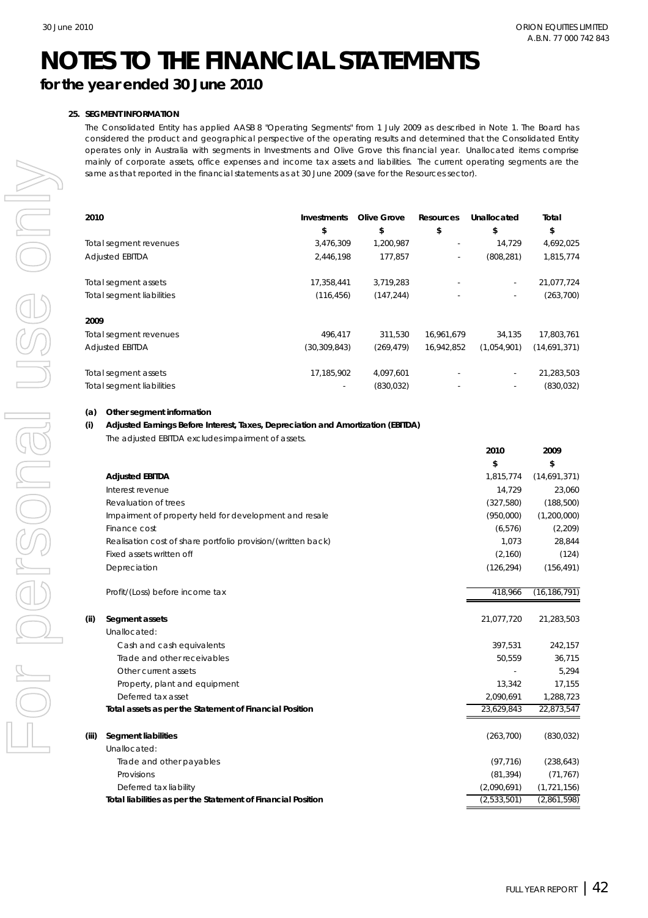# NOTES TO THE FINANCIAL STATEMENTS

## for the year ended 30 June 2010

### 25. SEGMENT INFORMATION

The Consolidated Entity has applied AASB 8 "Operating Segments" from 1 July 2009 as described in Note 1. The Board has considered the product and geographical perspective of the operating results and determined that the Consolidated Entity operates only in Australia with segments in Investments and Olive Grove this financial year. Unallocated items comprise mainly of corporate assets, office expenses and income tax assets and liabilities. The current operating segments are the same as that reported in the financial statements as at 30 June 2009 (save for the Resources sector).

| 2010 | Investments | Olive Grove | Resources | Unallocated | Total |
|---|---|---|---|---|---|
| | $ | $ | $ | $ | $ |
| Total segment revenues | 3,476,309 | 1,200,987 | - | 14,729 | 4,692,025 |
| Adjusted EBITDA | 2,446,198 | 177,857 | - | (808,281) | 1,815,774 |
| Total segment assets | 17,358,441 | 3,719,283 | - | - | 21,077,724 |
| Total segment liabilities | (116,456) | (147,244) | - | - | (263,700) |
| **2009** | | | | | |
| Total segment revenues | 496,417 | 311,530 | 16,961,679 | 34,135 | 17,803,761 |
| Adjusted EBITDA | (30,309,843) | (269,479) | 16,942,852 | (1,054,901) | (14,691,371) |
| Total segment assets | 17,185,902 | 4,097,601 | - | - | 21,283,503 |
| Total segment liabilities | - | (830,032) | - | - | (830,032) |

**(a) Other segment information**

**(i) Adjusted Earnings Before Interest, Taxes, Depreciation and Amortization (EBITDA)**

The adjusted EBITDA excludes impairment of assets.

| | 2010 | 2009 |
|---|---|---|
| | $ | $ |
| **Adjusted EBITDA** | 1,815,774 | (14,691,371) |
| Interest revenue | 14,729 | 23,060 |
| Revaluation of trees | (327,580) | (188,500) |
| Impairment of property held for development and resale | (950,000) | (1,200,000) |
| Finance cost | (6,576) | (2,209) |
| Realisation cost of share portfolio provision/(written back) | 1,073 | 28,844 |
| Fixed assets written off | (2,160) | (124) |
| Depreciation | (126,294) | (156,491) |
| Profit/(Loss) before income tax | 418,966 | (16,186,791) |

| | 2010 | 2009 |
|---|---|---|
| **(ii) Segment assets** | 21,077,720 | 21,283,503 |
| Unallocated: | | |
| Cash and cash equivalents | 397,531 | 242,157 |
| Trade and other receivables | 50,559 | 36,715 |
| Other current assets | - | 5,294 |
| Property, plant and equipment | 13,342 | 17,155 |
| Deferred tax asset | 2,090,691 | 1,288,723 |
| **Total assets as per the Statement of Financial Position** | 23,629,843 | 22,873,547 |
| **(iii) Segment liabilities** | (263,700) | (830,032) |
| Unallocated: | | |
| Trade and other payables | (97,716) | (238,643) |
| Provisions | (81,394) | (71,767) |
| Deferred tax liability | (2,090,691) | (1,721,156) |
| **Total liabilities as per the Statement of Financial Position** | (2,533,501) | (2,861,598) |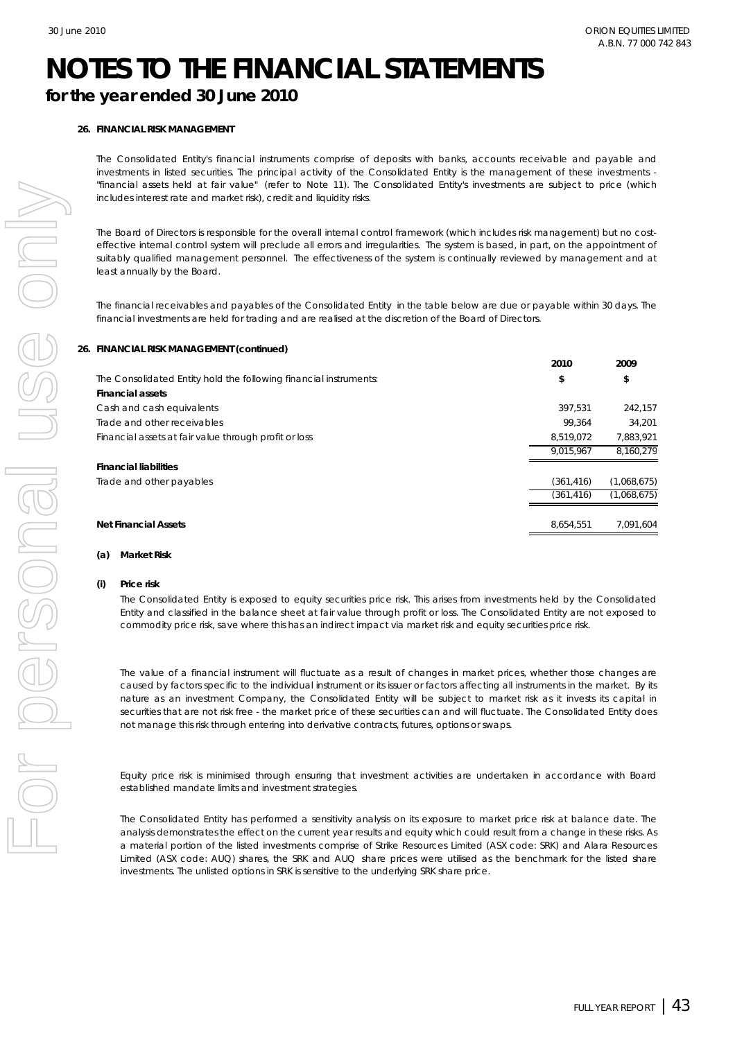# NOTES TO THE FINANCIAL STATEMENTS

## for the year ended 30 June 2010

### 26. FINANCIAL RISK MANAGEMENT

The Consolidated Entity's financial instruments comprise of deposits with banks, accounts receivable and payable and investments in listed securities. The principal activity of the Consolidated Entity is the management of these investments - "financial assets held at fair value" (refer to Note 11). The Consolidated Entity's investments are subject to price (which includes interest rate and market risk), credit and liquidity risks.

The Board of Directors is responsible for the overall internal control framework (which includes risk management) but no cost-effective internal control system will preclude all errors and irregularities. The system is based, in part, on the appointment of suitably qualified management personnel. The effectiveness of the system is continually reviewed by management and at least annually by the Board.

The financial receivables and payables of the Consolidated Entity in the table below are due or payable within 30 days. The financial investments are held for trading and are realised at the discretion of the Board of Directors.

### 26. FINANCIAL RISK MANAGEMENT (continued)

| | 2010 | 2009 |
|---|---|---|
| The Consolidated Entity hold the following financial instruments: | $ | $ |
| **Financial assets** | | |
| Cash and cash equivalents | 397,531 | 242,157 |
| Trade and other receivables | 99,364 | 34,201 |
| Financial assets at fair value through profit or loss | 8,519,072 | 7,883,921 |
| | 9,015,967 | 8,160,279 |
| **Financial liabilities** | | |
| Trade and other payables | (361,416) | (1,068,675) |
| | (361,416) | (1,068,675) |
| **Net Financial Assets** | 8,654,551 | 7,091,604 |

**(a) Market Risk**

**(i) Price risk**

The Consolidated Entity is exposed to equity securities price risk. This arises from investments held by the Consolidated Entity and classified in the balance sheet at fair value through profit or loss. The Consolidated Entity are not exposed to commodity price risk, save where this has an indirect impact via market risk and equity securities price risk.

The value of a financial instrument will fluctuate as a result of changes in market prices, whether those changes are caused by factors specific to the individual instrument or its issuer or factors affecting all instruments in the market. By its nature as an investment Company, the Consolidated Entity will be subject to market risk as it invests its capital in securities that are not risk free - the market price of these securities can and will fluctuate. The Consolidated Entity does not manage this risk through entering into derivative contracts, futures, options or swaps.

Equity price risk is minimised through ensuring that investment activities are undertaken in accordance with Board established mandate limits and investment strategies.

The Consolidated Entity has performed a sensitivity analysis on its exposure to market price risk at balance date. The analysis demonstrates the effect on the current year results and equity which could result from a change in these risks. As a material portion of the listed investments comprise of Strike Resources Limited (ASX code: SRK) and Alara Resources Limited (ASX code: AUQ) shares, the SRK and AUQ share prices were utilised as the benchmark for the listed share investments. The unlisted options in SRK is sensitive to the underlying SRK share price.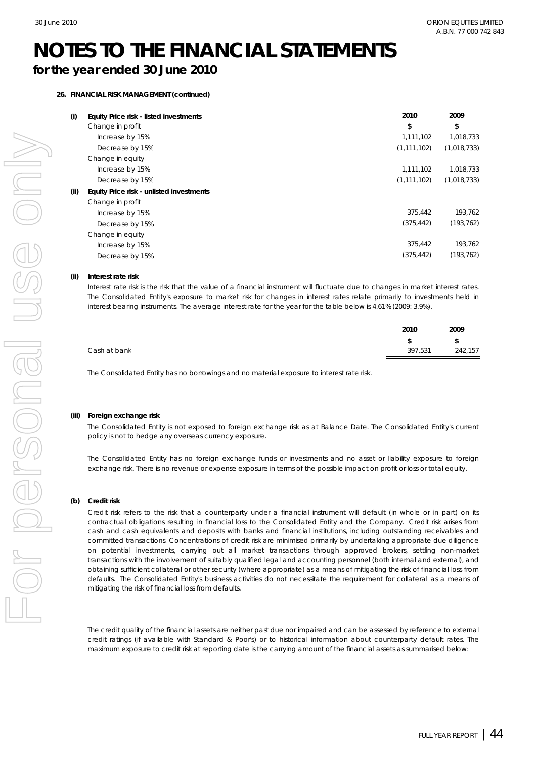# NOTES TO THE FINANCIAL STATEMENTS

## for the year ended 30 June 2010

**26. FINANCIAL RISK MANAGEMENT (continued)**

| | | 2010 | 2009 |
|---|---|---|---|
| **(i)** | **Equity Price risk - listed investments** | | |
| | Change in profit | $ | $ |
| | Increase by 15% | 1,111,102 | 1,018,733 |
| | Decrease by 15% | (1,111,102) | (1,018,733) |
| | Change in equity | | |
| | Increase by 15% | 1,111,102 | 1,018,733 |
| | Decrease by 15% | (1,111,102) | (1,018,733) |
| **(ii)** | **Equity Price risk - unlisted investments** | | |
| | Change in profit | | |
| | Increase by 15% | 375,442 | 193,762 |
| | Decrease by 15% | (375,442) | (193,762) |
| | Change in equity | | |
| | Increase by 15% | 375,442 | 193,762 |
| | Decrease by 15% | (375,442) | (193,762) |

**(ii) Interest rate risk**

Interest rate risk is the risk that the value of a financial instrument will fluctuate due to changes in market interest rates. The Consolidated Entity's exposure to market risk for changes in interest rates relate primarily to investments held in interest bearing instruments. The average interest rate for the year for the table below is 4.61% (2009: 3.9%).

| | 2010 | 2009 |
|---|---|---|
| | $ | $ |
| Cash at bank | 397,531 | 242,157 |

The Consolidated Entity has no borrowings and no material exposure to interest rate risk.

**(iii) Foreign exchange risk**

The Consolidated Entity is not exposed to foreign exchange risk as at Balance Date. The Consolidated Entity's current policy is not to hedge any overseas currency exposure.

The Consolidated Entity has no foreign exchange funds or investments and no asset or liability exposure to foreign exchange risk. There is no revenue or expense exposure in terms of the possible impact on profit or loss or total equity.

**(b) Credit risk**

Credit risk refers to the risk that a counterparty under a financial instrument will default (in whole or in part) on its contractual obligations resulting in financial loss to the Consolidated Entity and the Company. Credit risk arises from cash and cash equivalents and deposits with banks and financial institutions, including outstanding receivables and committed transactions. Concentrations of credit risk are minimised primarily by undertaking appropriate due diligence on potential investments, carrying out all market transactions through approved brokers, settling non-market transactions with the involvement of suitably qualified legal and accounting personnel (both internal and external), and obtaining sufficient collateral or other security (where appropriate) as a means of mitigating the risk of financial loss from defaults. The Consolidated Entity's business activities do not necessitate the requirement for collateral as a means of mitigating the risk of financial loss from defaults.

The credit quality of the financial assets are neither past due nor impaired and can be assessed by reference to external credit ratings (if available with Standard & Poor's) or to historical information about counterparty default rates. The maximum exposure to credit risk at reporting date is the carrying amount of the financial assets as summarised below: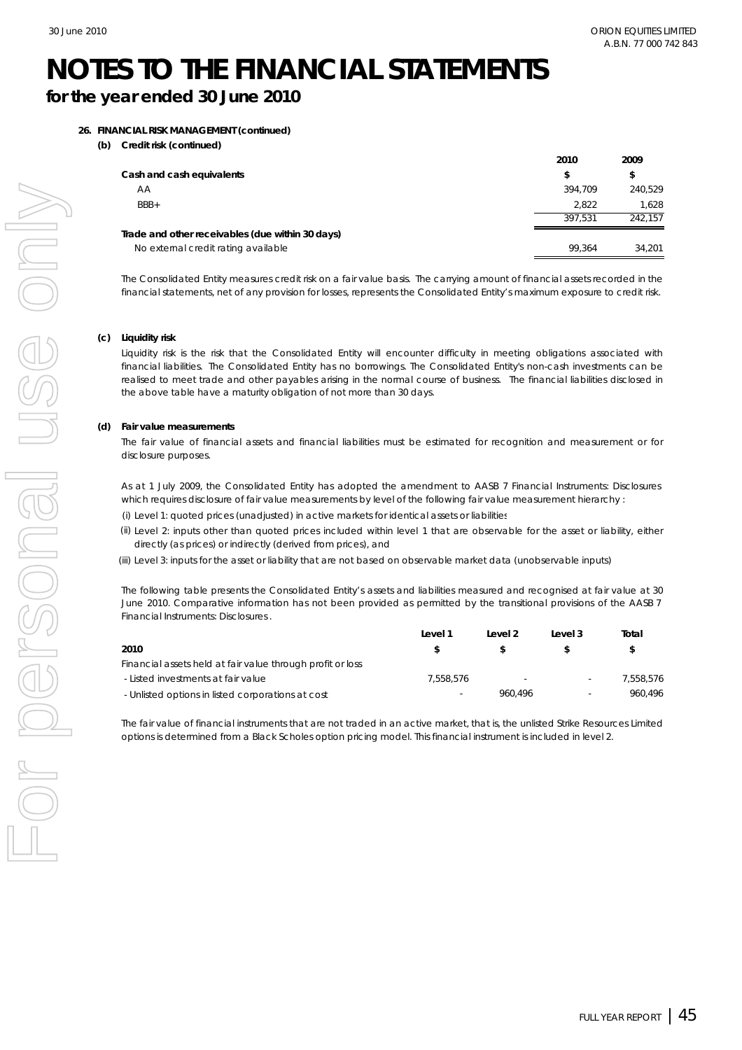# NOTES TO THE FINANCIAL STATEMENTS

## for the year ended 30 June 2010

**26. FINANCIAL RISK MANAGEMENT (continued)**

**(b) Credit risk (continued)**

| | 2010 | 2009 |
|---|---|---|
| **Cash and cash equivalents** | **$** | **$** |
| AA | 394,709 | 240,529 |
| BBB+ | 2,822 | 1,628 |
| | 397,531 | 242,157 |
| **Trade and other receivables (due within 30 days)** | | |
| No external credit rating available | 99,364 | 34,201 |

The Consolidated Entity measures credit risk on a fair value basis. The carrying amount of financial assets recorded in the financial statements, net of any provision for losses, represents the Consolidated Entity's maximum exposure to credit risk.

**(c) Liquidity risk**

Liquidity risk is the risk that the Consolidated Entity will encounter difficulty in meeting obligations associated with financial liabilities. The Consolidated Entity has no borrowings. The Consolidated Entity's non-cash investments can be realised to meet trade and other payables arising in the normal course of business. The financial liabilities disclosed in the above table have a maturity obligation of not more than 30 days.

**(d) Fair value measurements**

The fair value of financial assets and financial liabilities must be estimated for recognition and measurement or for disclosure purposes.

As at 1 July 2009, the Consolidated Entity has adopted the amendment to AASB 7 *Financial Instruments: Disclosures* which requires disclosure of fair value measurements by level of the following fair value measurement hierarchy :

(i) Level 1: quoted prices (unadjusted) in active markets for identical assets or liabilities

(ii) Level 2: inputs other than quoted prices included within level 1 that are observable for the asset or liability, either directly (as prices) or indirectly (derived from prices), and

(iii) Level 3: inputs for the asset or liability that are not based on observable market data (unobservable inputs)

The following table presents the Consolidated Entity's assets and liabilities measured and recognised at fair value at 30 June 2010. Comparative information has not been provided as permitted by the transitional provisions of the AASB 7 *Financial Instruments: Disclosures*.

| | Level 1 | Level 2 | Level 3 | Total |
|---|---|---|---|---|
| **2010** | **$** | **$** | **$** | **$** |
| Financial assets held at fair value through profit or loss | | | | |
| - Listed investments at fair value | 7,558,576 | - | - | 7,558,576 |
| - Unlisted options in listed corporations at cost | - | 960,496 | - | 960,496 |

The fair value of financial instruments that are not traded in an active market, that is, the unlisted Strike Resources Limited options is determined from a Black Scholes option pricing model. This financial instrument is included in level 2.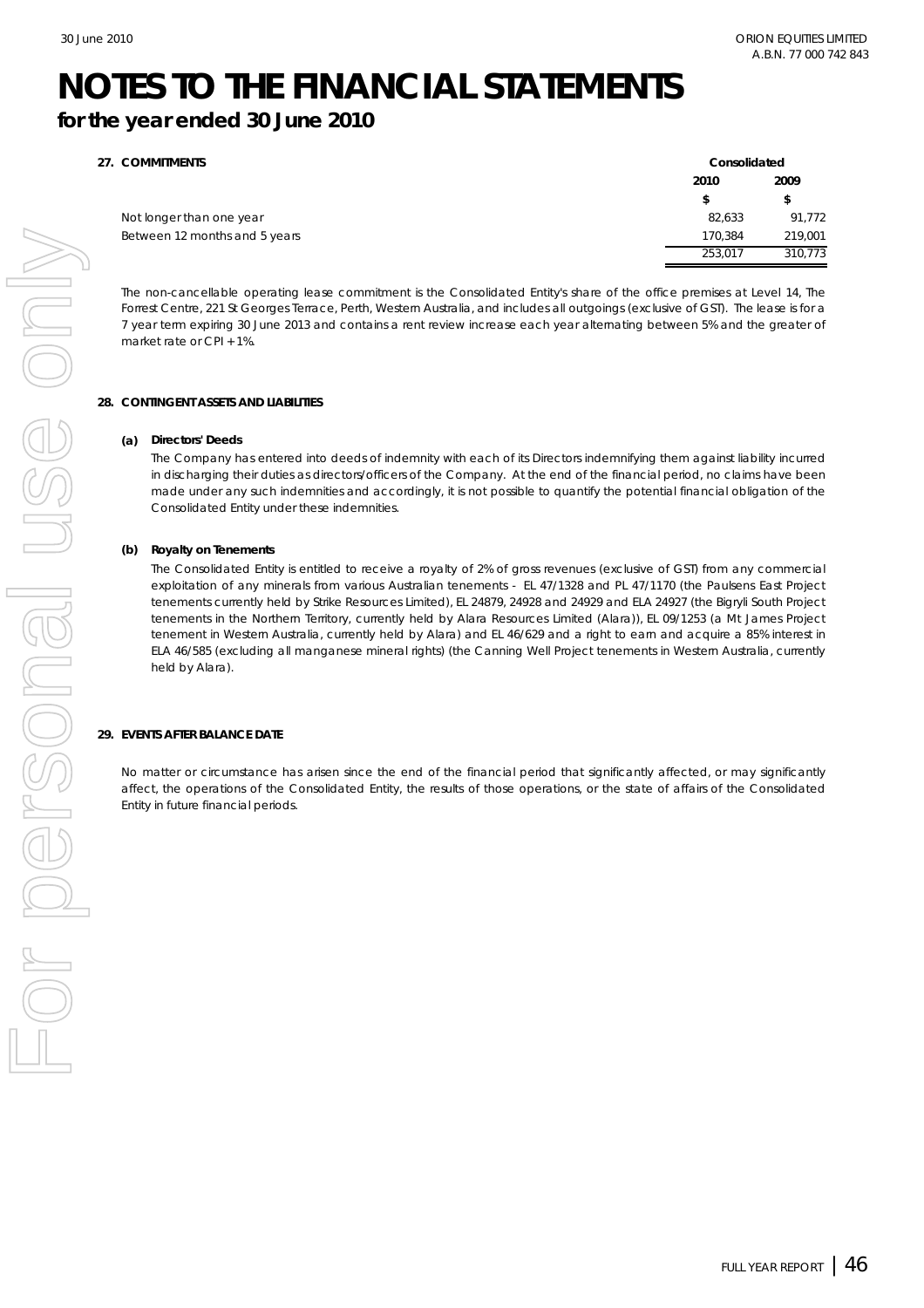# NOTES TO THE FINANCIAL STATEMENTS

## for the year ended 30 June 2010

### 27. COMMITMENTS

| | Consolidated | |
|---|---|---|
| | 2010 | 2009 |
| | $ | $ |
| Not longer than one year | 82,633 | 91,772 |
| Between 12 months and 5 years | 170,384 | 219,001 |
| | 253,017 | 310,773 |

The non-cancellable operating lease commitment is the Consolidated Entity's share of the office premises at Level 14, The Forrest Centre, 221 St Georges Terrace, Perth, Western Australia, and includes all outgoings (exclusive of GST). The lease is for a 7 year term expiring 30 June 2013 and contains a rent review increase each year alternating between 5% and the greater of market rate or CPI + 1%.

### 28. CONTINGENT ASSETS AND LIABILITIES

**(a) Directors' Deeds**

The Company has entered into deeds of indemnity with each of its Directors indemnifying them against liability incurred in discharging their duties as directors/officers of the Company. At the end of the financial period, no claims have been made under any such indemnities and accordingly, it is not possible to quantify the potential financial obligation of the Consolidated Entity under these indemnities.

**(b) Royalty on Tenements**

The Consolidated Entity is entitled to receive a royalty of 2% of gross revenues (exclusive of GST) from any commercial exploitation of any minerals from various Australian tenements - EL 47/1328 and PL 47/1170 (the Paulsens East Project tenements currently held by Strike Resources Limited), EL 24879, 24928 and 24929 and ELA 24927 (the Bigryli South Project tenements in the Northern Territory, currently held by Alara Resources Limited (Alara)), EL 09/1253 (a Mt James Project tenement in Western Australia, currently held by Alara) and EL 46/629 and a right to earn and acquire a 85% interest in ELA 46/585 (excluding all manganese mineral rights) (the Canning Well Project tenements in Western Australia, currently held by Alara).

### 29. EVENTS AFTER BALANCE DATE

No matter or circumstance has arisen since the end of the financial period that significantly affected, or may significantly affect, the operations of the Consolidated Entity, the results of those operations, or the state of affairs of the Consolidated Entity in future financial periods.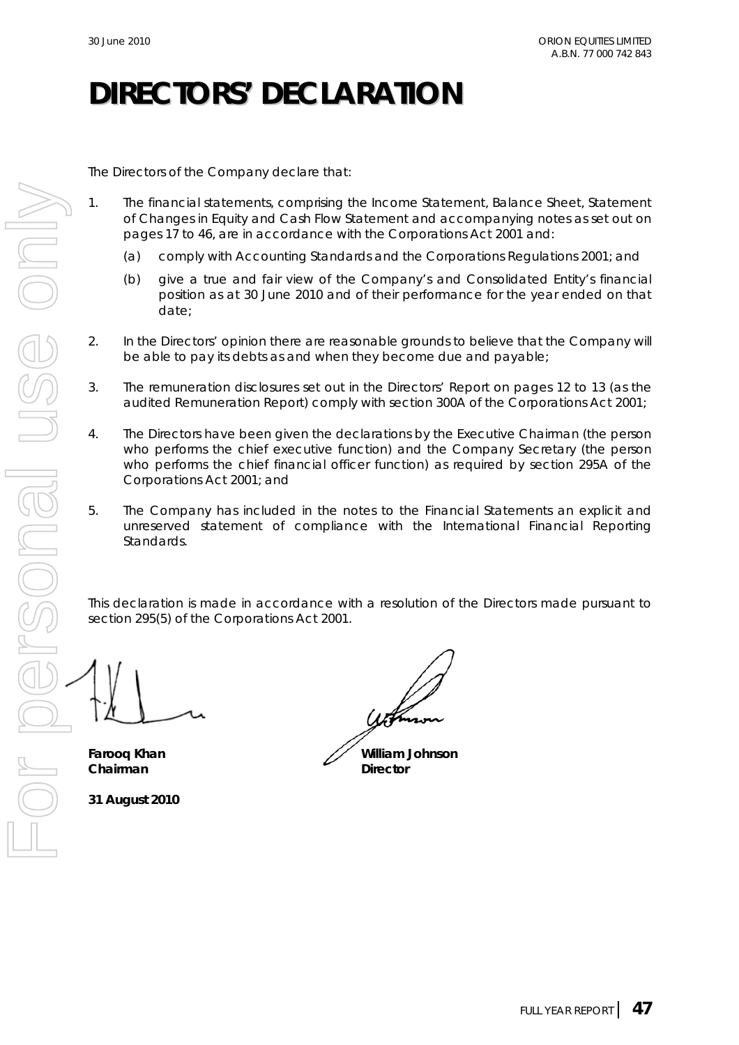# DIRECTORS' DECLARATION

The Directors of the Company declare that:

1. The financial statements, comprising the Income Statement, Balance Sheet, Statement of Changes in Equity and Cash Flow Statement and accompanying notes as set out on pages 17 to 46, are in accordance with the Corporations Act 2001 and:
   (a) comply with Accounting Standards and the Corporations Regulations 2001; and
   (b) give a true and fair view of the Company's and Consolidated Entity's financial position as at 30 June 2010 and of their performance for the year ended on that date;
2. In the Directors' opinion there are reasonable grounds to believe that the Company will be able to pay its debts as and when they become due and payable;
3. The remuneration disclosures set out in the Directors' Report on pages 12 to 13 (as the audited Remuneration Report) comply with section 300A of the Corporations Act 2001;
4. The Directors have been given the declarations by the Executive Chairman (the person who performs the chief executive function) and the Company Secretary (the person who performs the chief financial officer function) as required by section 295A of the Corporations Act 2001; and
5. The Company has included in the notes to the Financial Statements an explicit and unreserved statement of compliance with the International Financial Reporting Standards.

This declaration is made in accordance with a resolution of the Directors made pursuant to section 295(5) of the Corporations Act 2001.

**Farooq Khan**
**Chairman**

**William Johnson**
**Director**

**31 August 2010**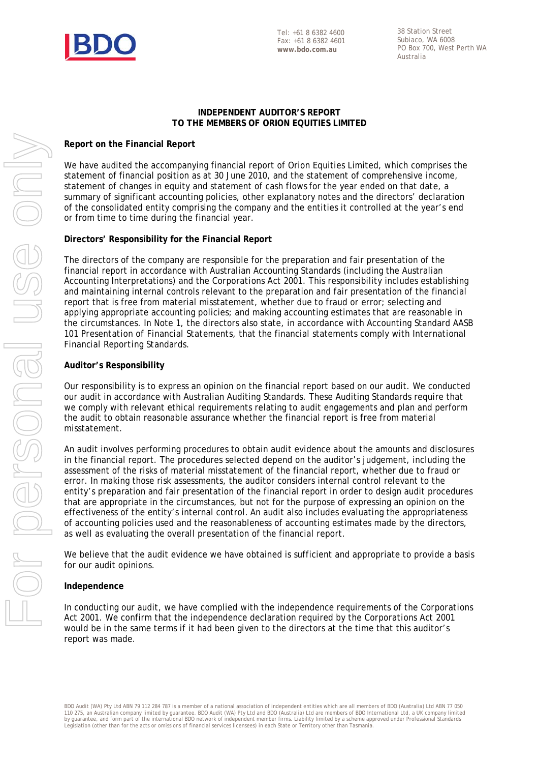BDO

Tel: +61 8 6382 4600
Fax: +61 8 6382 4601
**www.bdo.com.au**

38 Station Street
Subiaco, WA 6008
PO Box 700, West Perth WA
Australia

**INDEPENDENT AUDITOR'S REPORT**
**TO THE MEMBERS OF ORION EQUITIES LIMITED**

**Report on the Financial Report**

We have audited the accompanying financial report of Orion Equities Limited, which comprises the statement of financial position as at 30 June 2010, and the statement of comprehensive income, statement of changes in equity and statement of cash flows for the year ended on that date, a summary of significant accounting policies, other explanatory notes and the directors' declaration of the consolidated entity comprising the company and the entities it controlled at the year's end or from time to time during the financial year.

**Directors' Responsibility for the Financial Report**

The directors of the company are responsible for the preparation and fair presentation of the financial report in accordance with Australian Accounting Standards (including the Australian Accounting Interpretations) and the Corporations Act 2001. This responsibility includes establishing and maintaining internal controls relevant to the preparation and fair presentation of the financial report that is free from material misstatement, whether due to fraud or error; selecting and applying appropriate accounting policies; and making accounting estimates that are reasonable in the circumstances. In Note 1, the directors also state, in accordance with Accounting Standard AASB 101 *Presentation of Financial Statements*, that the financial statements comply with *International Financial Reporting Standards*.

**Auditor's Responsibility**

Our responsibility is to express an opinion on the financial report based on our audit. We conducted our audit in accordance with Australian Auditing Standards. These Auditing Standards require that we comply with relevant ethical requirements relating to audit engagements and plan and perform the audit to obtain reasonable assurance whether the financial report is free from material misstatement.

An audit involves performing procedures to obtain audit evidence about the amounts and disclosures in the financial report. The procedures selected depend on the auditor's judgement, including the assessment of the risks of material misstatement of the financial report, whether due to fraud or error. In making those risk assessments, the auditor considers internal control relevant to the entity's preparation and fair presentation of the financial report in order to design audit procedures that are appropriate in the circumstances, but not for the purpose of expressing an opinion on the effectiveness of the entity's internal control. An audit also includes evaluating the appropriateness of accounting policies used and the reasonableness of accounting estimates made by the directors, as well as evaluating the overall presentation of the financial report.

We believe that the audit evidence we have obtained is sufficient and appropriate to provide a basis for our audit opinions.

**Independence**

In conducting our audit, we have complied with the independence requirements of the *Corporations Act 2001*. We confirm that the independence declaration required by the *Corporations Act 2001* would be in the same terms if it had been given to the directors at the time that this auditor's report was made.

BDO Audit (WA) Pty Ltd ABN 79 112 284 787 is a member of a national association of independent entities which are all members of BDO (Australia) Ltd ABN 77 050 110 275, an Australian company limited by guarantee. BDO Audit (WA) Pty Ltd and BDO (Australia) Ltd are members of BDO International Ltd, a UK company limited by guarantee, and form part of the international BDO network of independent member firms. Liability limited by a scheme approved under Professional Standards Legislation (other than for the acts or omissions of financial services licensees) in each State or Territory other than Tasmania.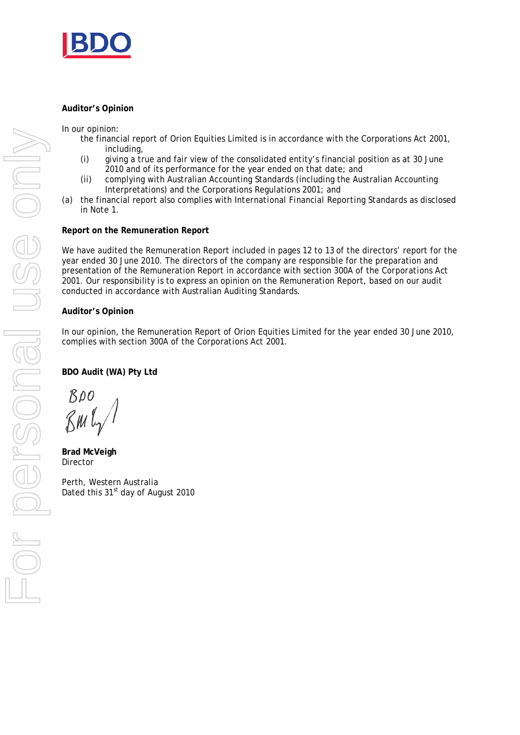**Auditor's Opinion**

In our opinion:

the financial report of Orion Equities Limited is in accordance with the Corporations Act 2001, including,

(i) giving a true and fair view of the consolidated entity's financial position as at 30 June 2010 and of its performance for the year ended on that date; and

(ii) complying with Australian Accounting Standards (including the Australian Accounting Interpretations) and the Corporations Regulations 2001; and

(a) the financial report also complies with International Financial Reporting Standards as disclosed in Note 1.

**Report on the Remuneration Report**

We have audited the Remuneration Report included in pages 12 to 13 of the directors' report for the year ended 30 June 2010. The directors of the company are responsible for the preparation and presentation of the Remuneration Report in accordance with section 300A of the Corporations Act 2001. Our responsibility is to express an opinion on the Remuneration Report, based on our audit conducted in accordance with Australian Auditing Standards.

**Auditor's Opinion**

In our opinion, the Remuneration Report of Orion Equities Limited for the year ended 30 June 2010, complies with section 300A of the Corporations Act 2001.

**BDO Audit (WA) Pty Ltd**

BDO

**Brad McVeigh**
Director

Perth, Western Australia
Dated this 31st day of August 2010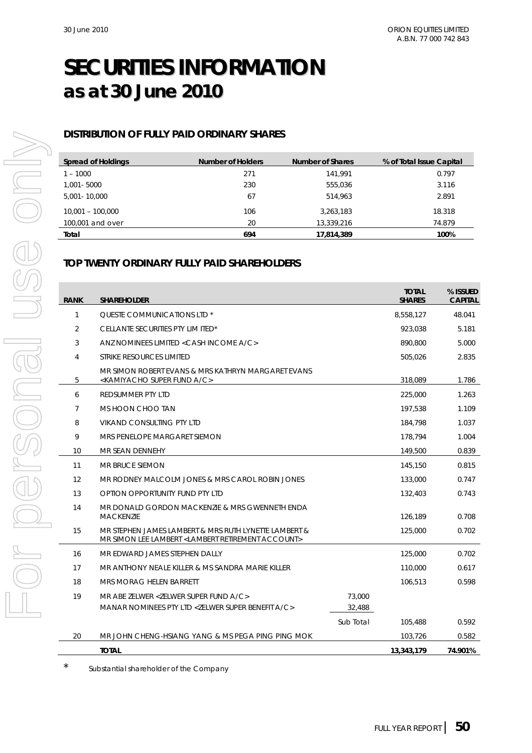# SECURITIES INFORMATION as at 30 June 2010

### DISTRIBUTION OF FULLY PAID ORDINARY SHARES

| Spread of Holdings | Number of Holders | Number of Shares | % of Total Issue Capital |
|---|---|---|---|
| 1 – 1000 | 271 | 141,991 | 0.797 |
| 1,001- 5000 | 230 | 555,036 | 3.116 |
| 5,001- 10,000 | 67 | 514,963 | 2.891 |
| 10,001 – 100,000 | 106 | 3,263,183 | 18.318 |
| 100,001 and over | 20 | 13,339,216 | 74.879 |
| **Total** | **694** | **17,814,389** | **100%** |

### TOP TWENTY ORDINARY FULLY PAID SHAREHOLDERS

| RANK | SHAREHOLDER | | TOTAL SHARES | % ISSUED CAPITAL |
|---|---|---|---|---|
| 1 | QUESTE COMMUNICATIONS LTD * | | 8,558,127 | 48.041 |
| 2 | CELLANTE SECURITIES PTY LIMITED* | | 923,038 | 5.181 |
| 3 | ANZ NOMINEES LIMITED <CASH INCOME A/C> | | 890,800 | 5.000 |
| 4 | STRIKE RESOURCES LIMITED | | 505,026 | 2.835 |
| 5 | MR SIMON ROBERT EVANS & MRS KATHRYN MARGARET EVANS <KAMIYACHO SUPER FUND A/C> | | 318,089 | 1.786 |
| 6 | REDSUMMER PTY LTD | | 225,000 | 1.263 |
| 7 | MS HOON CHOO TAN | | 197,538 | 1.109 |
| 8 | VIKAND CONSULTING PTY LTD | | 184,798 | 1.037 |
| 9 | MRS PENELOPE MARGARET SIEMON | | 178,794 | 1.004 |
| 10 | MR SEAN DENNEHY | | 149,500 | 0.839 |
| 11 | MR BRUCE SIEMON | | 145,150 | 0.815 |
| 12 | MR RODNEY MALCOLM JONES & MRS CAROL ROBIN JONES | | 133,000 | 0.747 |
| 13 | OPTION OPPORTUNITY FUND PTY LTD | | 132,403 | 0.743 |
| 14 | MR DONALD GORDON MACKENZIE & MRS GWENNETH ENDA MACKENZIE | | 126,189 | 0.708 |
| 15 | MR STEPHEN JAMES LAMBERT & MRS RUTH LYNETTE LAMBERT & MR SIMON LEE LAMBERT <LAMBERT RETIREMENT ACCOUNT> | | 125,000 | 0.702 |
| 16 | MR EDWARD JAMES STEPHEN DALLY | | 125,000 | 0.702 |
| 17 | MR ANTHONY NEALE KILLER & MS SANDRA MARIE KILLER | | 110,000 | 0.617 |
| 18 | MRS MORAG HELEN BARRETT | | 106,513 | 0.598 |
| 19 | MR ABE ZELWER <ZELWER SUPER FUND A/C> | 73,000 | | |
| | MANAR NOMINEES PTY LTD <ZELWER SUPER BENEFIT A/C> | 32,488 | | |
| | | Sub Total | 105,488 | 0.592 |
| 20 | MR JOHN CHENG-HSIANG YANG & MS PEGA PING PING MOK | | 103,726 | 0.582 |
| | **TOTAL** | | **13,343,179** | **74.901%** |

\* Substantial shareholder of the Company